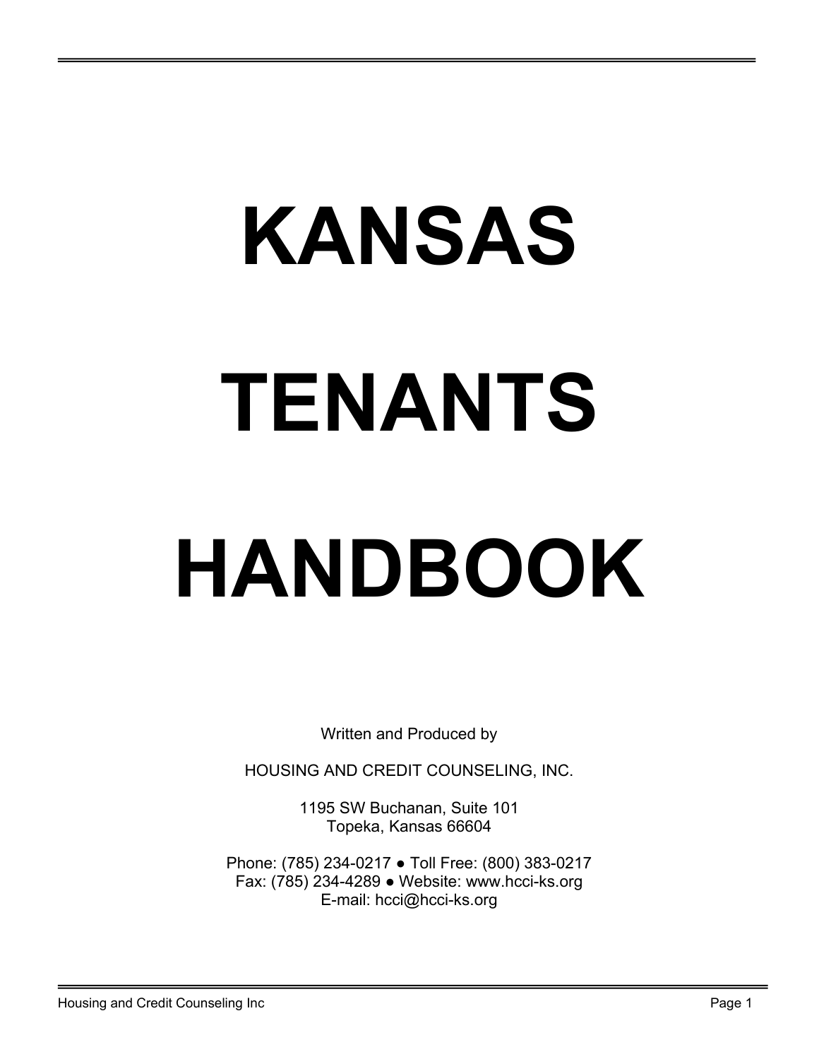# KANSAS TENANTS HANDBOOK

Written and Produced by

HOUSING AND CREDIT COUNSELING, INC.

1195 SW Buchanan, Suite 101
Topeka, Kansas 66604

Phone: (785) 234-0217 ● Toll Free: (800) 383-0217
Fax: (785) 234-4289 ● Website: www.hcci-ks.org
E-mail: hcci@hcci-ks.org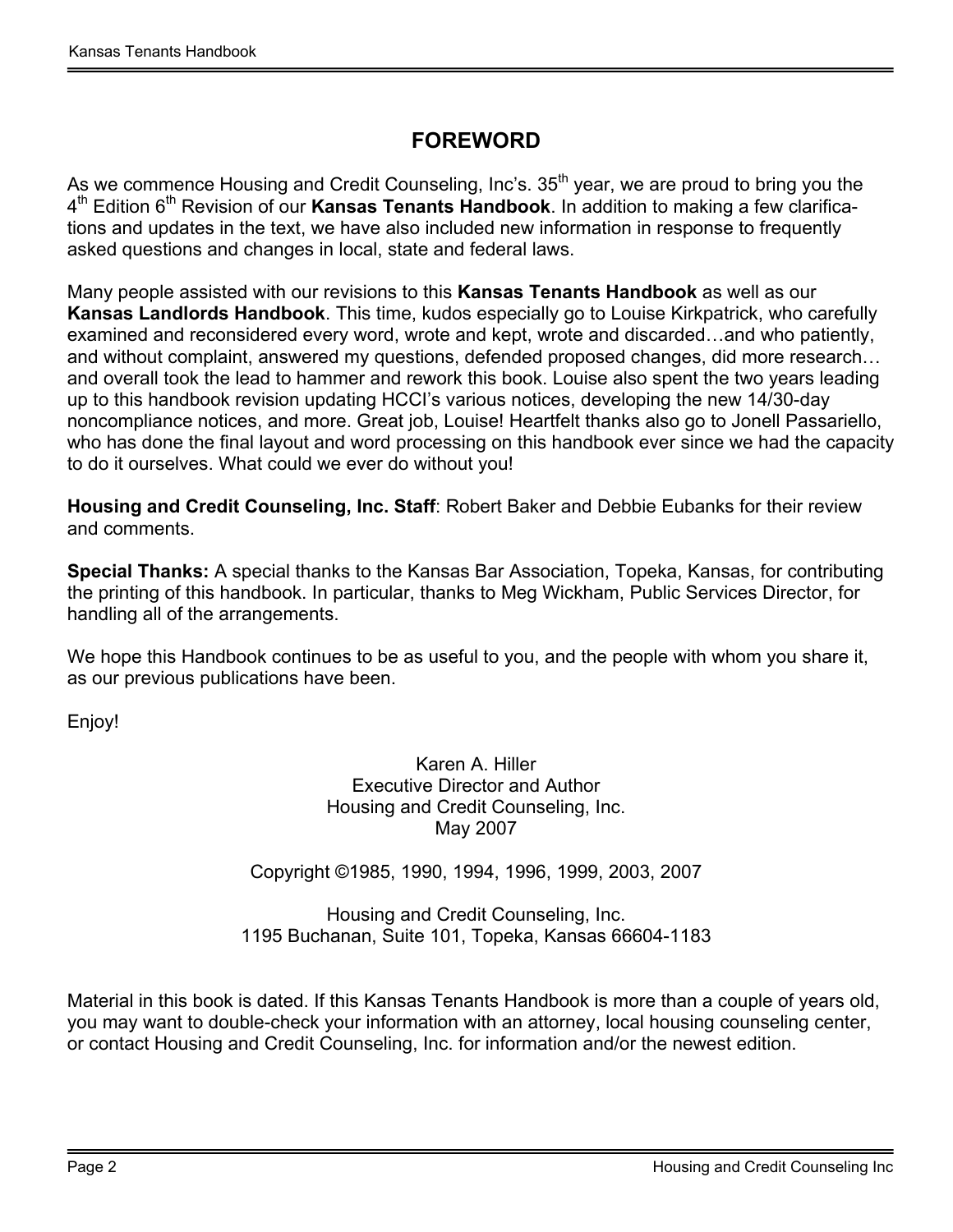# FOREWORD

As we commence Housing and Credit Counseling, Inc's. 35th year, we are proud to bring you the 4th Edition 6th Revision of our **Kansas Tenants Handbook**. In addition to making a few clarifications and updates in the text, we have also included new information in response to frequently asked questions and changes in local, state and federal laws.

Many people assisted with our revisions to this **Kansas Tenants Handbook** as well as our **Kansas Landlords Handbook**. This time, kudos especially go to Louise Kirkpatrick, who carefully examined and reconsidered every word, wrote and kept, wrote and discarded…and who patiently, and without complaint, answered my questions, defended proposed changes, did more research… and overall took the lead to hammer and rework this book. Louise also spent the two years leading up to this handbook revision updating HCCI's various notices, developing the new 14/30-day noncompliance notices, and more. Great job, Louise! Heartfelt thanks also go to Jonell Passariello, who has done the final layout and word processing on this handbook ever since we had the capacity to do it ourselves. What could we ever do without you!

**Housing and Credit Counseling, Inc. Staff**: Robert Baker and Debbie Eubanks for their review and comments.

**Special Thanks:** A special thanks to the Kansas Bar Association, Topeka, Kansas, for contributing the printing of this handbook. In particular, thanks to Meg Wickham, Public Services Director, for handling all of the arrangements.

We hope this Handbook continues to be as useful to you, and the people with whom you share it, as our previous publications have been.

Enjoy!

Karen A. Hiller
Executive Director and Author
Housing and Credit Counseling, Inc.
May 2007

Copyright ©1985, 1990, 1994, 1996, 1999, 2003, 2007

Housing and Credit Counseling, Inc.
1195 Buchanan, Suite 101, Topeka, Kansas 66604-1183

Material in this book is dated. If this Kansas Tenants Handbook is more than a couple of years old, you may want to double-check your information with an attorney, local housing counseling center, or contact Housing and Credit Counseling, Inc. for information and/or the newest edition.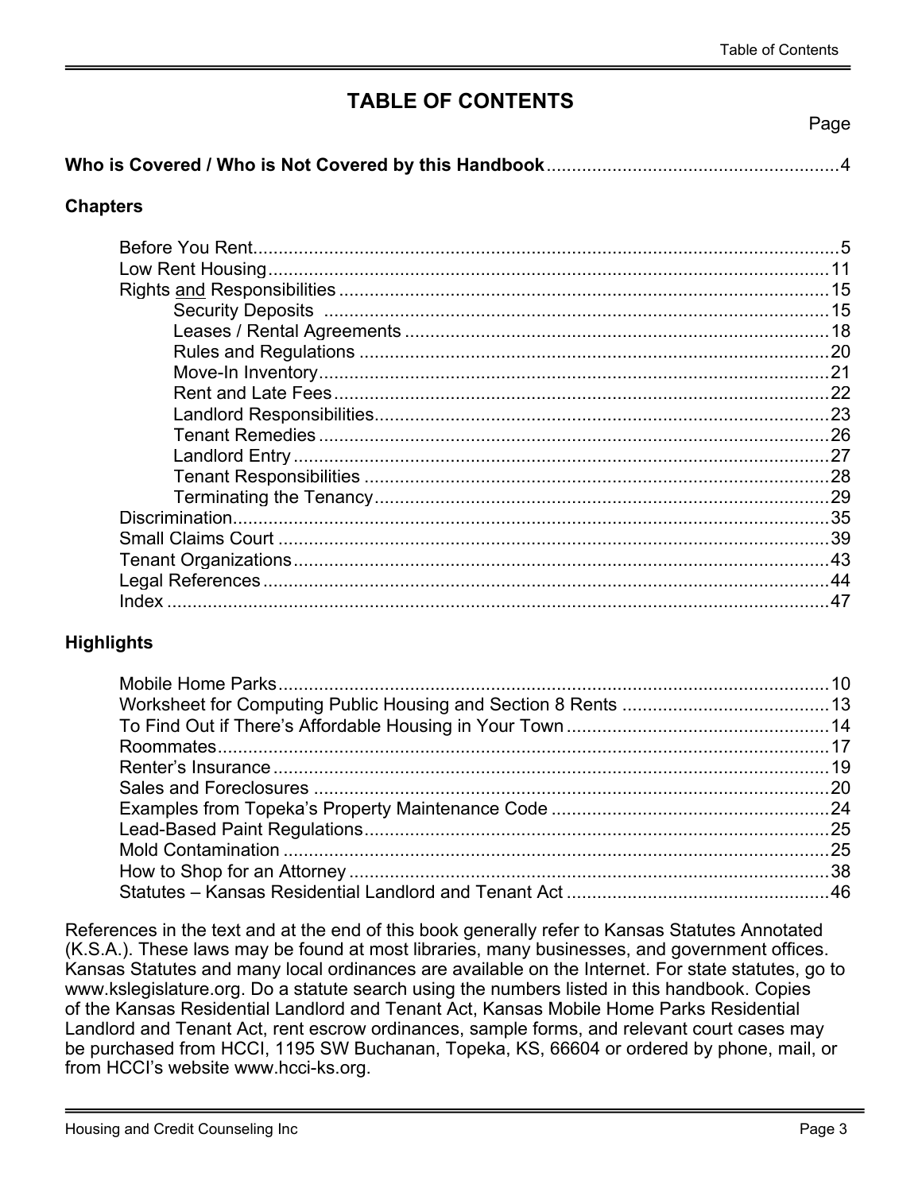# TABLE OF CONTENTS

| | Page |
|---|---|
| **Who is Covered / Who is Not Covered by this Handbook** | 4 |

## Chapters

| | |
|---|---|
| Before You Rent | 5 |
| Low Rent Housing | 11 |
| Rights and Responsibilities | 15 |
| Security Deposits | 15 |
| Leases / Rental Agreements | 18 |
| Rules and Regulations | 20 |
| Move-In Inventory | 21 |
| Rent and Late Fees | 22 |
| Landlord Responsibilities | 23 |
| Tenant Remedies | 26 |
| Landlord Entry | 27 |
| Tenant Responsibilities | 28 |
| Terminating the Tenancy | 29 |
| Discrimination | 35 |
| Small Claims Court | 39 |
| Tenant Organizations | 43 |
| Legal References | 44 |
| Index | 47 |

## Highlights

| | |
|---|---|
| Mobile Home Parks | 10 |
| Worksheet for Computing Public Housing and Section 8 Rents | 13 |
| To Find Out if There's Affordable Housing in Your Town | 14 |
| Roommates | 17 |
| Renter's Insurance | 19 |
| Sales and Foreclosures | 20 |
| Examples from Topeka's Property Maintenance Code | 24 |
| Lead-Based Paint Regulations | 25 |
| Mold Contamination | 25 |
| How to Shop for an Attorney | 38 |
| Statutes – Kansas Residential Landlord and Tenant Act | 46 |

References in the text and at the end of this book generally refer to Kansas Statutes Annotated (K.S.A.). These laws may be found at most libraries, many businesses, and government offices. Kansas Statutes and many local ordinances are available on the Internet. For state statutes, go to www.kslegislature.org. Do a statute search using the numbers listed in this handbook. Copies of the Kansas Residential Landlord and Tenant Act, Kansas Mobile Home Parks Residential Landlord and Tenant Act, rent escrow ordinances, sample forms, and relevant court cases may be purchased from HCCI, 1195 SW Buchanan, Topeka, KS, 66604 or ordered by phone, mail, or from HCCI's website www.hcci-ks.org.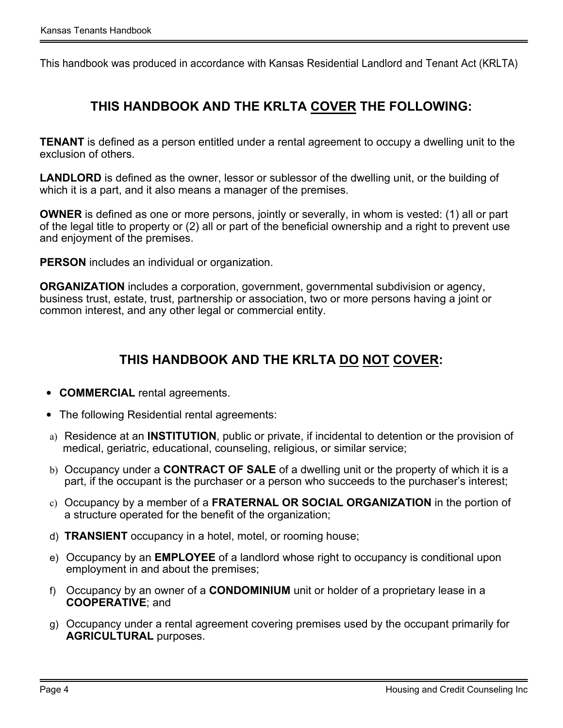This handbook was produced in accordance with Kansas Residential Landlord and Tenant Act (KRLTA)

## THIS HANDBOOK AND THE KRLTA <u>COVER</u> THE FOLLOWING:

**TENANT** is defined as a person entitled under a rental agreement to occupy a dwelling unit to the exclusion of others.

**LANDLORD** is defined as the owner, lessor or sublessor of the dwelling unit, or the building of which it is a part, and it also means a manager of the premises.

**OWNER** is defined as one or more persons, jointly or severally, in whom is vested: (1) all or part of the legal title to property or (2) all or part of the beneficial ownership and a right to prevent use and enjoyment of the premises.

**PERSON** includes an individual or organization.

**ORGANIZATION** includes a corporation, government, governmental subdivision or agency, business trust, estate, trust, partnership or association, two or more persons having a joint or common interest, and any other legal or commercial entity.

## THIS HANDBOOK AND THE KRLTA <u>DO</u> <u>NOT</u> <u>COVER</u>:

- **COMMERCIAL** rental agreements.
- The following Residential rental agreements:

a) Residence at an **INSTITUTION**, public or private, if incidental to detention or the provision of medical, geriatric, educational, counseling, religious, or similar service;

b) Occupancy under a **CONTRACT OF SALE** of a dwelling unit or the property of which it is a part, if the occupant is the purchaser or a person who succeeds to the purchaser's interest;

c) Occupancy by a member of a **FRATERNAL OR SOCIAL ORGANIZATION** in the portion of a structure operated for the benefit of the organization;

d) **TRANSIENT** occupancy in a hotel, motel, or rooming house;

e) Occupancy by an **EMPLOYEE** of a landlord whose right to occupancy is conditional upon employment in and about the premises;

f) Occupancy by an owner of a **CONDOMINIUM** unit or holder of a proprietary lease in a **COOPERATIVE**; and

g) Occupancy under a rental agreement covering premises used by the occupant primarily for **AGRICULTURAL** purposes.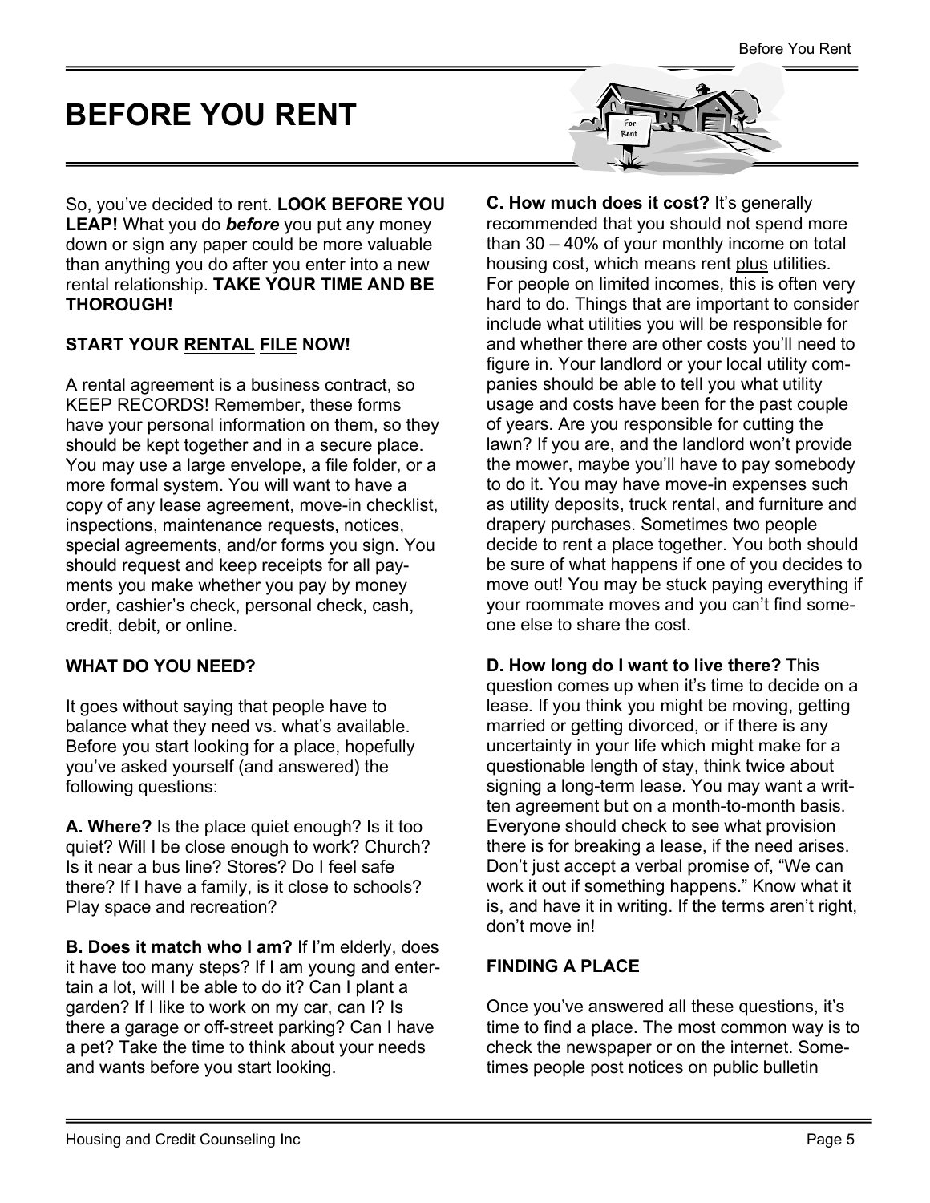# BEFORE YOU RENT

So, you've decided to rent. **LOOK BEFORE YOU LEAP!** What you do ***before*** you put any money down or sign any paper could be more valuable than anything you do after you enter into a new rental relationship. **TAKE YOUR TIME AND BE THOROUGH!**

## START YOUR RENTAL FILE NOW!

A rental agreement is a business contract, so KEEP RECORDS! Remember, these forms have your personal information on them, so they should be kept together and in a secure place. You may use a large envelope, a file folder, or a more formal system. You will want to have a copy of any lease agreement, move-in checklist, inspections, maintenance requests, notices, special agreements, and/or forms you sign. You should request and keep receipts for all payments you make whether you pay by money order, cashier's check, personal check, cash, credit, debit, or online.

## WHAT DO YOU NEED?

It goes without saying that people have to balance what they need vs. what's available. Before you start looking for a place, hopefully you've asked yourself (and answered) the following questions:

**A. Where?** Is the place quiet enough? Is it too quiet? Will I be close enough to work? Church? Is it near a bus line? Stores? Do I feel safe there? If I have a family, is it close to schools? Play space and recreation?

**B. Does it match who I am?** If I'm elderly, does it have too many steps? If I am young and entertain a lot, will I be able to do it? Can I plant a garden? If I like to work on my car, can I? Is there a garage or off-street parking? Can I have a pet? Take the time to think about your needs and wants before you start looking.

**C. How much does it cost?** It's generally recommended that you should not spend more than 30 – 40% of your monthly income on total housing cost, which means rent plus utilities. For people on limited incomes, this is often very hard to do. Things that are important to consider include what utilities you will be responsible for and whether there are other costs you'll need to figure in. Your landlord or your local utility companies should be able to tell you what utility usage and costs have been for the past couple of years. Are you responsible for cutting the lawn? If you are, and the landlord won't provide the mower, maybe you'll have to pay somebody to do it. You may have move-in expenses such as utility deposits, truck rental, and furniture and drapery purchases. Sometimes two people decide to rent a place together. You both should be sure of what happens if one of you decides to move out! You may be stuck paying everything if your roommate moves and you can't find someone else to share the cost.

**D. How long do I want to live there?** This question comes up when it's time to decide on a lease. If you think you might be moving, getting married or getting divorced, or if there is any uncertainty in your life which might make for a questionable length of stay, think twice about signing a long-term lease. You may want a written agreement but on a month-to-month basis. Everyone should check to see what provision there is for breaking a lease, if the need arises. Don't just accept a verbal promise of, "We can work it out if something happens." Know what it is, and have it in writing. If the terms aren't right, don't move in!

## FINDING A PLACE

Once you've answered all these questions, it's time to find a place. The most common way is to check the newspaper or on the internet. Sometimes people post notices on public bulletin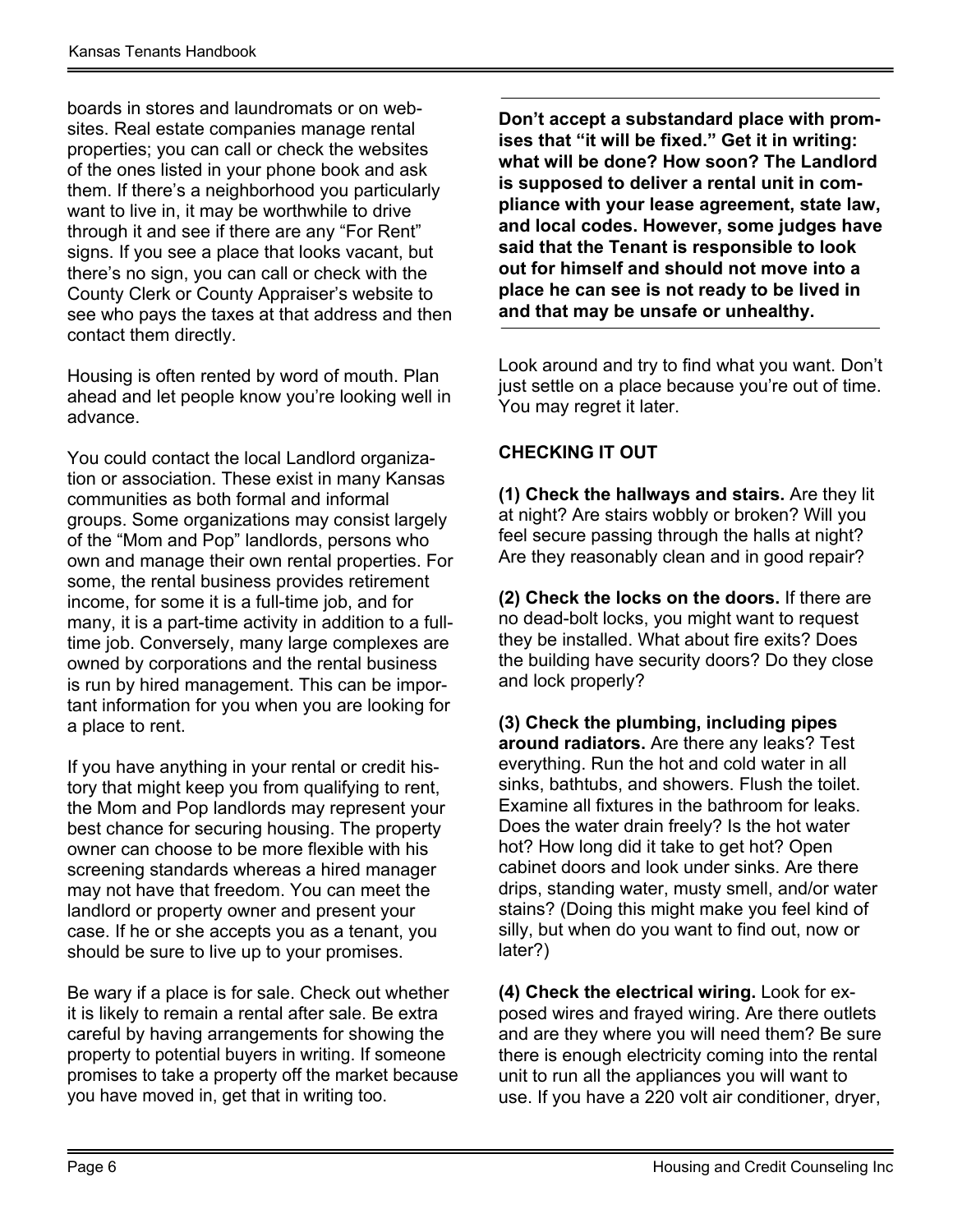boards in stores and laundromats or on websites. Real estate companies manage rental properties; you can call or check the websites of the ones listed in your phone book and ask them. If there's a neighborhood you particularly want to live in, it may be worthwhile to drive through it and see if there are any "For Rent" signs. If you see a place that looks vacant, but there's no sign, you can call or check with the County Clerk or County Appraiser's website to see who pays the taxes at that address and then contact them directly.

Housing is often rented by word of mouth. Plan ahead and let people know you're looking well in advance.

You could contact the local Landlord organization or association. These exist in many Kansas communities as both formal and informal groups. Some organizations may consist largely of the "Mom and Pop" landlords, persons who own and manage their own rental properties. For some, the rental business provides retirement income, for some it is a full-time job, and for many, it is a part-time activity in addition to a full-time job. Conversely, many large complexes are owned by corporations and the rental business is run by hired management. This can be important information for you when you are looking for a place to rent.

If you have anything in your rental or credit history that might keep you from qualifying to rent, the Mom and Pop landlords may represent your best chance for securing housing. The property owner can choose to be more flexible with his screening standards whereas a hired manager may not have that freedom. You can meet the landlord or property owner and present your case. If he or she accepts you as a tenant, you should be sure to live up to your promises.

Be wary if a place is for sale. Check out whether it is likely to remain a rental after sale. Be extra careful by having arrangements for showing the property to potential buyers in writing. If someone promises to take a property off the market because you have moved in, get that in writing too.

---

**Don't accept a substandard place with promises that "it will be fixed." Get it in writing: what will be done? How soon? The Landlord is supposed to deliver a rental unit in compliance with your lease agreement, state law, and local codes. However, some judges have said that the Tenant is responsible to look out for himself and should not move into a place he can see is not ready to be lived in and that may be unsafe or unhealthy.**

---

Look around and try to find what you want. Don't just settle on a place because you're out of time. You may regret it later.

### CHECKING IT OUT

**(1) Check the hallways and stairs.** Are they lit at night? Are stairs wobbly or broken? Will you feel secure passing through the halls at night? Are they reasonably clean and in good repair?

**(2) Check the locks on the doors.** If there are no dead-bolt locks, you might want to request they be installed. What about fire exits? Does the building have security doors? Do they close and lock properly?

**(3) Check the plumbing, including pipes around radiators.** Are there any leaks? Test everything. Run the hot and cold water in all sinks, bathtubs, and showers. Flush the toilet. Examine all fixtures in the bathroom for leaks. Does the water drain freely? Is the hot water hot? How long did it take to get hot? Open cabinet doors and look under sinks. Are there drips, standing water, musty smell, and/or water stains? (Doing this might make you feel kind of silly, but when do you want to find out, now or later?)

**(4) Check the electrical wiring.** Look for exposed wires and frayed wiring. Are there outlets and are they where you will need them? Be sure there is enough electricity coming into the rental unit to run all the appliances you will want to use. If you have a 220 volt air conditioner, dryer,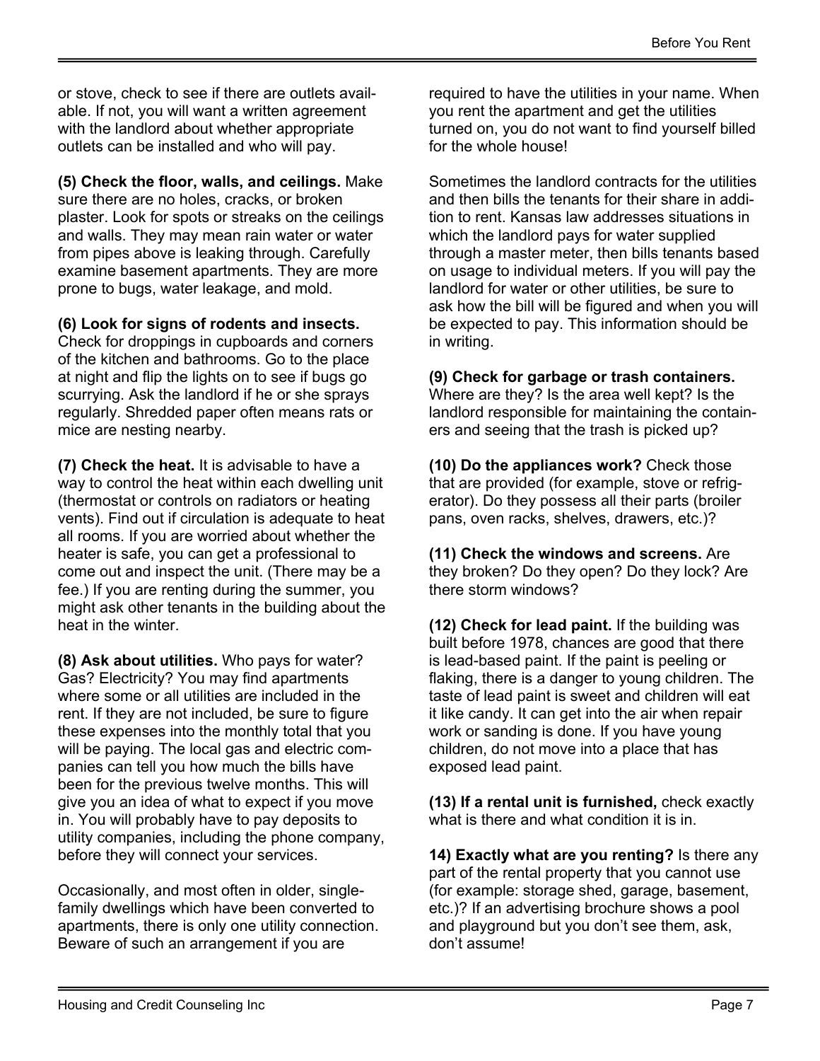or stove, check to see if there are outlets available. If not, you will want a written agreement with the landlord about whether appropriate outlets can be installed and who will pay.

**(5) Check the floor, walls, and ceilings.** Make sure there are no holes, cracks, or broken plaster. Look for spots or streaks on the ceilings and walls. They may mean rain water or water from pipes above is leaking through. Carefully examine basement apartments. They are more prone to bugs, water leakage, and mold.

**(6) Look for signs of rodents and insects.** Check for droppings in cupboards and corners of the kitchen and bathrooms. Go to the place at night and flip the lights on to see if bugs go scurrying. Ask the landlord if he or she sprays regularly. Shredded paper often means rats or mice are nesting nearby.

**(7) Check the heat.** It is advisable to have a way to control the heat within each dwelling unit (thermostat or controls on radiators or heating vents). Find out if circulation is adequate to heat all rooms. If you are worried about whether the heater is safe, you can get a professional to come out and inspect the unit. (There may be a fee.) If you are renting during the summer, you might ask other tenants in the building about the heat in the winter.

**(8) Ask about utilities.** Who pays for water? Gas? Electricity? You may find apartments where some or all utilities are included in the rent. If they are not included, be sure to figure these expenses into the monthly total that you will be paying. The local gas and electric companies can tell you how much the bills have been for the previous twelve months. This will give you an idea of what to expect if you move in. You will probably have to pay deposits to utility companies, including the phone company, before they will connect your services.

Occasionally, and most often in older, single-family dwellings which have been converted to apartments, there is only one utility connection. Beware of such an arrangement if you are required to have the utilities in your name. When you rent the apartment and get the utilities turned on, you do not want to find yourself billed for the whole house!

Sometimes the landlord contracts for the utilities and then bills the tenants for their share in addition to rent. Kansas law addresses situations in which the landlord pays for water supplied through a master meter, then bills tenants based on usage to individual meters. If you will pay the landlord for water or other utilities, be sure to ask how the bill will be figured and when you will be expected to pay. This information should be in writing.

**(9) Check for garbage or trash containers.** Where are they? Is the area well kept? Is the landlord responsible for maintaining the containers and seeing that the trash is picked up?

**(10) Do the appliances work?** Check those that are provided (for example, stove or refrigerator). Do they possess all their parts (broiler pans, oven racks, shelves, drawers, etc.)?

**(11) Check the windows and screens.** Are they broken? Do they open? Do they lock? Are there storm windows?

**(12) Check for lead paint.** If the building was built before 1978, chances are good that there is lead-based paint. If the paint is peeling or flaking, there is a danger to young children. The taste of lead paint is sweet and children will eat it like candy. It can get into the air when repair work or sanding is done. If you have young children, do not move into a place that has exposed lead paint.

**(13) If a rental unit is furnished,** check exactly what is there and what condition it is in.

**14) Exactly what are you renting?** Is there any part of the rental property that you cannot use (for example: storage shed, garage, basement, etc.)? If an advertising brochure shows a pool and playground but you don't see them, ask, don't assume!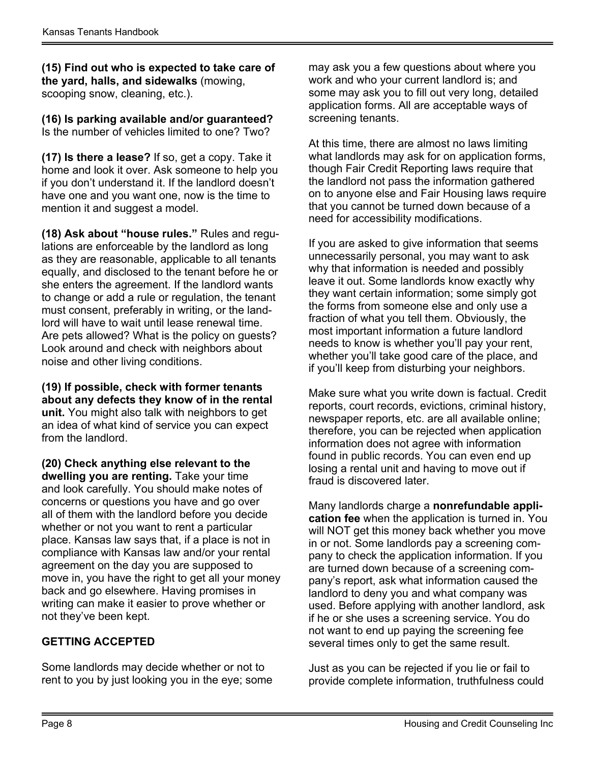**(15) Find out who is expected to take care of the yard, halls, and sidewalks** (mowing, scooping snow, cleaning, etc.).

**(16) Is parking available and/or guaranteed?** Is the number of vehicles limited to one? Two?

**(17) Is there a lease?** If so, get a copy. Take it home and look it over. Ask someone to help you if you don't understand it. If the landlord doesn't have one and you want one, now is the time to mention it and suggest a model.

**(18) Ask about "house rules."** Rules and regulations are enforceable by the landlord as long as they are reasonable, applicable to all tenants equally, and disclosed to the tenant before he or she enters the agreement. If the landlord wants to change or add a rule or regulation, the tenant must consent, preferably in writing, or the landlord will have to wait until lease renewal time. Are pets allowed? What is the policy on guests? Look around and check with neighbors about noise and other living conditions.

**(19) If possible, check with former tenants about any defects they know of in the rental unit.** You might also talk with neighbors to get an idea of what kind of service you can expect from the landlord.

**(20) Check anything else relevant to the dwelling you are renting.** Take your time and look carefully. You should make notes of concerns or questions you have and go over all of them with the landlord before you decide whether or not you want to rent a particular place. Kansas law says that, if a place is not in compliance with Kansas law and/or your rental agreement on the day you are supposed to move in, you have the right to get all your money back and go elsewhere. Having promises in writing can make it easier to prove whether or not they've been kept.

## GETTING ACCEPTED

Some landlords may decide whether or not to rent to you by just looking you in the eye; some may ask you a few questions about where you work and who your current landlord is; and some may ask you to fill out very long, detailed application forms. All are acceptable ways of screening tenants.

At this time, there are almost no laws limiting what landlords may ask for on application forms, though Fair Credit Reporting laws require that the landlord not pass the information gathered on to anyone else and Fair Housing laws require that you cannot be turned down because of a need for accessibility modifications.

If you are asked to give information that seems unnecessarily personal, you may want to ask why that information is needed and possibly leave it out. Some landlords know exactly why they want certain information; some simply got the forms from someone else and only use a fraction of what you tell them. Obviously, the most important information a future landlord needs to know is whether you'll pay your rent, whether you'll take good care of the place, and if you'll keep from disturbing your neighbors.

Make sure what you write down is factual. Credit reports, court records, evictions, criminal history, newspaper reports, etc. are all available online; therefore, you can be rejected when application information does not agree with information found in public records. You can even end up losing a rental unit and having to move out if fraud is discovered later.

Many landlords charge a **nonrefundable application fee** when the application is turned in. You will NOT get this money back whether you move in or not. Some landlords pay a screening company to check the application information. If you are turned down because of a screening company's report, ask what information caused the landlord to deny you and what company was used. Before applying with another landlord, ask if he or she uses a screening service. You do not want to end up paying the screening fee several times only to get the same result.

Just as you can be rejected if you lie or fail to provide complete information, truthfulness could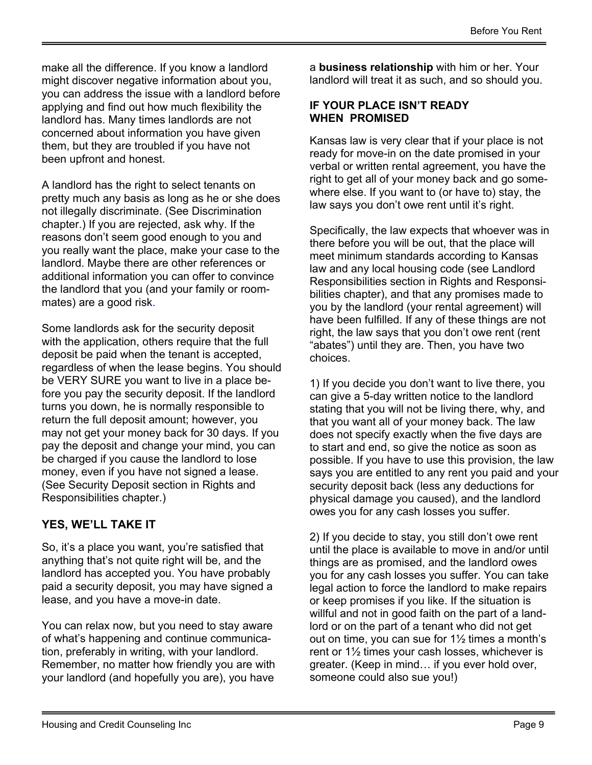make all the difference. If you know a landlord might discover negative information about you, you can address the issue with a landlord before applying and find out how much flexibility the landlord has. Many times landlords are not concerned about information you have given them, but they are troubled if you have not been upfront and honest.

A landlord has the right to select tenants on pretty much any basis as long as he or she does not illegally discriminate. (See Discrimination chapter.) If you are rejected, ask why. If the reasons don't seem good enough to you and you really want the place, make your case to the landlord. Maybe there are other references or additional information you can offer to convince the landlord that you (and your family or roommates) are a good risk.

Some landlords ask for the security deposit with the application, others require that the full deposit be paid when the tenant is accepted, regardless of when the lease begins. You should be VERY SURE you want to live in a place before you pay the security deposit. If the landlord turns you down, he is normally responsible to return the full deposit amount; however, you may not get your money back for 30 days. If you pay the deposit and change your mind, you can be charged if you cause the landlord to lose money, even if you have not signed a lease. (See Security Deposit section in Rights and Responsibilities chapter.)

## YES, WE'LL TAKE IT

So, it's a place you want, you're satisfied that anything that's not quite right will be, and the landlord has accepted you. You have probably paid a security deposit, you may have signed a lease, and you have a move-in date.

You can relax now, but you need to stay aware of what's happening and continue communication, preferably in writing, with your landlord. Remember, no matter how friendly you are with your landlord (and hopefully you are), you have a **business relationship** with him or her. Your landlord will treat it as such, and so should you.

### IF YOUR PLACE ISN'T READY WHEN PROMISED

Kansas law is very clear that if your place is not ready for move-in on the date promised in your verbal or written rental agreement, you have the right to get all of your money back and go somewhere else. If you want to (or have to) stay, the law says you don't owe rent until it's right.

Specifically, the law expects that whoever was in there before you will be out, that the place will meet minimum standards according to Kansas law and any local housing code (see Landlord Responsibilities section in Rights and Responsibilities chapter), and that any promises made to you by the landlord (your rental agreement) will have been fulfilled. If any of these things are not right, the law says that you don't owe rent (rent "abates") until they are. Then, you have two choices.

1) If you decide you don't want to live there, you can give a 5-day written notice to the landlord stating that you will not be living there, why, and that you want all of your money back. The law does not specify exactly when the five days are to start and end, so give the notice as soon as possible. If you have to use this provision, the law says you are entitled to any rent you paid and your security deposit back (less any deductions for physical damage you caused), and the landlord owes you for any cash losses you suffer.

2) If you decide to stay, you still don't owe rent until the place is available to move in and/or until things are as promised, and the landlord owes you for any cash losses you suffer. You can take legal action to force the landlord to make repairs or keep promises if you like. If the situation is willful and not in good faith on the part of a landlord or on the part of a tenant who did not get out on time, you can sue for 1½ times a month's rent or 1½ times your cash losses, whichever is greater. (Keep in mind… if you ever hold over, someone could also sue you!)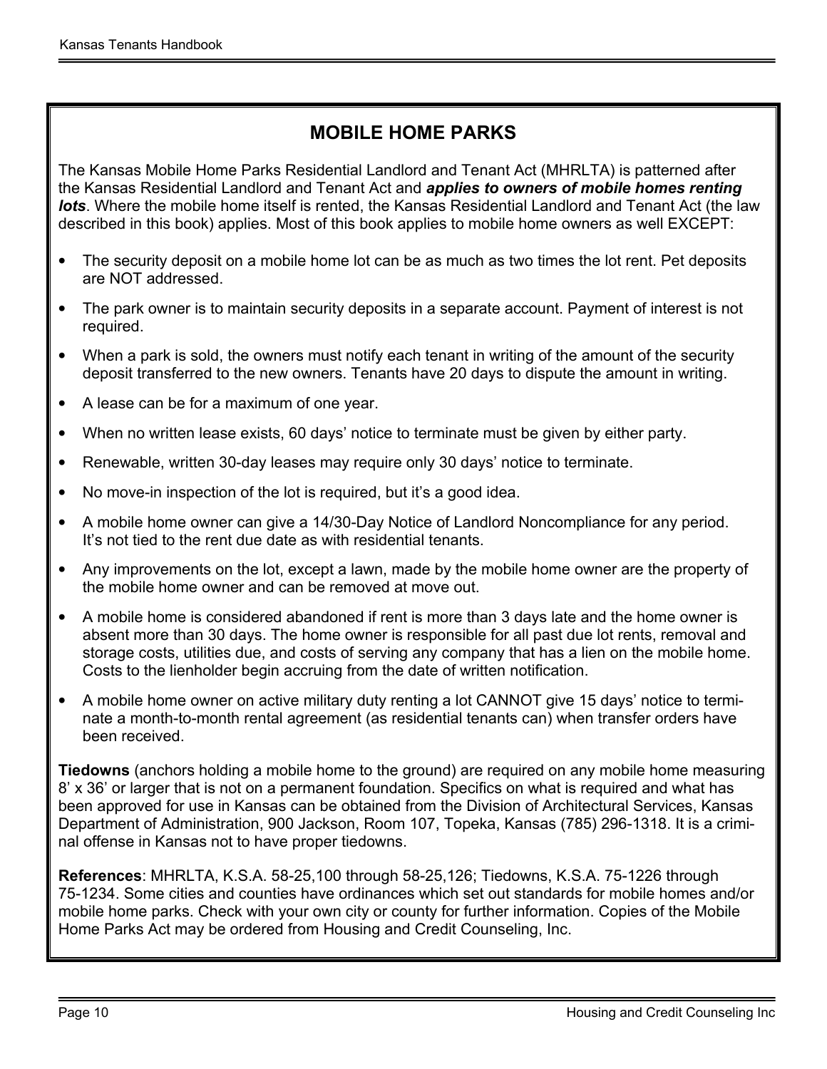## MOBILE HOME PARKS

The Kansas Mobile Home Parks Residential Landlord and Tenant Act (MHRLTA) is patterned after the Kansas Residential Landlord and Tenant Act and ***applies to owners of mobile homes renting lots***. Where the mobile home itself is rented, the Kansas Residential Landlord and Tenant Act (the law described in this book) applies. Most of this book applies to mobile home owners as well EXCEPT:

- The security deposit on a mobile home lot can be as much as two times the lot rent. Pet deposits are NOT addressed.
- The park owner is to maintain security deposits in a separate account. Payment of interest is not required.
- When a park is sold, the owners must notify each tenant in writing of the amount of the security deposit transferred to the new owners. Tenants have 20 days to dispute the amount in writing.
- A lease can be for a maximum of one year.
- When no written lease exists, 60 days' notice to terminate must be given by either party.
- Renewable, written 30-day leases may require only 30 days' notice to terminate.
- No move-in inspection of the lot is required, but it's a good idea.
- A mobile home owner can give a 14/30-Day Notice of Landlord Noncompliance for any period. It's not tied to the rent due date as with residential tenants.
- Any improvements on the lot, except a lawn, made by the mobile home owner are the property of the mobile home owner and can be removed at move out.
- A mobile home is considered abandoned if rent is more than 3 days late and the home owner is absent more than 30 days. The home owner is responsible for all past due lot rents, removal and storage costs, utilities due, and costs of serving any company that has a lien on the mobile home. Costs to the lienholder begin accruing from the date of written notification.
- A mobile home owner on active military duty renting a lot CANNOT give 15 days' notice to terminate a month-to-month rental agreement (as residential tenants can) when transfer orders have been received.

**Tiedowns** (anchors holding a mobile home to the ground) are required on any mobile home measuring 8' x 36' or larger that is not on a permanent foundation. Specifics on what is required and what has been approved for use in Kansas can be obtained from the Division of Architectural Services, Kansas Department of Administration, 900 Jackson, Room 107, Topeka, Kansas (785) 296-1318. It is a criminal offense in Kansas not to have proper tiedowns.

**References**: MHRLTA, K.S.A. 58-25,100 through 58-25,126; Tiedowns, K.S.A. 75-1226 through 75-1234. Some cities and counties have ordinances which set out standards for mobile homes and/or mobile home parks. Check with your own city or county for further information. Copies of the Mobile Home Parks Act may be ordered from Housing and Credit Counseling, Inc.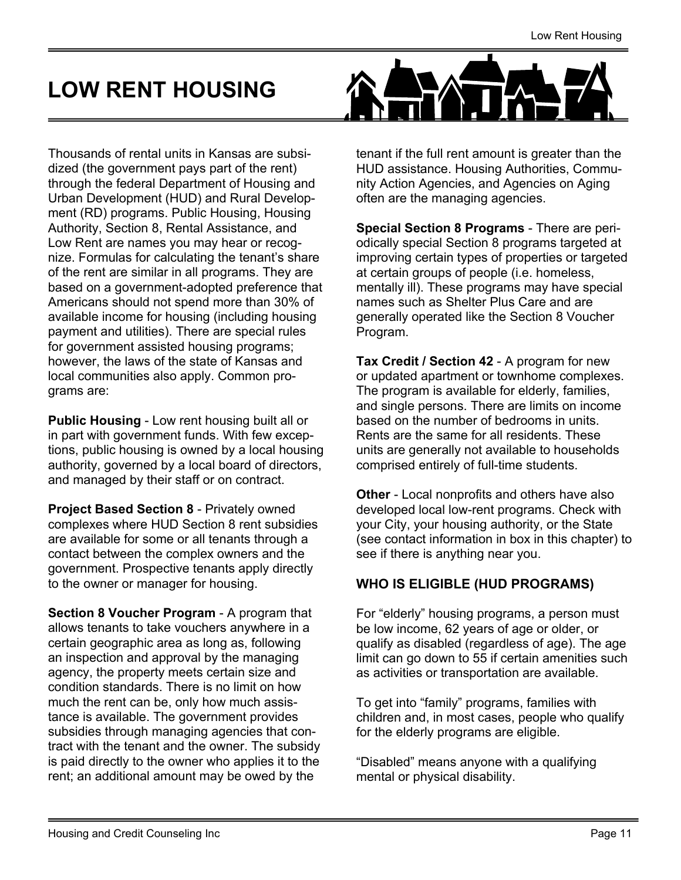# LOW RENT HOUSING

Thousands of rental units in Kansas are subsidized (the government pays part of the rent) through the federal Department of Housing and Urban Development (HUD) and Rural Development (RD) programs. Public Housing, Housing Authority, Section 8, Rental Assistance, and Low Rent are names you may hear or recognize. Formulas for calculating the tenant's share of the rent are similar in all programs. They are based on a government-adopted preference that Americans should not spend more than 30% of available income for housing (including housing payment and utilities). There are special rules for government assisted housing programs; however, the laws of the state of Kansas and local communities also apply. Common programs are:

**Public Housing** - Low rent housing built all or in part with government funds. With few exceptions, public housing is owned by a local housing authority, governed by a local board of directors, and managed by their staff or on contract.

**Project Based Section 8** - Privately owned complexes where HUD Section 8 rent subsidies are available for some or all tenants through a contact between the complex owners and the government. Prospective tenants apply directly to the owner or manager for housing.

**Section 8 Voucher Program** - A program that allows tenants to take vouchers anywhere in a certain geographic area as long as, following an inspection and approval by the managing agency, the property meets certain size and condition standards. There is no limit on how much the rent can be, only how much assistance is available. The government provides subsidies through managing agencies that contract with the tenant and the owner. The subsidy is paid directly to the owner who applies it to the rent; an additional amount may be owed by the tenant if the full rent amount is greater than the HUD assistance. Housing Authorities, Community Action Agencies, and Agencies on Aging often are the managing agencies.

**Special Section 8 Programs** - There are periodically special Section 8 programs targeted at improving certain types of properties or targeted at certain groups of people (i.e. homeless, mentally ill). These programs may have special names such as Shelter Plus Care and are generally operated like the Section 8 Voucher Program.

**Tax Credit / Section 42** - A program for new or updated apartment or townhome complexes. The program is available for elderly, families, and single persons. There are limits on income based on the number of bedrooms in units. Rents are the same for all residents. These units are generally not available to households comprised entirely of full-time students.

**Other** - Local nonprofits and others have also developed local low-rent programs. Check with your City, your housing authority, or the State (see contact information in box in this chapter) to see if there is anything near you.

## WHO IS ELIGIBLE (HUD PROGRAMS)

For "elderly" housing programs, a person must be low income, 62 years of age or older, or qualify as disabled (regardless of age). The age limit can go down to 55 if certain amenities such as activities or transportation are available.

To get into "family" programs, families with children and, in most cases, people who qualify for the elderly programs are eligible.

"Disabled" means anyone with a qualifying mental or physical disability.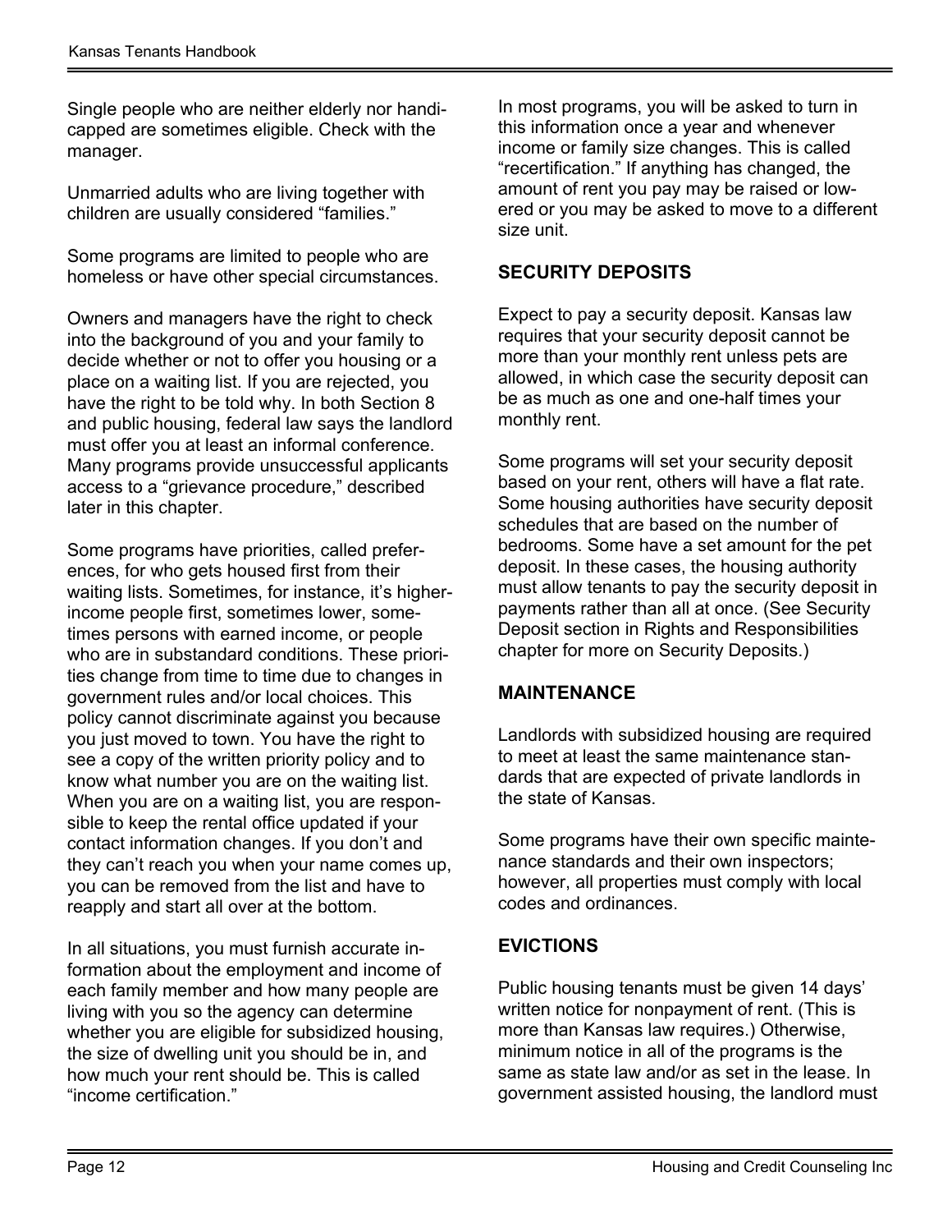Single people who are neither elderly nor handicapped are sometimes eligible. Check with the manager.

Unmarried adults who are living together with children are usually considered "families."

Some programs are limited to people who are homeless or have other special circumstances.

Owners and managers have the right to check into the background of you and your family to decide whether or not to offer you housing or a place on a waiting list. If you are rejected, you have the right to be told why. In both Section 8 and public housing, federal law says the landlord must offer you at least an informal conference. Many programs provide unsuccessful applicants access to a "grievance procedure," described later in this chapter.

Some programs have priorities, called preferences, for who gets housed first from their waiting lists. Sometimes, for instance, it's higher-income people first, sometimes lower, sometimes persons with earned income, or people who are in substandard conditions. These priorities change from time to time due to changes in government rules and/or local choices. This policy cannot discriminate against you because you just moved to town. You have the right to see a copy of the written priority policy and to know what number you are on the waiting list. When you are on a waiting list, you are responsible to keep the rental office updated if your contact information changes. If you don't and they can't reach you when your name comes up, you can be removed from the list and have to reapply and start all over at the bottom.

In all situations, you must furnish accurate information about the employment and income of each family member and how many people are living with you so the agency can determine whether you are eligible for subsidized housing, the size of dwelling unit you should be in, and how much your rent should be. This is called "income certification."

In most programs, you will be asked to turn in this information once a year and whenever income or family size changes. This is called "recertification." If anything has changed, the amount of rent you pay may be raised or lowered or you may be asked to move to a different size unit.

## SECURITY DEPOSITS

Expect to pay a security deposit. Kansas law requires that your security deposit cannot be more than your monthly rent unless pets are allowed, in which case the security deposit can be as much as one and one-half times your monthly rent.

Some programs will set your security deposit based on your rent, others will have a flat rate. Some housing authorities have security deposit schedules that are based on the number of bedrooms. Some have a set amount for the pet deposit. In these cases, the housing authority must allow tenants to pay the security deposit in payments rather than all at once. (See Security Deposit section in Rights and Responsibilities chapter for more on Security Deposits.)

## MAINTENANCE

Landlords with subsidized housing are required to meet at least the same maintenance standards that are expected of private landlords in the state of Kansas.

Some programs have their own specific maintenance standards and their own inspectors; however, all properties must comply with local codes and ordinances.

## EVICTIONS

Public housing tenants must be given 14 days' written notice for nonpayment of rent. (This is more than Kansas law requires.) Otherwise, minimum notice in all of the programs is the same as state law and/or as set in the lease. In government assisted housing, the landlord must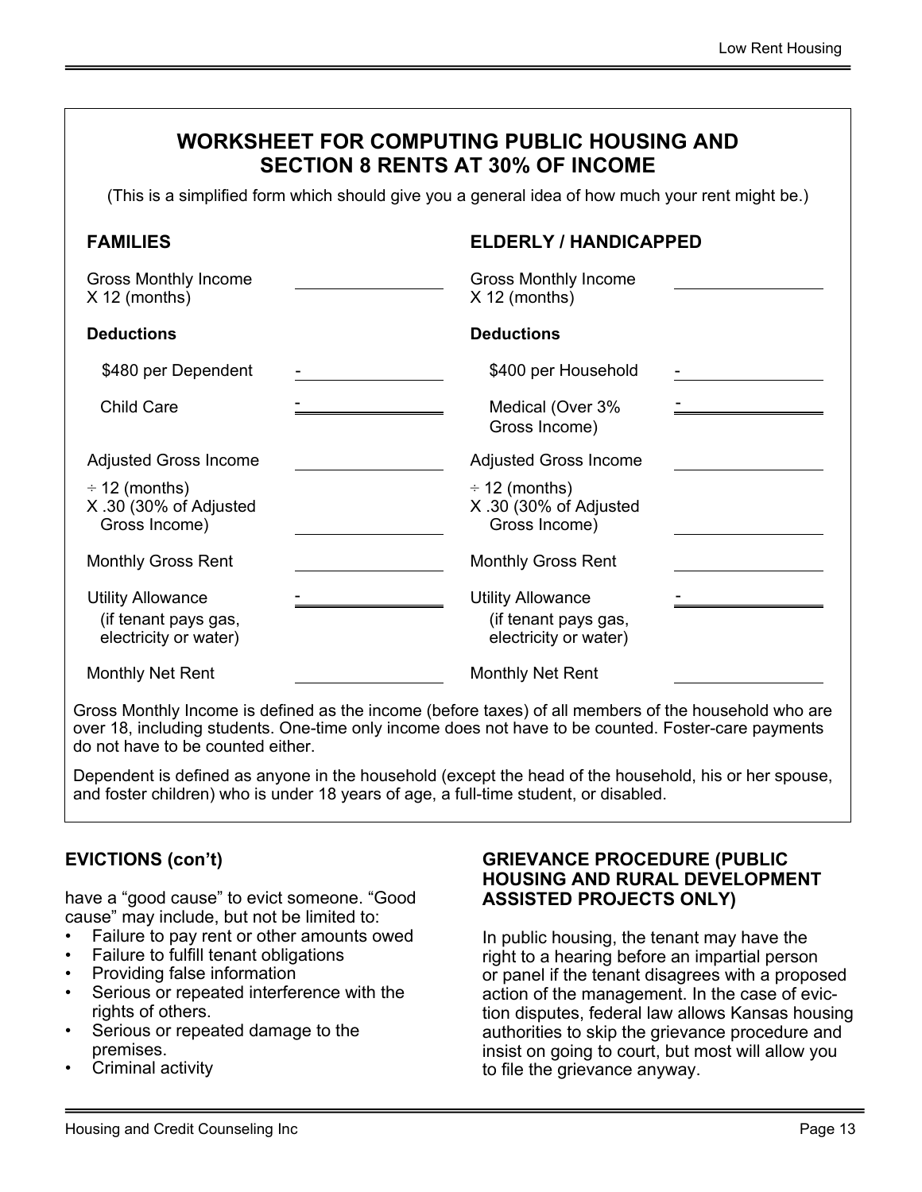## WORKSHEET FOR COMPUTING PUBLIC HOUSING AND SECTION 8 RENTS AT 30% OF INCOME

(This is a simplified form which should give you a general idea of how much your rent might be.)

| FAMILIES | | ELDERLY / HANDICAPPED | |
|---|---|---|---|
| Gross Monthly Income X 12 (months) | \_\_\_\_\_\_\_\_ | Gross Monthly Income X 12 (months) | \_\_\_\_\_\_\_\_ |
| **Deductions** | | **Deductions** | |
| $480 per Dependent | - \_\_\_\_\_\_\_\_ | $400 per Household | - \_\_\_\_\_\_\_\_ |
| Child Care | - \_\_\_\_\_\_\_\_ | Medical (Over 3% Gross Income) | - \_\_\_\_\_\_\_\_ |
| Adjusted Gross Income | \_\_\_\_\_\_\_\_ | Adjusted Gross Income | \_\_\_\_\_\_\_\_ |
| ÷ 12 (months) X .30 (30% of Adjusted Gross Income) | \_\_\_\_\_\_\_\_ | ÷ 12 (months) X .30 (30% of Adjusted Gross Income) | \_\_\_\_\_\_\_\_ |
| Monthly Gross Rent | \_\_\_\_\_\_\_\_ | Monthly Gross Rent | \_\_\_\_\_\_\_\_ |
| Utility Allowance (if tenant pays gas, electricity or water) | - \_\_\_\_\_\_\_\_ | Utility Allowance (if tenant pays gas, electricity or water) | - \_\_\_\_\_\_\_\_ |
| Monthly Net Rent | \_\_\_\_\_\_\_\_ | Monthly Net Rent | \_\_\_\_\_\_\_\_ |

Gross Monthly Income is defined as the income (before taxes) of all members of the household who are over 18, including students. One-time only income does not have to be counted. Foster-care payments do not have to be counted either.

Dependent is defined as anyone in the household (except the head of the household, his or her spouse, and foster children) who is under 18 years of age, a full-time student, or disabled.

### EVICTIONS (con't)

have a "good cause" to evict someone. "Good cause" may include, but not be limited to:

- Failure to pay rent or other amounts owed
- Failure to fulfill tenant obligations
- Providing false information
- Serious or repeated interference with the rights of others.
- Serious or repeated damage to the premises.
- Criminal activity

### GRIEVANCE PROCEDURE (PUBLIC HOUSING AND RURAL DEVELOPMENT ASSISTED PROJECTS ONLY)

In public housing, the tenant may have the right to a hearing before an impartial person or panel if the tenant disagrees with a proposed action of the management. In the case of eviction disputes, federal law allows Kansas housing authorities to skip the grievance procedure and insist on going to court, but most will allow you to file the grievance anyway.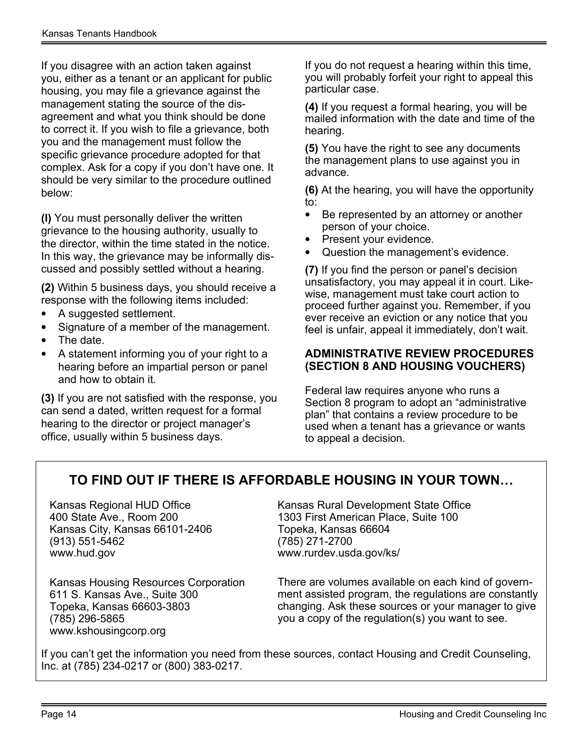If you disagree with an action taken against you, either as a tenant or an applicant for public housing, you may file a grievance against the management stating the source of the disagreement and what you think should be done to correct it. If you wish to file a grievance, both you and the management must follow the specific grievance procedure adopted for that complex. Ask for a copy if you don't have one. It should be very similar to the procedure outlined below:

**(l)** You must personally deliver the written grievance to the housing authority, usually to the director, within the time stated in the notice. In this way, the grievance may be informally discussed and possibly settled without a hearing.

**(2)** Within 5 business days, you should receive a response with the following items included:

- A suggested settlement.
- Signature of a member of the management.
- The date.
- A statement informing you of your right to a hearing before an impartial person or panel and how to obtain it.

**(3)** If you are not satisfied with the response, you can send a dated, written request for a formal hearing to the director or project manager's office, usually within 5 business days.

If you do not request a hearing within this time, you will probably forfeit your right to appeal this particular case.

**(4)** If you request a formal hearing, you will be mailed information with the date and time of the hearing.

**(5)** You have the right to see any documents the management plans to use against you in advance.

**(6)** At the hearing, you will have the opportunity to:

- Be represented by an attorney or another person of your choice.
- Present your evidence.
- Question the management's evidence.

**(7)** If you find the person or panel's decision unsatisfactory, you may appeal it in court. Likewise, management must take court action to proceed further against you. Remember, if you ever receive an eviction or any notice that you feel is unfair, appeal it immediately, don't wait.

### ADMINISTRATIVE REVIEW PROCEDURES (SECTION 8 AND HOUSING VOUCHERS)

Federal law requires anyone who runs a Section 8 program to adopt an "administrative plan" that contains a review procedure to be used when a tenant has a grievance or wants to appeal a decision.

## TO FIND OUT IF THERE IS AFFORDABLE HOUSING IN YOUR TOWN…

Kansas Regional HUD Office
400 State Ave., Room 200
Kansas City, Kansas 66101-2406
(913) 551-5462
www.hud.gov

Kansas Housing Resources Corporation
611 S. Kansas Ave., Suite 300
Topeka, Kansas 66603-3803
(785) 296-5865
www.kshousingcorp.org

Kansas Rural Development State Office
1303 First American Place, Suite 100
Topeka, Kansas 66604
(785) 271-2700
www.rurdev.usda.gov/ks/

There are volumes available on each kind of government assisted program, the regulations are constantly changing. Ask these sources or your manager to give you a copy of the regulation(s) you want to see.

If you can't get the information you need from these sources, contact Housing and Credit Counseling, Inc. at (785) 234-0217 or (800) 383-0217.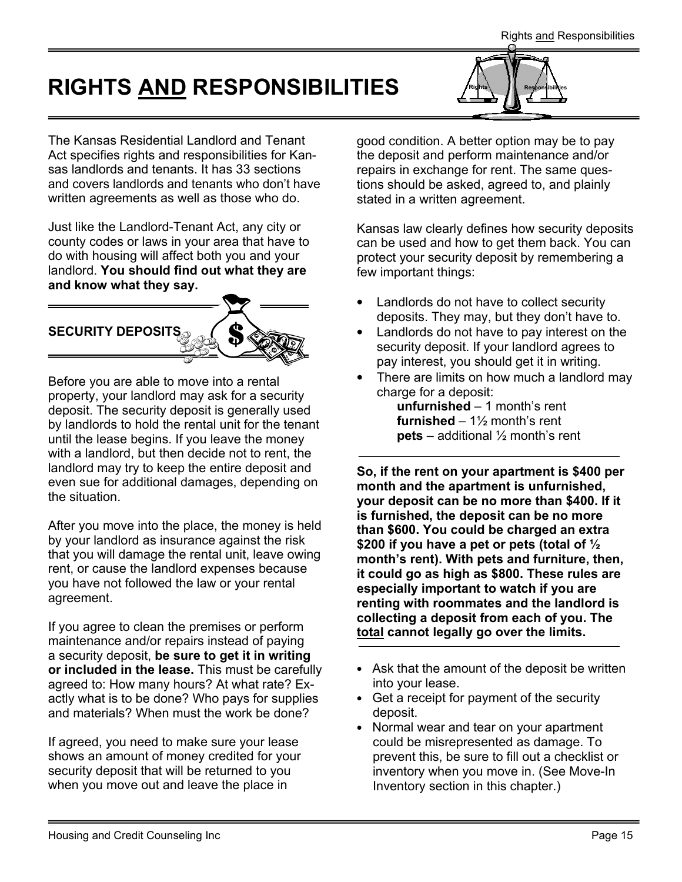# RIGHTS AND RESPONSIBILITIES

The Kansas Residential Landlord and Tenant Act specifies rights and responsibilities for Kansas landlords and tenants. It has 33 sections and covers landlords and tenants who don't have written agreements as well as those who do.

Just like the Landlord-Tenant Act, any city or county codes or laws in your area that have to do with housing will affect both you and your landlord. **You should find out what they are and know what they say.**

## SECURITY DEPOSITS

Before you are able to move into a rental property, your landlord may ask for a security deposit. The security deposit is generally used by landlords to hold the rental unit for the tenant until the lease begins. If you leave the money with a landlord, but then decide not to rent, the landlord may try to keep the entire deposit and even sue for additional damages, depending on the situation.

After you move into the place, the money is held by your landlord as insurance against the risk that you will damage the rental unit, leave owing rent, or cause the landlord expenses because you have not followed the law or your rental agreement.

If you agree to clean the premises or perform maintenance and/or repairs instead of paying a security deposit, **be sure to get it in writing or included in the lease.** This must be carefully agreed to: How many hours? At what rate? Exactly what is to be done? Who pays for supplies and materials? When must the work be done?

If agreed, you need to make sure your lease shows an amount of money credited for your security deposit that will be returned to you when you move out and leave the place in good condition. A better option may be to pay the deposit and perform maintenance and/or repairs in exchange for rent. The same questions should be asked, agreed to, and plainly stated in a written agreement.

Kansas law clearly defines how security deposits can be used and how to get them back. You can protect your security deposit by remembering a few important things:

- Landlords do not have to collect security deposits. They may, but they don't have to.
- Landlords do not have to pay interest on the security deposit. If your landlord agrees to pay interest, you should get it in writing.
- There are limits on how much a landlord may charge for a deposit:
  - **unfurnished** – 1 month's rent
  - **furnished** – 1½ month's rent
  - **pets** – additional ½ month's rent

**So, if the rent on your apartment is $400 per month and the apartment is unfurnished, your deposit can be no more than $400. If it is furnished, the deposit can be no more than $600. You could be charged an extra $200 if you have a pet or pets (total of ½ month's rent). With pets and furniture, then, it could go as high as $800. These rules are especially important to watch if you are renting with roommates and the landlord is collecting a deposit from each of you. The total cannot legally go over the limits.**

- Ask that the amount of the deposit be written into your lease.
- Get a receipt for payment of the security deposit.
- Normal wear and tear on your apartment could be misrepresented as damage. To prevent this, be sure to fill out a checklist or inventory when you move in. (See Move-In Inventory section in this chapter.)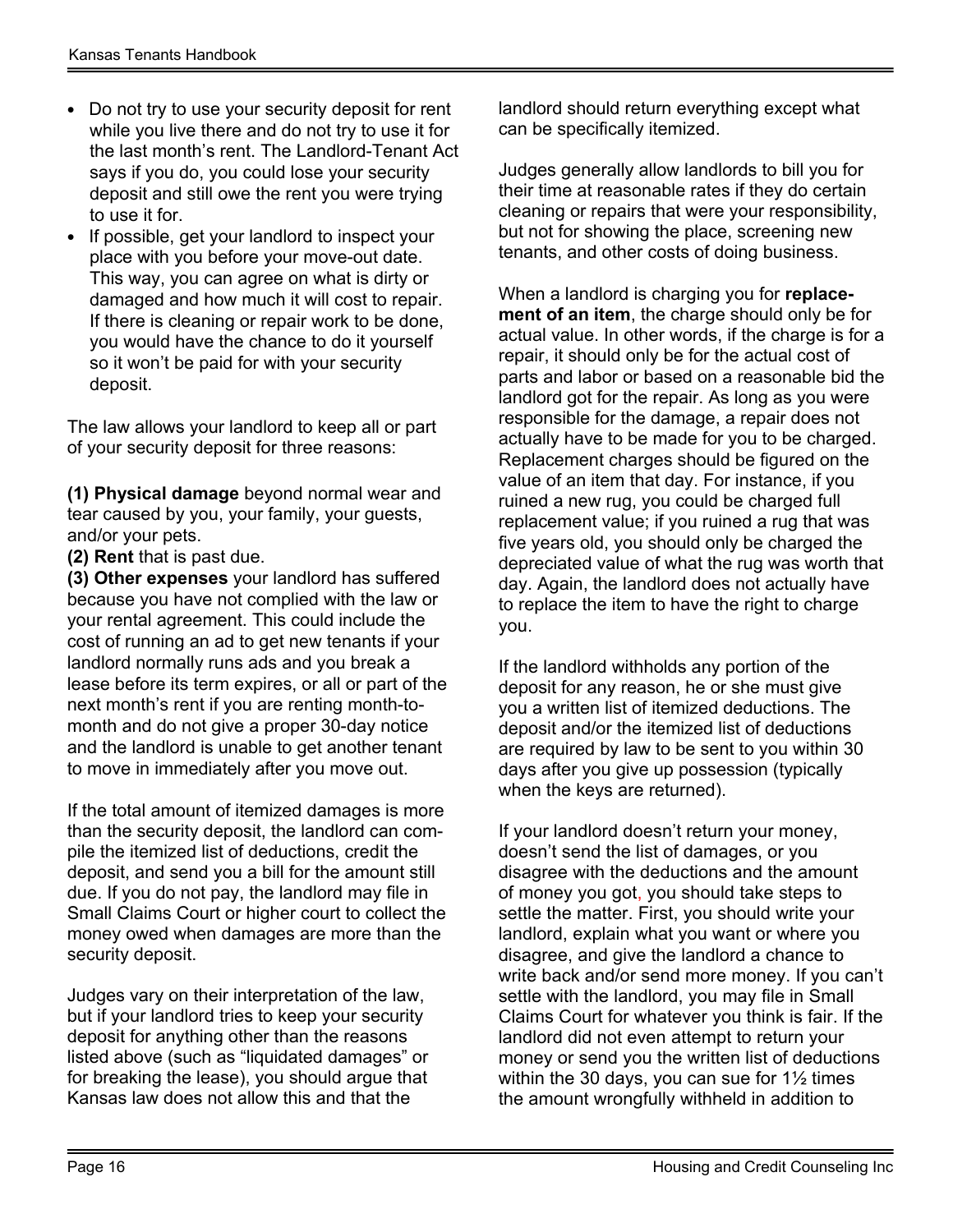- Do not try to use your security deposit for rent while you live there and do not try to use it for the last month's rent. The Landlord-Tenant Act says if you do, you could lose your security deposit and still owe the rent you were trying to use it for.
- If possible, get your landlord to inspect your place with you before your move-out date. This way, you can agree on what is dirty or damaged and how much it will cost to repair. If there is cleaning or repair work to be done, you would have the chance to do it yourself so it won't be paid for with your security deposit.

The law allows your landlord to keep all or part of your security deposit for three reasons:

**(1) Physical damage** beyond normal wear and tear caused by you, your family, your guests, and/or your pets.
**(2) Rent** that is past due.
**(3) Other expenses** your landlord has suffered because you have not complied with the law or your rental agreement. This could include the cost of running an ad to get new tenants if your landlord normally runs ads and you break a lease before its term expires, or all or part of the next month's rent if you are renting month-to-month and do not give a proper 30-day notice and the landlord is unable to get another tenant to move in immediately after you move out.

If the total amount of itemized damages is more than the security deposit, the landlord can compile the itemized list of deductions, credit the deposit, and send you a bill for the amount still due. If you do not pay, the landlord may file in Small Claims Court or higher court to collect the money owed when damages are more than the security deposit.

Judges vary on their interpretation of the law, but if your landlord tries to keep your security deposit for anything other than the reasons listed above (such as "liquidated damages" or for breaking the lease), you should argue that Kansas law does not allow this and that the landlord should return everything except what can be specifically itemized.

Judges generally allow landlords to bill you for their time at reasonable rates if they do certain cleaning or repairs that were your responsibility, but not for showing the place, screening new tenants, and other costs of doing business.

When a landlord is charging you for **replacement of an item**, the charge should only be for actual value. In other words, if the charge is for a repair, it should only be for the actual cost of parts and labor or based on a reasonable bid the landlord got for the repair. As long as you were responsible for the damage, a repair does not actually have to be made for you to be charged. Replacement charges should be figured on the value of an item that day. For instance, if you ruined a new rug, you could be charged full replacement value; if you ruined a rug that was five years old, you should only be charged the depreciated value of what the rug was worth that day. Again, the landlord does not actually have to replace the item to have the right to charge you.

If the landlord withholds any portion of the deposit for any reason, he or she must give you a written list of itemized deductions. The deposit and/or the itemized list of deductions are required by law to be sent to you within 30 days after you give up possession (typically when the keys are returned).

If your landlord doesn't return your money, doesn't send the list of damages, or you disagree with the deductions and the amount of money you got, you should take steps to settle the matter. First, you should write your landlord, explain what you want or where you disagree, and give the landlord a chance to write back and/or send more money. If you can't settle with the landlord, you may file in Small Claims Court for whatever you think is fair. If the landlord did not even attempt to return your money or send you the written list of deductions within the 30 days, you can sue for 1½ times the amount wrongfully withheld in addition to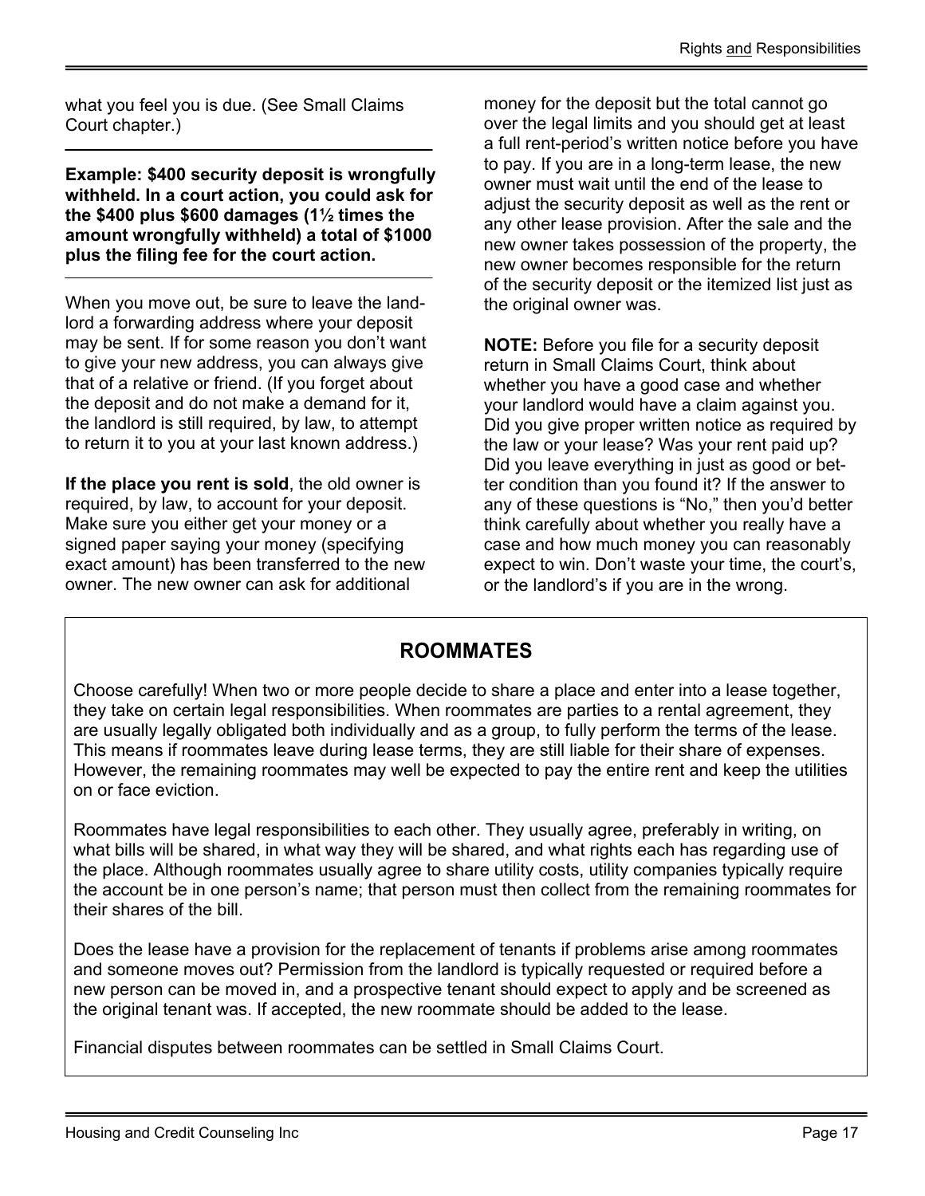what you feel you is due. (See Small Claims Court chapter.)

---

**Example: $400 security deposit is wrongfully withheld. In a court action, you could ask for the $400 plus $600 damages (1½ times the amount wrongfully withheld) a total of $1000 plus the filing fee for the court action.**

---

When you move out, be sure to leave the landlord a forwarding address where your deposit may be sent. If for some reason you don't want to give your new address, you can always give that of a relative or friend. (If you forget about the deposit and do not make a demand for it, the landlord is still required, by law, to attempt to return it to you at your last known address.)

**If the place you rent is sold**, the old owner is required, by law, to account for your deposit. Make sure you either get your money or a signed paper saying your money (specifying exact amount) has been transferred to the new owner. The new owner can ask for additional money for the deposit but the total cannot go over the legal limits and you should get at least a full rent-period's written notice before you have to pay. If you are in a long-term lease, the new owner must wait until the end of the lease to adjust the security deposit as well as the rent or any other lease provision. After the sale and the new owner takes possession of the property, the new owner becomes responsible for the return of the security deposit or the itemized list just as the original owner was.

**NOTE:** Before you file for a security deposit return in Small Claims Court, think about whether you have a good case and whether your landlord would have a claim against you. Did you give proper written notice as required by the law or your lease? Was your rent paid up? Did you leave everything in just as good or better condition than you found it? If the answer to any of these questions is "No," then you'd better think carefully about whether you really have a case and how much money you can reasonably expect to win. Don't waste your time, the court's, or the landlord's if you are in the wrong.

## ROOMMATES

Choose carefully! When two or more people decide to share a place and enter into a lease together, they take on certain legal responsibilities. When roommates are parties to a rental agreement, they are usually legally obligated both individually and as a group, to fully perform the terms of the lease. This means if roommates leave during lease terms, they are still liable for their share of expenses. However, the remaining roommates may well be expected to pay the entire rent and keep the utilities on or face eviction.

Roommates have legal responsibilities to each other. They usually agree, preferably in writing, on what bills will be shared, in what way they will be shared, and what rights each has regarding use of the place. Although roommates usually agree to share utility costs, utility companies typically require the account be in one person's name; that person must then collect from the remaining roommates for their shares of the bill.

Does the lease have a provision for the replacement of tenants if problems arise among roommates and someone moves out? Permission from the landlord is typically requested or required before a new person can be moved in, and a prospective tenant should expect to apply and be screened as the original tenant was. If accepted, the new roommate should be added to the lease.

Financial disputes between roommates can be settled in Small Claims Court.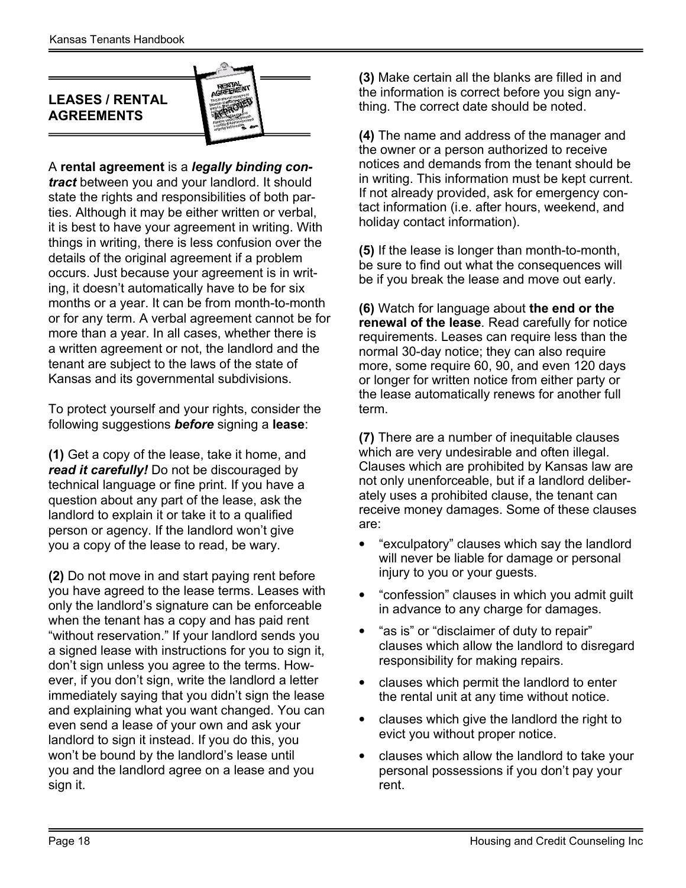## LEASES / RENTAL AGREEMENTS

A **rental agreement** is a ***legally binding contract*** between you and your landlord. It should state the rights and responsibilities of both parties. Although it may be either written or verbal, it is best to have your agreement in writing. With things in writing, there is less confusion over the details of the original agreement if a problem occurs. Just because your agreement is in writing, it doesn't automatically have to be for six months or a year. It can be from month-to-month or for any term. A verbal agreement cannot be for more than a year. In all cases, whether there is a written agreement or not, the landlord and the tenant are subject to the laws of the state of Kansas and its governmental subdivisions.

To protect yourself and your rights, consider the following suggestions ***before*** signing a **lease**:

**(1)** Get a copy of the lease, take it home, and ***read it carefully!*** Do not be discouraged by technical language or fine print. If you have a question about any part of the lease, ask the landlord to explain it or take it to a qualified person or agency. If the landlord won't give you a copy of the lease to read, be wary.

**(2)** Do not move in and start paying rent before you have agreed to the lease terms. Leases with only the landlord's signature can be enforceable when the tenant has a copy and has paid rent "without reservation." If your landlord sends you a signed lease with instructions for you to sign it, don't sign unless you agree to the terms. However, if you don't sign, write the landlord a letter immediately saying that you didn't sign the lease and explaining what you want changed. You can even send a lease of your own and ask your landlord to sign it instead. If you do this, you won't be bound by the landlord's lease until you and the landlord agree on a lease and you sign it.

**(3)** Make certain all the blanks are filled in and the information is correct before you sign anything. The correct date should be noted.

**(4)** The name and address of the manager and the owner or a person authorized to receive notices and demands from the tenant should be in writing. This information must be kept current. If not already provided, ask for emergency contact information (i.e. after hours, weekend, and holiday contact information).

**(5)** If the lease is longer than month-to-month, be sure to find out what the consequences will be if you break the lease and move out early.

**(6)** Watch for language about **the end or the renewal of the lease**. Read carefully for notice requirements. Leases can require less than the normal 30-day notice; they can also require more, some require 60, 90, and even 120 days or longer for written notice from either party or the lease automatically renews for another full term.

**(7)** There are a number of inequitable clauses which are very undesirable and often illegal. Clauses which are prohibited by Kansas law are not only unenforceable, but if a landlord deliberately uses a prohibited clause, the tenant can receive money damages. Some of these clauses are:

- "exculpatory" clauses which say the landlord will never be liable for damage or personal injury to you or your guests.
- "confession" clauses in which you admit guilt in advance to any charge for damages.
- "as is" or "disclaimer of duty to repair" clauses which allow the landlord to disregard responsibility for making repairs.
- clauses which permit the landlord to enter the rental unit at any time without notice.
- clauses which give the landlord the right to evict you without proper notice.
- clauses which allow the landlord to take your personal possessions if you don't pay your rent.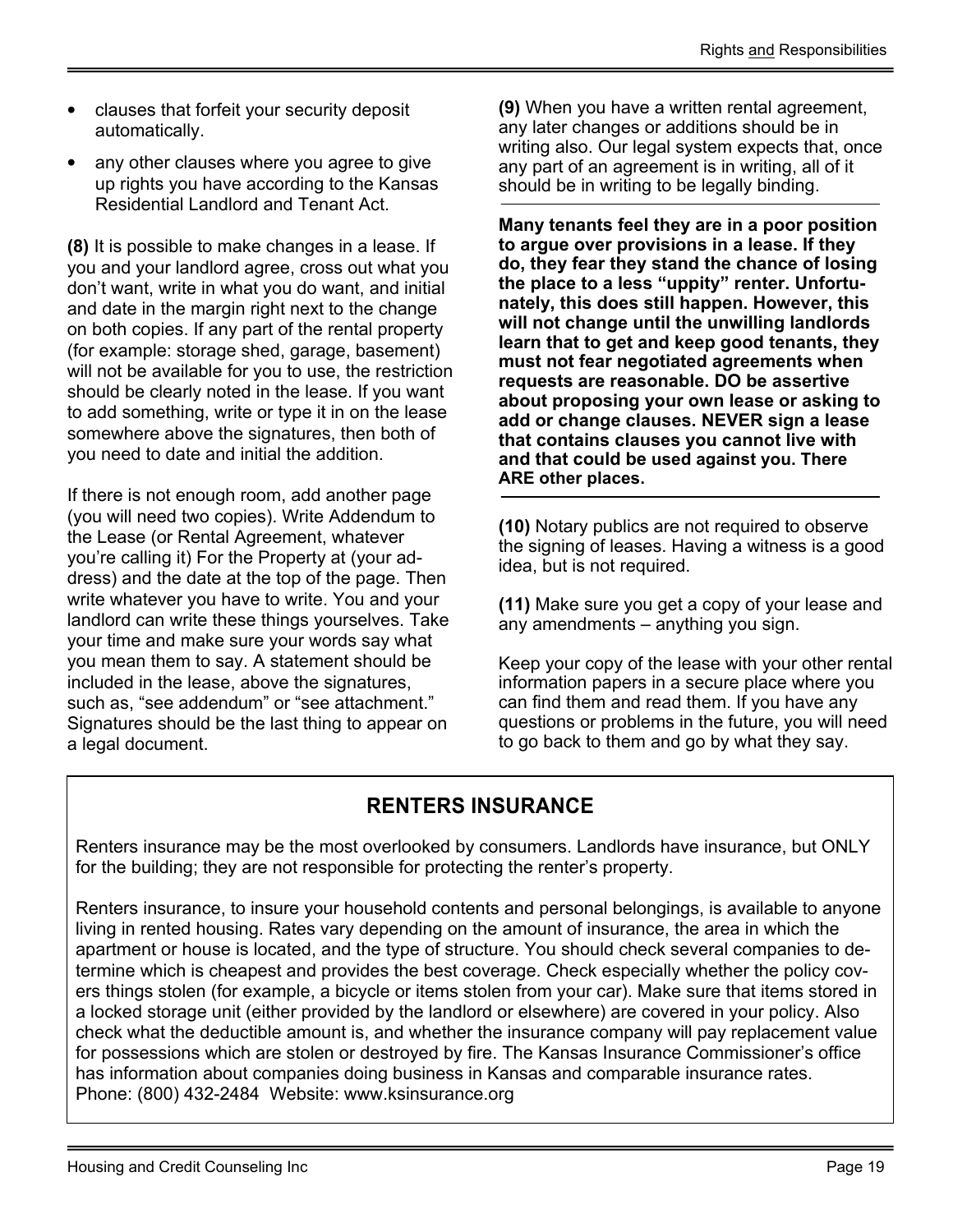- clauses that forfeit your security deposit automatically.
- any other clauses where you agree to give up rights you have according to the Kansas Residential Landlord and Tenant Act.

**(8)** It is possible to make changes in a lease. If you and your landlord agree, cross out what you don't want, write in what you do want, and initial and date in the margin right next to the change on both copies. If any part of the rental property (for example: storage shed, garage, basement) will not be available for you to use, the restriction should be clearly noted in the lease. If you want to add something, write or type it in on the lease somewhere above the signatures, then both of you need to date and initial the addition.

If there is not enough room, add another page (you will need two copies). Write Addendum to the Lease (or Rental Agreement, whatever you're calling it) For the Property at (your address) and the date at the top of the page. Then write whatever you have to write. You and your landlord can write these things yourselves. Take your time and make sure your words say what you mean them to say. A statement should be included in the lease, above the signatures, such as, "see addendum" or "see attachment." Signatures should be the last thing to appear on a legal document.

**(9)** When you have a written rental agreement, any later changes or additions should be in writing also. Our legal system expects that, once any part of an agreement is in writing, all of it should be in writing to be legally binding.

---

**Many tenants feel they are in a poor position to argue over provisions in a lease. If they do, they fear they stand the chance of losing the place to a less "uppity" renter. Unfortunately, this does still happen. However, this will not change until the unwilling landlords learn that to get and keep good tenants, they must not fear negotiated agreements when requests are reasonable. DO be assertive about proposing your own lease or asking to add or change clauses. NEVER sign a lease that contains clauses you cannot live with and that could be used against you. There ARE other places.**

---

**(10)** Notary publics are not required to observe the signing of leases. Having a witness is a good idea, but is not required.

**(11)** Make sure you get a copy of your lease and any amendments – anything you sign.

Keep your copy of the lease with your other rental information papers in a secure place where you can find them and read them. If you have any questions or problems in the future, you will need to go back to them and go by what they say.

## RENTERS INSURANCE

Renters insurance may be the most overlooked by consumers. Landlords have insurance, but ONLY for the building; they are not responsible for protecting the renter's property.

Renters insurance, to insure your household contents and personal belongings, is available to anyone living in rented housing. Rates vary depending on the amount of insurance, the area in which the apartment or house is located, and the type of structure. You should check several companies to determine which is cheapest and provides the best coverage. Check especially whether the policy covers things stolen (for example, a bicycle or items stolen from your car). Make sure that items stored in a locked storage unit (either provided by the landlord or elsewhere) are covered in your policy. Also check what the deductible amount is, and whether the insurance company will pay replacement value for possessions which are stolen or destroyed by fire. The Kansas Insurance Commissioner's office has information about companies doing business in Kansas and comparable insurance rates.
Phone: (800) 432-2484 Website: www.ksinsurance.org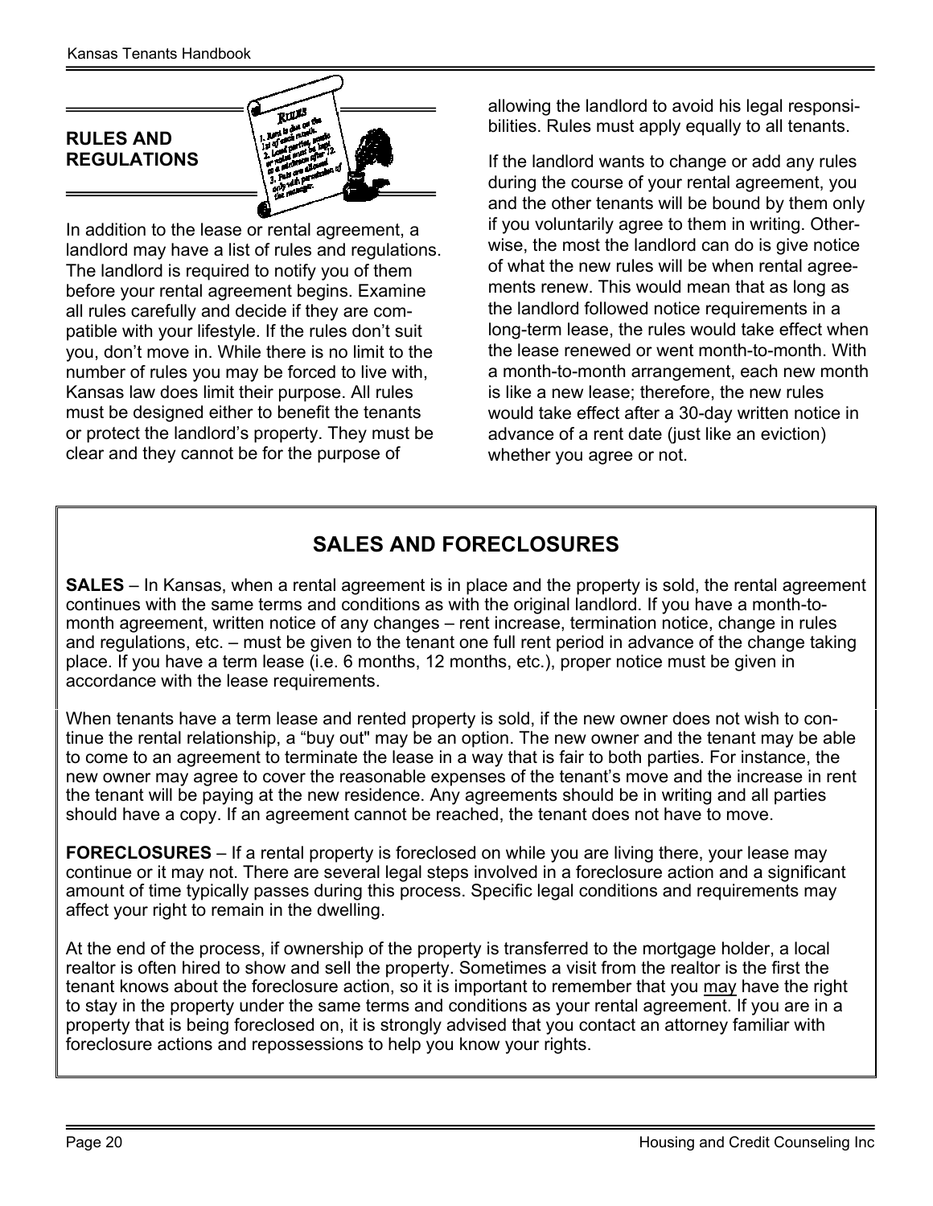## RULES AND REGULATIONS

In addition to the lease or rental agreement, a landlord may have a list of rules and regulations. The landlord is required to notify you of them before your rental agreement begins. Examine all rules carefully and decide if they are compatible with your lifestyle. If the rules don't suit you, don't move in. While there is no limit to the number of rules you may be forced to live with, Kansas law does limit their purpose. All rules must be designed either to benefit the tenants or protect the landlord's property. They must be clear and they cannot be for the purpose of allowing the landlord to avoid his legal responsibilities. Rules must apply equally to all tenants.

If the landlord wants to change or add any rules during the course of your rental agreement, you and the other tenants will be bound by them only if you voluntarily agree to them in writing. Otherwise, the most the landlord can do is give notice of what the new rules will be when rental agreements renew. This would mean that as long as the landlord followed notice requirements in a long-term lease, the rules would take effect when the lease renewed or went month-to-month. With a month-to-month arrangement, each new month is like a new lease; therefore, the new rules would take effect after a 30-day written notice in advance of a rent date (just like an eviction) whether you agree or not.

## SALES AND FORECLOSURES

**SALES** – In Kansas, when a rental agreement is in place and the property is sold, the rental agreement continues with the same terms and conditions as with the original landlord. If you have a month-to-month agreement, written notice of any changes – rent increase, termination notice, change in rules and regulations, etc. – must be given to the tenant one full rent period in advance of the change taking place. If you have a term lease (i.e. 6 months, 12 months, etc.), proper notice must be given in accordance with the lease requirements.

When tenants have a term lease and rented property is sold, if the new owner does not wish to continue the rental relationship, a "buy out" may be an option. The new owner and the tenant may be able to come to an agreement to terminate the lease in a way that is fair to both parties. For instance, the new owner may agree to cover the reasonable expenses of the tenant's move and the increase in rent the tenant will be paying at the new residence. Any agreements should be in writing and all parties should have a copy. If an agreement cannot be reached, the tenant does not have to move.

**FORECLOSURES** – If a rental property is foreclosed on while you are living there, your lease may continue or it may not. There are several legal steps involved in a foreclosure action and a significant amount of time typically passes during this process. Specific legal conditions and requirements may affect your right to remain in the dwelling.

At the end of the process, if ownership of the property is transferred to the mortgage holder, a local realtor is often hired to show and sell the property. Sometimes a visit from the realtor is the first the tenant knows about the foreclosure action, so it is important to remember that you <u>may</u> have the right to stay in the property under the same terms and conditions as your rental agreement. If you are in a property that is being foreclosed on, it is strongly advised that you contact an attorney familiar with foreclosure actions and repossessions to help you know your rights.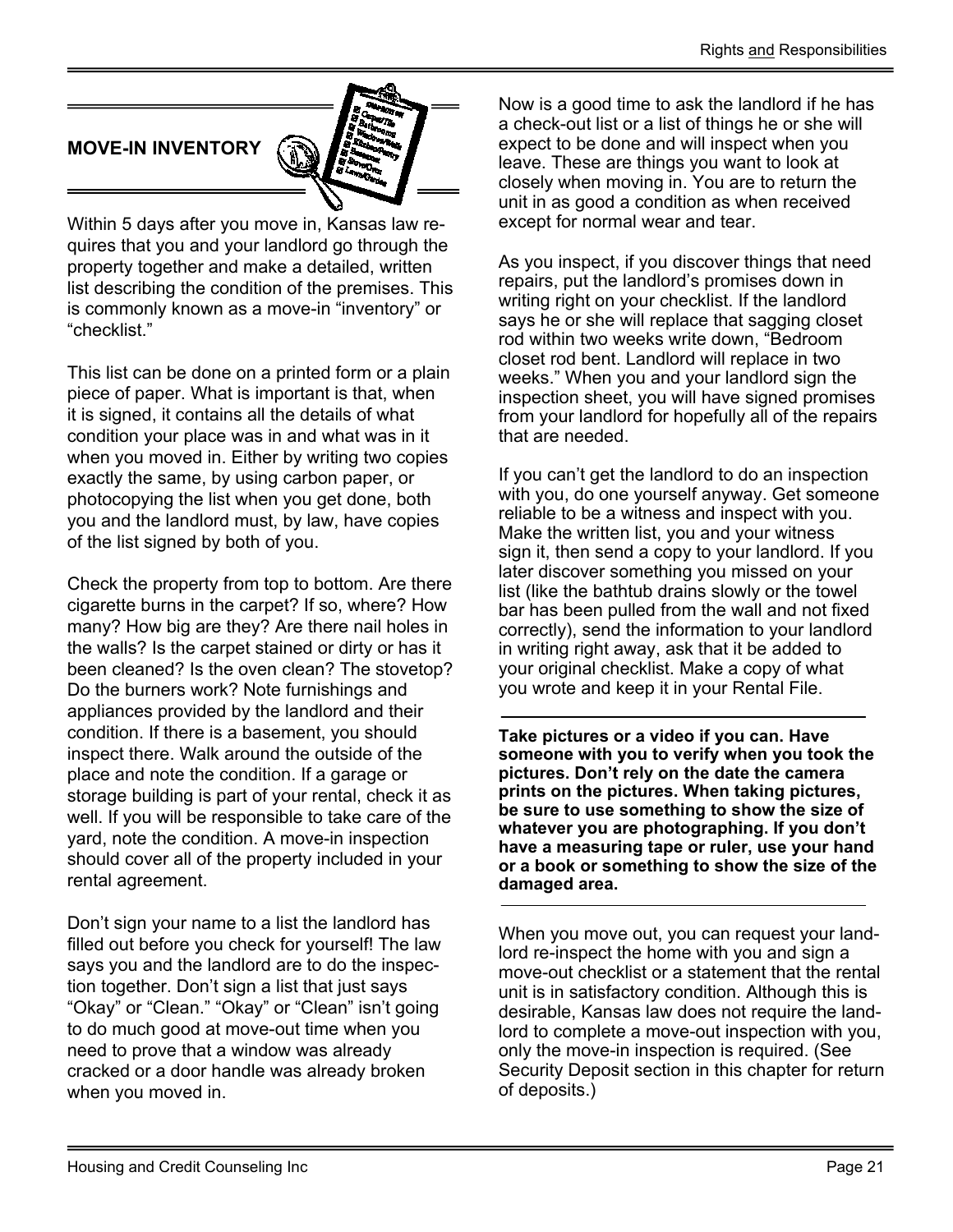## MOVE-IN INVENTORY

Within 5 days after you move in, Kansas law requires that you and your landlord go through the property together and make a detailed, written list describing the condition of the premises. This is commonly known as a move-in "inventory" or "checklist."

This list can be done on a printed form or a plain piece of paper. What is important is that, when it is signed, it contains all the details of what condition your place was in and what was in it when you moved in. Either by writing two copies exactly the same, by using carbon paper, or photocopying the list when you get done, both you and the landlord must, by law, have copies of the list signed by both of you.

Check the property from top to bottom. Are there cigarette burns in the carpet? If so, where? How many? How big are they? Are there nail holes in the walls? Is the carpet stained or dirty or has it been cleaned? Is the oven clean? The stovetop? Do the burners work? Note furnishings and appliances provided by the landlord and their condition. If there is a basement, you should inspect there. Walk around the outside of the place and note the condition. If a garage or storage building is part of your rental, check it as well. If you will be responsible to take care of the yard, note the condition. A move-in inspection should cover all of the property included in your rental agreement.

Don't sign your name to a list the landlord has filled out before you check for yourself! The law says you and the landlord are to do the inspection together. Don't sign a list that just says "Okay" or "Clean." "Okay" or "Clean" isn't going to do much good at move-out time when you need to prove that a window was already cracked or a door handle was already broken when you moved in.

Now is a good time to ask the landlord if he has a check-out list or a list of things he or she will expect to be done and will inspect when you leave. These are things you want to look at closely when moving in. You are to return the unit in as good a condition as when received except for normal wear and tear.

As you inspect, if you discover things that need repairs, put the landlord's promises down in writing right on your checklist. If the landlord says he or she will replace that sagging closet rod within two weeks write down, "Bedroom closet rod bent. Landlord will replace in two weeks." When you and your landlord sign the inspection sheet, you will have signed promises from your landlord for hopefully all of the repairs that are needed.

If you can't get the landlord to do an inspection with you, do one yourself anyway. Get someone reliable to be a witness and inspect with you. Make the written list, you and your witness sign it, then send a copy to your landlord. If you later discover something you missed on your list (like the bathtub drains slowly or the towel bar has been pulled from the wall and not fixed correctly), send the information to your landlord in writing right away, ask that it be added to your original checklist. Make a copy of what you wrote and keep it in your Rental File.

**Take pictures or a video if you can. Have someone with you to verify when you took the pictures. Don't rely on the date the camera prints on the pictures. When taking pictures, be sure to use something to show the size of whatever you are photographing. If you don't have a measuring tape or ruler, use your hand or a book or something to show the size of the damaged area.**

When you move out, you can request your landlord re-inspect the home with you and sign a move-out checklist or a statement that the rental unit is in satisfactory condition. Although this is desirable, Kansas law does not require the landlord to complete a move-out inspection with you, only the move-in inspection is required. (See Security Deposit section in this chapter for return of deposits.)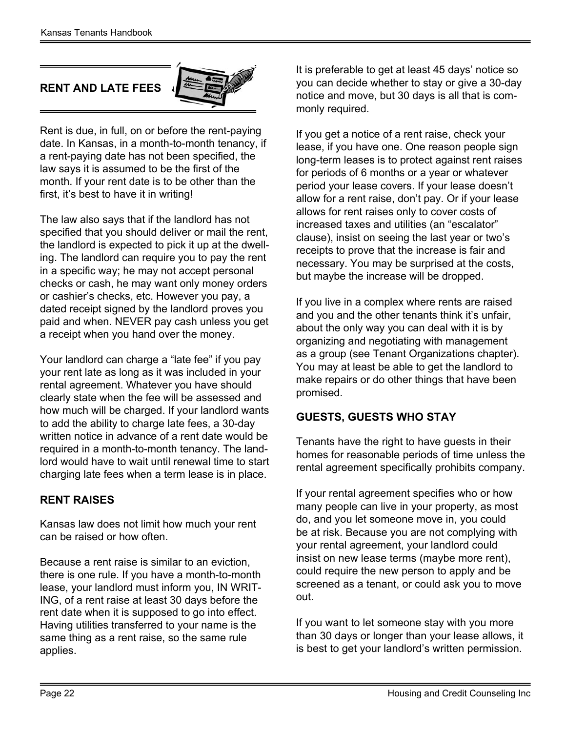## RENT AND LATE FEES

Rent is due, in full, on or before the rent-paying date. In Kansas, in a month-to-month tenancy, if a rent-paying date has not been specified, the law says it is assumed to be the first of the month. If your rent date is to be other than the first, it's best to have it in writing!

The law also says that if the landlord has not specified that you should deliver or mail the rent, the landlord is expected to pick it up at the dwelling. The landlord can require you to pay the rent in a specific way; he may not accept personal checks or cash, he may want only money orders or cashier's checks, etc. However you pay, a dated receipt signed by the landlord proves you paid and when. NEVER pay cash unless you get a receipt when you hand over the money.

Your landlord can charge a "late fee" if you pay your rent late as long as it was included in your rental agreement. Whatever you have should clearly state when the fee will be assessed and how much will be charged. If your landlord wants to add the ability to charge late fees, a 30-day written notice in advance of a rent date would be required in a month-to-month tenancy. The landlord would have to wait until renewal time to start charging late fees when a term lease is in place.

### RENT RAISES

Kansas law does not limit how much your rent can be raised or how often.

Because a rent raise is similar to an eviction, there is one rule. If you have a month-to-month lease, your landlord must inform you, IN WRITING, of a rent raise at least 30 days before the rent date when it is supposed to go into effect. Having utilities transferred to your name is the same thing as a rent raise, so the same rule applies.

It is preferable to get at least 45 days' notice so you can decide whether to stay or give a 30-day notice and move, but 30 days is all that is commonly required.

If you get a notice of a rent raise, check your lease, if you have one. One reason people sign long-term leases is to protect against rent raises for periods of 6 months or a year or whatever period your lease covers. If your lease doesn't allow for a rent raise, don't pay. Or if your lease allows for rent raises only to cover costs of increased taxes and utilities (an "escalator" clause), insist on seeing the last year or two's receipts to prove that the increase is fair and necessary. You may be surprised at the costs, but maybe the increase will be dropped.

If you live in a complex where rents are raised and you and the other tenants think it's unfair, about the only way you can deal with it is by organizing and negotiating with management as a group (see Tenant Organizations chapter). You may at least be able to get the landlord to make repairs or do other things that have been promised.

### GUESTS, GUESTS WHO STAY

Tenants have the right to have guests in their homes for reasonable periods of time unless the rental agreement specifically prohibits company.

If your rental agreement specifies who or how many people can live in your property, as most do, and you let someone move in, you could be at risk. Because you are not complying with your rental agreement, your landlord could insist on new lease terms (maybe more rent), could require the new person to apply and be screened as a tenant, or could ask you to move out.

If you want to let someone stay with you more than 30 days or longer than your lease allows, it is best to get your landlord's written permission.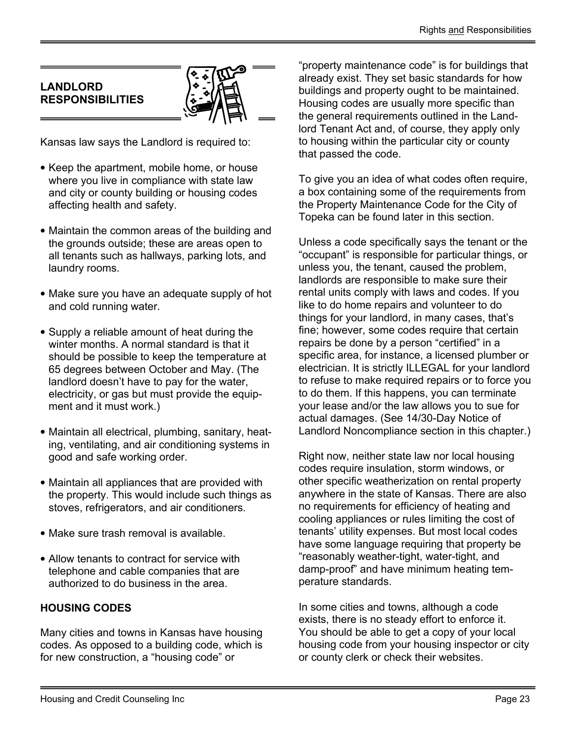## LANDLORD RESPONSIBILITIES

Kansas law says the Landlord is required to:

- Keep the apartment, mobile home, or house where you live in compliance with state law and city or county building or housing codes affecting health and safety.
- Maintain the common areas of the building and the grounds outside; these are areas open to all tenants such as hallways, parking lots, and laundry rooms.
- Make sure you have an adequate supply of hot and cold running water.
- Supply a reliable amount of heat during the winter months. A normal standard is that it should be possible to keep the temperature at 65 degrees between October and May. (The landlord doesn't have to pay for the water, electricity, or gas but must provide the equipment and it must work.)
- Maintain all electrical, plumbing, sanitary, heating, ventilating, and air conditioning systems in good and safe working order.
- Maintain all appliances that are provided with the property. This would include such things as stoves, refrigerators, and air conditioners.
- Make sure trash removal is available.
- Allow tenants to contract for service with telephone and cable companies that are authorized to do business in the area.

### HOUSING CODES

Many cities and towns in Kansas have housing codes. As opposed to a building code, which is for new construction, a "housing code" or "property maintenance code" is for buildings that already exist. They set basic standards for how buildings and property ought to be maintained. Housing codes are usually more specific than the general requirements outlined in the Landlord Tenant Act and, of course, they apply only to housing within the particular city or county that passed the code.

To give you an idea of what codes often require, a box containing some of the requirements from the Property Maintenance Code for the City of Topeka can be found later in this section.

Unless a code specifically says the tenant or the "occupant" is responsible for particular things, or unless you, the tenant, caused the problem, landlords are responsible to make sure their rental units comply with laws and codes. If you like to do home repairs and volunteer to do things for your landlord, in many cases, that's fine; however, some codes require that certain repairs be done by a person "certified" in a specific area, for instance, a licensed plumber or electrician. It is strictly ILLEGAL for your landlord to refuse to make required repairs or to force you to do them. If this happens, you can terminate your lease and/or the law allows you to sue for actual damages. (See 14/30-Day Notice of Landlord Noncompliance section in this chapter.)

Right now, neither state law nor local housing codes require insulation, storm windows, or other specific weatherization on rental property anywhere in the state of Kansas. There are also no requirements for efficiency of heating and cooling appliances or rules limiting the cost of tenants' utility expenses. But most local codes have some language requiring that property be "reasonably weather-tight, water-tight, and damp-proof" and have minimum heating temperature standards.

In some cities and towns, although a code exists, there is no steady effort to enforce it. You should be able to get a copy of your local housing code from your housing inspector or city or county clerk or check their websites.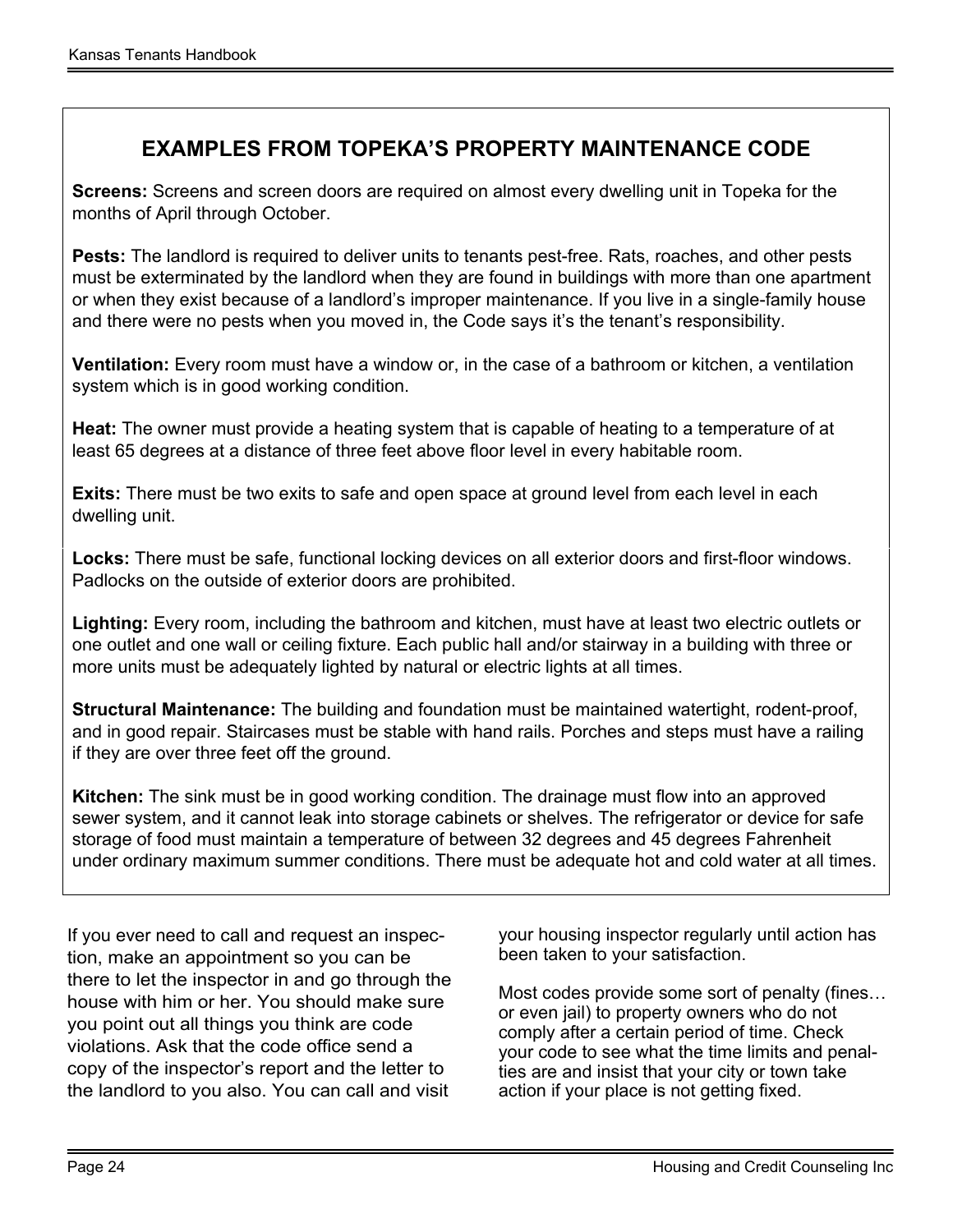## EXAMPLES FROM TOPEKA'S PROPERTY MAINTENANCE CODE

**Screens:** Screens and screen doors are required on almost every dwelling unit in Topeka for the months of April through October.

**Pests:** The landlord is required to deliver units to tenants pest-free. Rats, roaches, and other pests must be exterminated by the landlord when they are found in buildings with more than one apartment or when they exist because of a landlord's improper maintenance. If you live in a single-family house and there were no pests when you moved in, the Code says it's the tenant's responsibility.

**Ventilation:** Every room must have a window or, in the case of a bathroom or kitchen, a ventilation system which is in good working condition.

**Heat:** The owner must provide a heating system that is capable of heating to a temperature of at least 65 degrees at a distance of three feet above floor level in every habitable room.

**Exits:** There must be two exits to safe and open space at ground level from each level in each dwelling unit.

**Locks:** There must be safe, functional locking devices on all exterior doors and first-floor windows. Padlocks on the outside of exterior doors are prohibited.

**Lighting:** Every room, including the bathroom and kitchen, must have at least two electric outlets or one outlet and one wall or ceiling fixture. Each public hall and/or stairway in a building with three or more units must be adequately lighted by natural or electric lights at all times.

**Structural Maintenance:** The building and foundation must be maintained watertight, rodent-proof, and in good repair. Staircases must be stable with hand rails. Porches and steps must have a railing if they are over three feet off the ground.

**Kitchen:** The sink must be in good working condition. The drainage must flow into an approved sewer system, and it cannot leak into storage cabinets or shelves. The refrigerator or device for safe storage of food must maintain a temperature of between 32 degrees and 45 degrees Fahrenheit under ordinary maximum summer conditions. There must be adequate hot and cold water at all times.

If you ever need to call and request an inspection, make an appointment so you can be there to let the inspector in and go through the house with him or her. You should make sure you point out all things you think are code violations. Ask that the code office send a copy of the inspector's report and the letter to the landlord to you also. You can call and visit your housing inspector regularly until action has been taken to your satisfaction.

Most codes provide some sort of penalty (fines… or even jail) to property owners who do not comply after a certain period of time. Check your code to see what the time limits and penalties are and insist that your city or town take action if your place is not getting fixed.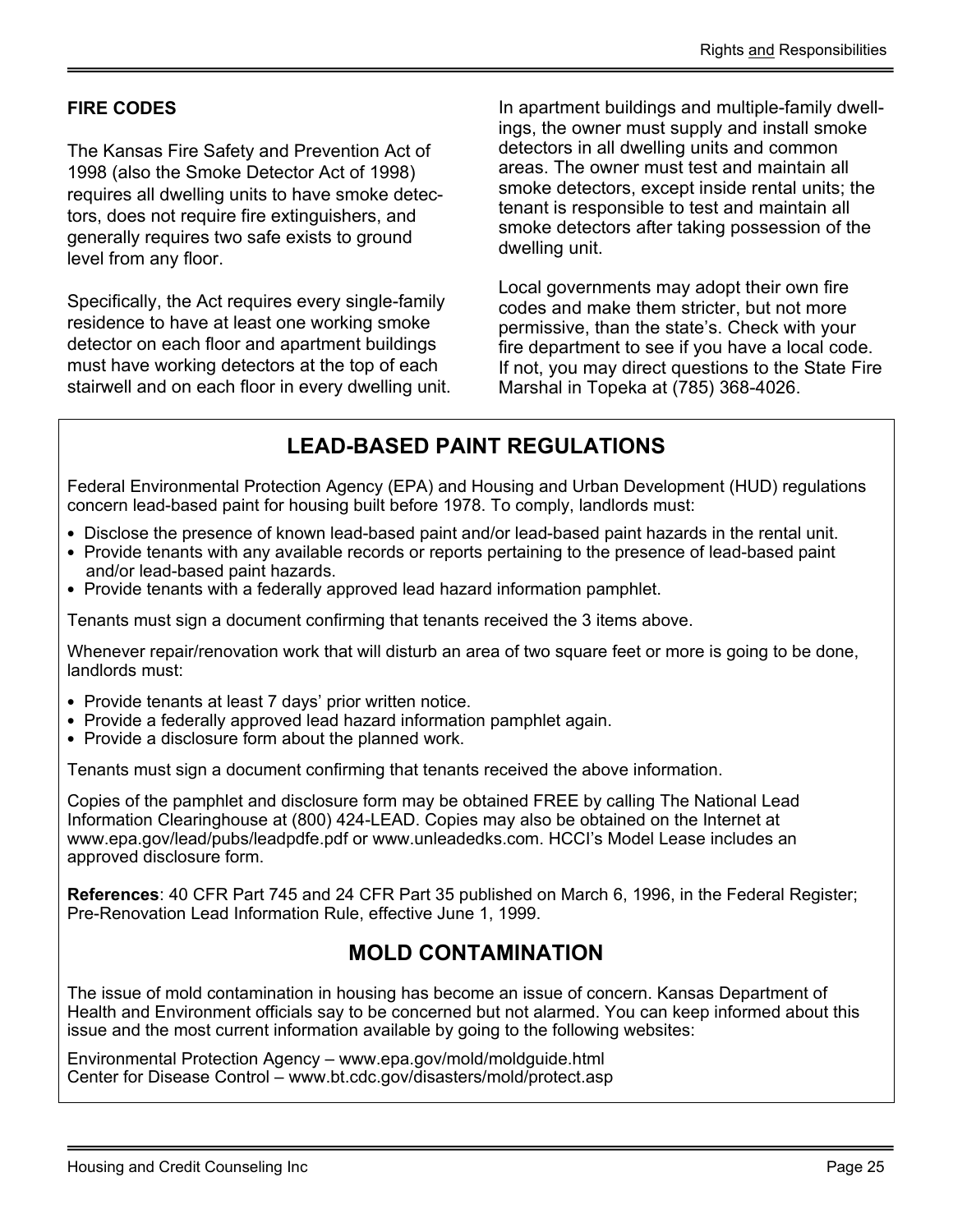## FIRE CODES

The Kansas Fire Safety and Prevention Act of 1998 (also the Smoke Detector Act of 1998) requires all dwelling units to have smoke detectors, does not require fire extinguishers, and generally requires two safe exists to ground level from any floor.

Specifically, the Act requires every single-family residence to have at least one working smoke detector on each floor and apartment buildings must have working detectors at the top of each stairwell and on each floor in every dwelling unit.

In apartment buildings and multiple-family dwellings, the owner must supply and install smoke detectors in all dwelling units and common areas. The owner must test and maintain all smoke detectors, except inside rental units; the tenant is responsible to test and maintain all smoke detectors after taking possession of the dwelling unit.

Local governments may adopt their own fire codes and make them stricter, but not more permissive, than the state's. Check with your fire department to see if you have a local code. If not, you may direct questions to the State Fire Marshal in Topeka at (785) 368-4026.

## LEAD-BASED PAINT REGULATIONS

Federal Environmental Protection Agency (EPA) and Housing and Urban Development (HUD) regulations concern lead-based paint for housing built before 1978. To comply, landlords must:

- Disclose the presence of known lead-based paint and/or lead-based paint hazards in the rental unit.
- Provide tenants with any available records or reports pertaining to the presence of lead-based paint and/or lead-based paint hazards.
- Provide tenants with a federally approved lead hazard information pamphlet.

Tenants must sign a document confirming that tenants received the 3 items above.

Whenever repair/renovation work that will disturb an area of two square feet or more is going to be done, landlords must:

- Provide tenants at least 7 days' prior written notice.
- Provide a federally approved lead hazard information pamphlet again.
- Provide a disclosure form about the planned work.

Tenants must sign a document confirming that tenants received the above information.

Copies of the pamphlet and disclosure form may be obtained FREE by calling The National Lead Information Clearinghouse at (800) 424-LEAD. Copies may also be obtained on the Internet at www.epa.gov/lead/pubs/leadpdfe.pdf or www.unleadedks.com. HCCI's Model Lease includes an approved disclosure form.

**References**: 40 CFR Part 745 and 24 CFR Part 35 published on March 6, 1996, in the Federal Register; Pre-Renovation Lead Information Rule, effective June 1, 1999.

## MOLD CONTAMINATION

The issue of mold contamination in housing has become an issue of concern. Kansas Department of Health and Environment officials say to be concerned but not alarmed. You can keep informed about this issue and the most current information available by going to the following websites:

Environmental Protection Agency – www.epa.gov/mold/moldguide.html
Center for Disease Control – www.bt.cdc.gov/disasters/mold/protect.asp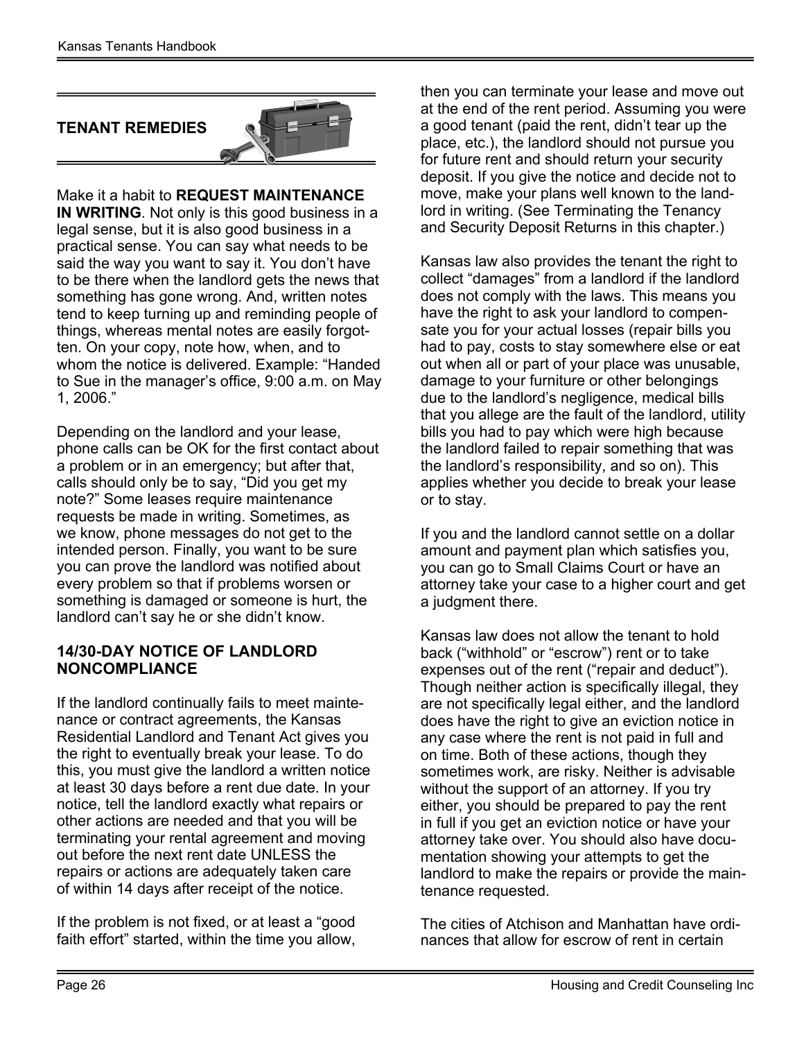## TENANT REMEDIES

Make it a habit to **REQUEST MAINTENANCE IN WRITING**. Not only is this good business in a legal sense, but it is also good business in a practical sense. You can say what needs to be said the way you want to say it. You don't have to be there when the landlord gets the news that something has gone wrong. And, written notes tend to keep turning up and reminding people of things, whereas mental notes are easily forgotten. On your copy, note how, when, and to whom the notice is delivered. Example: "Handed to Sue in the manager's office, 9:00 a.m. on May 1, 2006."

Depending on the landlord and your lease, phone calls can be OK for the first contact about a problem or in an emergency; but after that, calls should only be to say, "Did you get my note?" Some leases require maintenance requests be made in writing. Sometimes, as we know, phone messages do not get to the intended person. Finally, you want to be sure you can prove the landlord was notified about every problem so that if problems worsen or something is damaged or someone is hurt, the landlord can't say he or she didn't know.

### 14/30-DAY NOTICE OF LANDLORD NONCOMPLIANCE

If the landlord continually fails to meet maintenance or contract agreements, the Kansas Residential Landlord and Tenant Act gives you the right to eventually break your lease. To do this, you must give the landlord a written notice at least 30 days before a rent due date. In your notice, tell the landlord exactly what repairs or other actions are needed and that you will be terminating your rental agreement and moving out before the next rent date UNLESS the repairs or actions are adequately taken care of within 14 days after receipt of the notice.

If the problem is not fixed, or at least a "good faith effort" started, within the time you allow, then you can terminate your lease and move out at the end of the rent period. Assuming you were a good tenant (paid the rent, didn't tear up the place, etc.), the landlord should not pursue you for future rent and should return your security deposit. If you give the notice and decide not to move, make your plans well known to the landlord in writing. (See Terminating the Tenancy and Security Deposit Returns in this chapter.)

Kansas law also provides the tenant the right to collect "damages" from a landlord if the landlord does not comply with the laws. This means you have the right to ask your landlord to compensate you for your actual losses (repair bills you had to pay, costs to stay somewhere else or eat out when all or part of your place was unusable, damage to your furniture or other belongings due to the landlord's negligence, medical bills that you allege are the fault of the landlord, utility bills you had to pay which were high because the landlord failed to repair something that was the landlord's responsibility, and so on). This applies whether you decide to break your lease or to stay.

If you and the landlord cannot settle on a dollar amount and payment plan which satisfies you, you can go to Small Claims Court or have an attorney take your case to a higher court and get a judgment there.

Kansas law does not allow the tenant to hold back ("withhold" or "escrow") rent or to take expenses out of the rent ("repair and deduct"). Though neither action is specifically illegal, they are not specifically legal either, and the landlord does have the right to give an eviction notice in any case where the rent is not paid in full and on time. Both of these actions, though they sometimes work, are risky. Neither is advisable without the support of an attorney. If you try either, you should be prepared to pay the rent in full if you get an eviction notice or have your attorney take over. You should also have documentation showing your attempts to get the landlord to make the repairs or provide the maintenance requested.

The cities of Atchison and Manhattan have ordinances that allow for escrow of rent in certain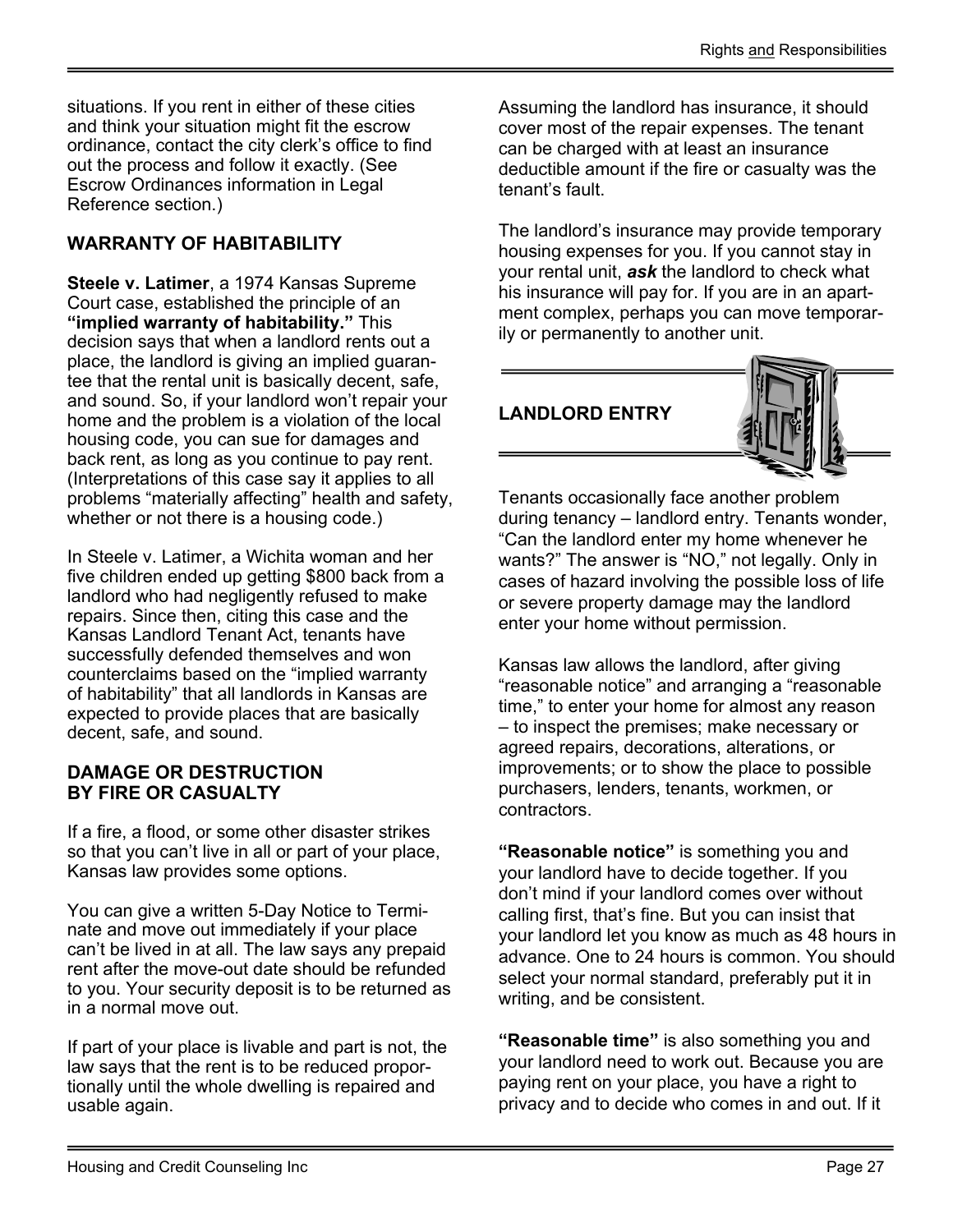situations. If you rent in either of these cities and think your situation might fit the escrow ordinance, contact the city clerk's office to find out the process and follow it exactly. (See Escrow Ordinances information in Legal Reference section.)

## WARRANTY OF HABITABILITY

**Steele v. Latimer**, a 1974 Kansas Supreme Court case, established the principle of an **"implied warranty of habitability."** This decision says that when a landlord rents out a place, the landlord is giving an implied guarantee that the rental unit is basically decent, safe, and sound. So, if your landlord won't repair your home and the problem is a violation of the local housing code, you can sue for damages and back rent, as long as you continue to pay rent. (Interpretations of this case say it applies to all problems "materially affecting" health and safety, whether or not there is a housing code.)

In Steele v. Latimer, a Wichita woman and her five children ended up getting $800 back from a landlord who had negligently refused to make repairs. Since then, citing this case and the Kansas Landlord Tenant Act, tenants have successfully defended themselves and won counterclaims based on the "implied warranty of habitability" that all landlords in Kansas are expected to provide places that are basically decent, safe, and sound.

## DAMAGE OR DESTRUCTION BY FIRE OR CASUALTY

If a fire, a flood, or some other disaster strikes so that you can't live in all or part of your place, Kansas law provides some options.

You can give a written 5-Day Notice to Terminate and move out immediately if your place can't be lived in at all. The law says any prepaid rent after the move-out date should be refunded to you. Your security deposit is to be returned as in a normal move out.

If part of your place is livable and part is not, the law says that the rent is to be reduced proportionally until the whole dwelling is repaired and usable again.

Assuming the landlord has insurance, it should cover most of the repair expenses. The tenant can be charged with at least an insurance deductible amount if the fire or casualty was the tenant's fault.

The landlord's insurance may provide temporary housing expenses for you. If you cannot stay in your rental unit, ***ask*** the landlord to check what his insurance will pay for. If you are in an apartment complex, perhaps you can move temporarily or permanently to another unit.

## LANDLORD ENTRY

Tenants occasionally face another problem during tenancy – landlord entry. Tenants wonder, "Can the landlord enter my home whenever he wants?" The answer is "NO," not legally. Only in cases of hazard involving the possible loss of life or severe property damage may the landlord enter your home without permission.

Kansas law allows the landlord, after giving "reasonable notice" and arranging a "reasonable time," to enter your home for almost any reason – to inspect the premises; make necessary or agreed repairs, decorations, alterations, or improvements; or to show the place to possible purchasers, lenders, tenants, workmen, or contractors.

**"Reasonable notice"** is something you and your landlord have to decide together. If you don't mind if your landlord comes over without calling first, that's fine. But you can insist that your landlord let you know as much as 48 hours in advance. One to 24 hours is common. You should select your normal standard, preferably put it in writing, and be consistent.

**"Reasonable time"** is also something you and your landlord need to work out. Because you are paying rent on your place, you have a right to privacy and to decide who comes in and out. If it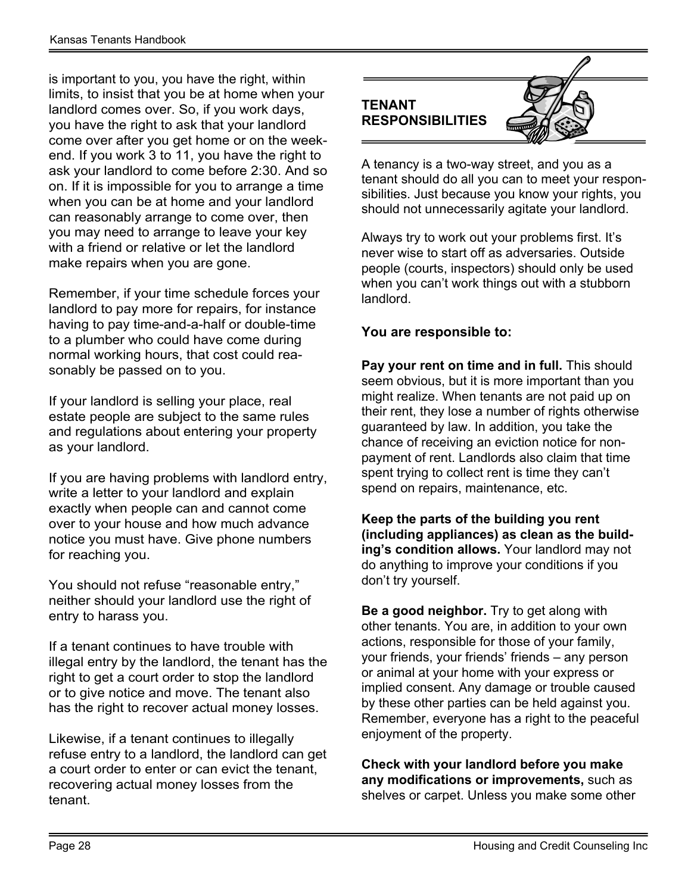is important to you, you have the right, within limits, to insist that you be at home when your landlord comes over. So, if you work days, you have the right to ask that your landlord come over after you get home or on the weekend. If you work 3 to 11, you have the right to ask your landlord to come before 2:30. And so on. If it is impossible for you to arrange a time when you can be at home and your landlord can reasonably arrange to come over, then you may need to arrange to leave your key with a friend or relative or let the landlord make repairs when you are gone.

Remember, if your time schedule forces your landlord to pay more for repairs, for instance having to pay time-and-a-half or double-time to a plumber who could have come during normal working hours, that cost could reasonably be passed on to you.

If your landlord is selling your place, real estate people are subject to the same rules and regulations about entering your property as your landlord.

If you are having problems with landlord entry, write a letter to your landlord and explain exactly when people can and cannot come over to your house and how much advance notice you must have. Give phone numbers for reaching you.

You should not refuse "reasonable entry," neither should your landlord use the right of entry to harass you.

If a tenant continues to have trouble with illegal entry by the landlord, the tenant has the right to get a court order to stop the landlord or to give notice and move. The tenant also has the right to recover actual money losses.

Likewise, if a tenant continues to illegally refuse entry to a landlord, the landlord can get a court order to enter or can evict the tenant, recovering actual money losses from the tenant.

## TENANT RESPONSIBILITIES

A tenancy is a two-way street, and you as a tenant should do all you can to meet your responsibilities. Just because you know your rights, you should not unnecessarily agitate your landlord.

Always try to work out your problems first. It's never wise to start off as adversaries. Outside people (courts, inspectors) should only be used when you can't work things out with a stubborn landlord.

**You are responsible to:**

**Pay your rent on time and in full.** This should seem obvious, but it is more important than you might realize. When tenants are not paid up on their rent, they lose a number of rights otherwise guaranteed by law. In addition, you take the chance of receiving an eviction notice for non-payment of rent. Landlords also claim that time spent trying to collect rent is time they can't spend on repairs, maintenance, etc.

**Keep the parts of the building you rent (including appliances) as clean as the building's condition allows.** Your landlord may not do anything to improve your conditions if you don't try yourself.

**Be a good neighbor.** Try to get along with other tenants. You are, in addition to your own actions, responsible for those of your family, your friends, your friends' friends – any person or animal at your home with your express or implied consent. Any damage or trouble caused by these other parties can be held against you. Remember, everyone has a right to the peaceful enjoyment of the property.

**Check with your landlord before you make any modifications or improvements,** such as shelves or carpet. Unless you make some other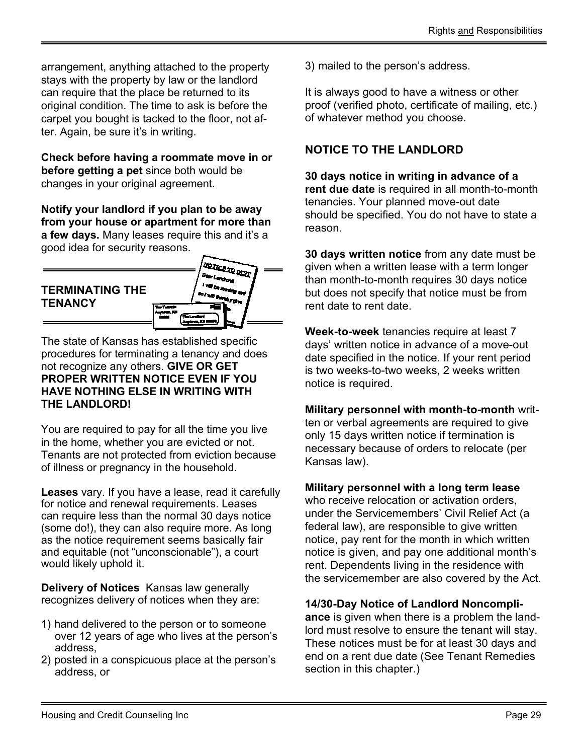arrangement, anything attached to the property stays with the property by law or the landlord can require that the place be returned to its original condition. The time to ask is before the carpet you bought is tacked to the floor, not after. Again, be sure it's in writing.

**Check before having a roommate move in or before getting a pet** since both would be changes in your original agreement.

**Notify your landlord if you plan to be away from your house or apartment for more than a few days.** Many leases require this and it's a good idea for security reasons.

## TERMINATING THE TENANCY

The state of Kansas has established specific procedures for terminating a tenancy and does not recognize any others. **GIVE OR GET PROPER WRITTEN NOTICE EVEN IF YOU HAVE NOTHING ELSE IN WRITING WITH THE LANDLORD!**

You are required to pay for all the time you live in the home, whether you are evicted or not. Tenants are not protected from eviction because of illness or pregnancy in the household.

**Leases** vary. If you have a lease, read it carefully for notice and renewal requirements. Leases can require less than the normal 30 days notice (some do!), they can also require more. As long as the notice requirement seems basically fair and equitable (not "unconscionable"), a court would likely uphold it.

**Delivery of Notices** Kansas law generally recognizes delivery of notices when they are:

1) hand delivered to the person or to someone over 12 years of age who lives at the person's address,
2) posted in a conspicuous place at the person's address, or
3) mailed to the person's address.

It is always good to have a witness or other proof (verified photo, certificate of mailing, etc.) of whatever method you choose.

## NOTICE TO THE LANDLORD

**30 days notice in writing in advance of a rent due date** is required in all month-to-month tenancies. Your planned move-out date should be specified. You do not have to state a reason.

**30 days written notice** from any date must be given when a written lease with a term longer than month-to-month requires 30 days notice but does not specify that notice must be from rent date to rent date.

**Week-to-week** tenancies require at least 7 days' written notice in advance of a move-out date specified in the notice. If your rent period is two weeks-to-two weeks, 2 weeks written notice is required.

**Military personnel with month-to-month** written or verbal agreements are required to give only 15 days written notice if termination is necessary because of orders to relocate (per Kansas law).

**Military personnel with a long term lease** who receive relocation or activation orders, under the Servicemembers' Civil Relief Act (a federal law), are responsible to give written notice, pay rent for the month in which written notice is given, and pay one additional month's rent. Dependents living in the residence with the servicemember are also covered by the Act.

**14/30-Day Notice of Landlord Noncompliance** is given when there is a problem the landlord must resolve to ensure the tenant will stay. These notices must be for at least 30 days and end on a rent due date (See Tenant Remedies section in this chapter.)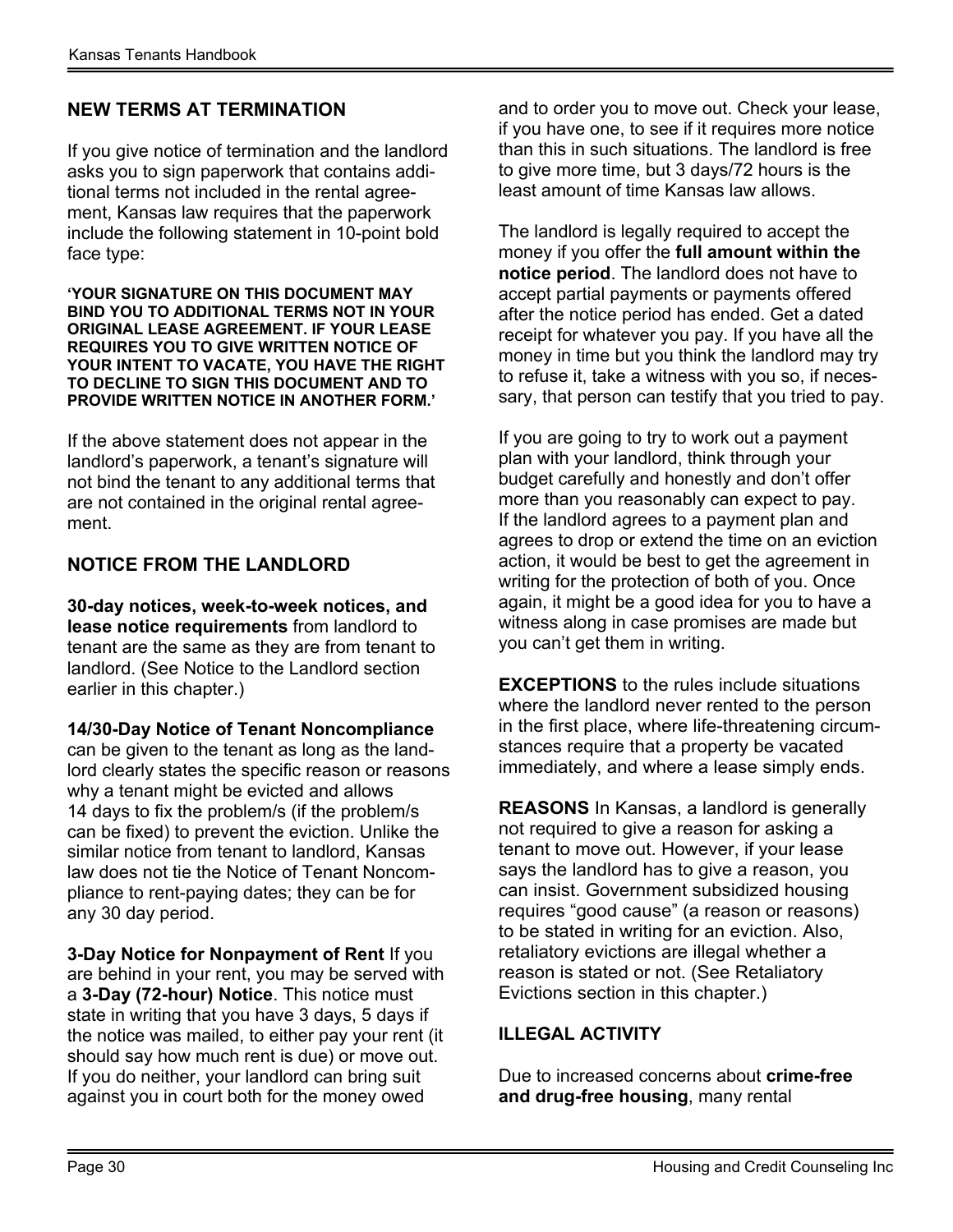## NEW TERMS AT TERMINATION

If you give notice of termination and the landlord asks you to sign paperwork that contains additional terms not included in the rental agreement, Kansas law requires that the paperwork include the following statement in 10-point bold face type:

**'YOUR SIGNATURE ON THIS DOCUMENT MAY BIND YOU TO ADDITIONAL TERMS NOT IN YOUR ORIGINAL LEASE AGREEMENT. IF YOUR LEASE REQUIRES YOU TO GIVE WRITTEN NOTICE OF YOUR INTENT TO VACATE, YOU HAVE THE RIGHT TO DECLINE TO SIGN THIS DOCUMENT AND TO PROVIDE WRITTEN NOTICE IN ANOTHER FORM.'**

If the above statement does not appear in the landlord's paperwork, a tenant's signature will not bind the tenant to any additional terms that are not contained in the original rental agreement.

## NOTICE FROM THE LANDLORD

**30-day notices, week-to-week notices, and lease notice requirements** from landlord to tenant are the same as they are from tenant to landlord. (See Notice to the Landlord section earlier in this chapter.)

**14/30-Day Notice of Tenant Noncompliance** can be given to the tenant as long as the landlord clearly states the specific reason or reasons why a tenant might be evicted and allows 14 days to fix the problem/s (if the problem/s can be fixed) to prevent the eviction. Unlike the similar notice from tenant to landlord, Kansas law does not tie the Notice of Tenant Noncompliance to rent-paying dates; they can be for any 30 day period.

**3-Day Notice for Nonpayment of Rent** If you are behind in your rent, you may be served with a **3-Day (72-hour) Notice**. This notice must state in writing that you have 3 days, 5 days if the notice was mailed, to either pay your rent (it should say how much rent is due) or move out. If you do neither, your landlord can bring suit against you in court both for the money owed and to order you to move out. Check your lease, if you have one, to see if it requires more notice than this in such situations. The landlord is free to give more time, but 3 days/72 hours is the least amount of time Kansas law allows.

The landlord is legally required to accept the money if you offer the **full amount within the notice period**. The landlord does not have to accept partial payments or payments offered after the notice period has ended. Get a dated receipt for whatever you pay. If you have all the money in time but you think the landlord may try to refuse it, take a witness with you so, if necessary, that person can testify that you tried to pay.

If you are going to try to work out a payment plan with your landlord, think through your budget carefully and honestly and don't offer more than you reasonably can expect to pay. If the landlord agrees to a payment plan and agrees to drop or extend the time on an eviction action, it would be best to get the agreement in writing for the protection of both of you. Once again, it might be a good idea for you to have a witness along in case promises are made but you can't get them in writing.

**EXCEPTIONS** to the rules include situations where the landlord never rented to the person in the first place, where life-threatening circumstances require that a property be vacated immediately, and where a lease simply ends.

**REASONS** In Kansas, a landlord is generally not required to give a reason for asking a tenant to move out. However, if your lease says the landlord has to give a reason, you can insist. Government subsidized housing requires "good cause" (a reason or reasons) to be stated in writing for an eviction. Also, retaliatory evictions are illegal whether a reason is stated or not. (See Retaliatory Evictions section in this chapter.)

## ILLEGAL ACTIVITY

Due to increased concerns about **crime-free and drug-free housing**, many rental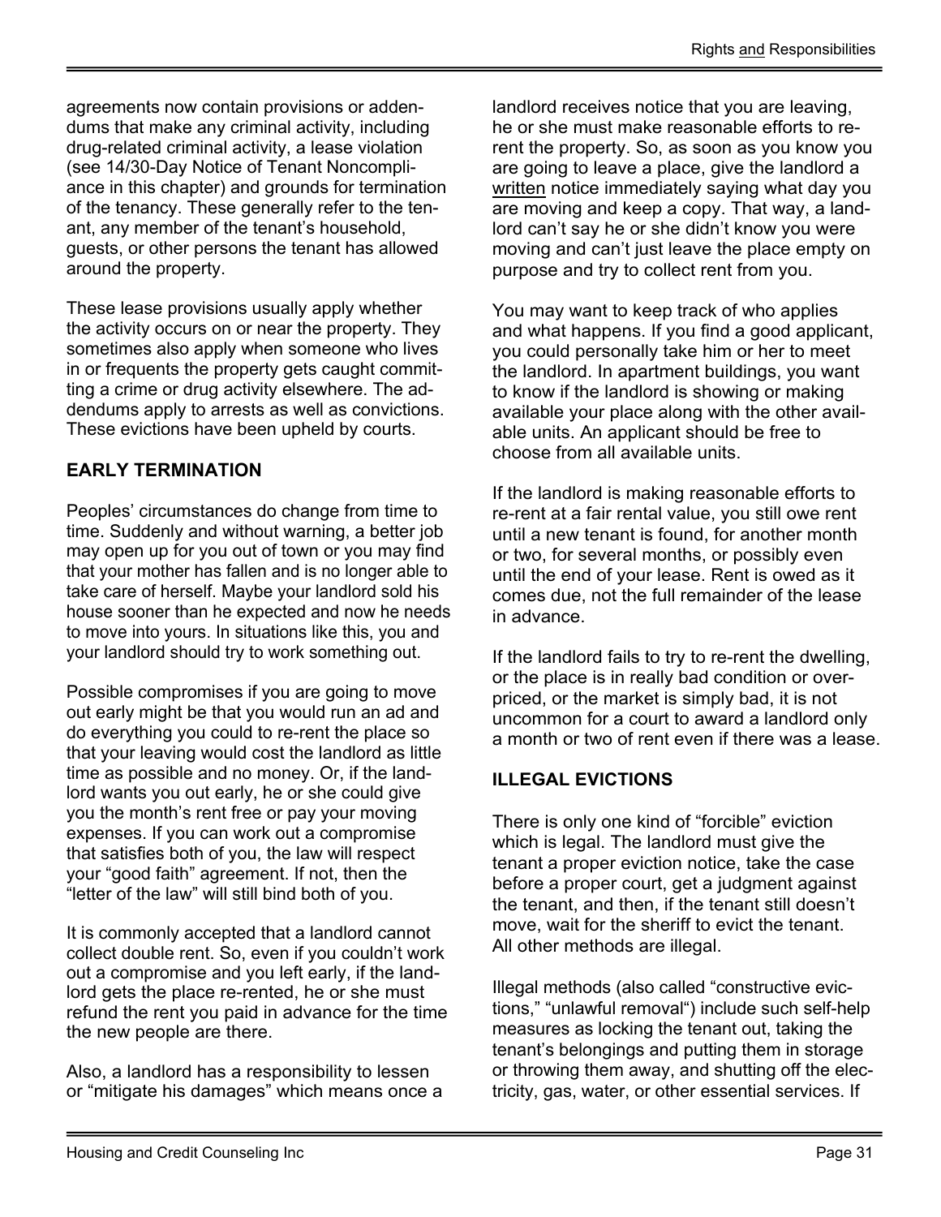agreements now contain provisions or addendums that make any criminal activity, including drug-related criminal activity, a lease violation (see 14/30-Day Notice of Tenant Noncompliance in this chapter) and grounds for termination of the tenancy. These generally refer to the tenant, any member of the tenant's household, guests, or other persons the tenant has allowed around the property.

These lease provisions usually apply whether the activity occurs on or near the property. They sometimes also apply when someone who lives in or frequents the property gets caught committing a crime or drug activity elsewhere. The addendums apply to arrests as well as convictions. These evictions have been upheld by courts.

## EARLY TERMINATION

Peoples' circumstances do change from time to time. Suddenly and without warning, a better job may open up for you out of town or you may find that your mother has fallen and is no longer able to take care of herself. Maybe your landlord sold his house sooner than he expected and now he needs to move into yours. In situations like this, you and your landlord should try to work something out.

Possible compromises if you are going to move out early might be that you would run an ad and do everything you could to re-rent the place so that your leaving would cost the landlord as little time as possible and no money. Or, if the landlord wants you out early, he or she could give you the month's rent free or pay your moving expenses. If you can work out a compromise that satisfies both of you, the law will respect your "good faith" agreement. If not, then the "letter of the law" will still bind both of you.

It is commonly accepted that a landlord cannot collect double rent. So, even if you couldn't work out a compromise and you left early, if the landlord gets the place re-rented, he or she must refund the rent you paid in advance for the time the new people are there.

Also, a landlord has a responsibility to lessen or "mitigate his damages" which means once a landlord receives notice that you are leaving, he or she must make reasonable efforts to re-rent the property. So, as soon as you know you are going to leave a place, give the landlord a written notice immediately saying what day you are moving and keep a copy. That way, a landlord can't say he or she didn't know you were moving and can't just leave the place empty on purpose and try to collect rent from you.

You may want to keep track of who applies and what happens. If you find a good applicant, you could personally take him or her to meet the landlord. In apartment buildings, you want to know if the landlord is showing or making available your place along with the other available units. An applicant should be free to choose from all available units.

If the landlord is making reasonable efforts to re-rent at a fair rental value, you still owe rent until a new tenant is found, for another month or two, for several months, or possibly even until the end of your lease. Rent is owed as it comes due, not the full remainder of the lease in advance.

If the landlord fails to try to re-rent the dwelling, or the place is in really bad condition or overpriced, or the market is simply bad, it is not uncommon for a court to award a landlord only a month or two of rent even if there was a lease.

## ILLEGAL EVICTIONS

There is only one kind of "forcible" eviction which is legal. The landlord must give the tenant a proper eviction notice, take the case before a proper court, get a judgment against the tenant, and then, if the tenant still doesn't move, wait for the sheriff to evict the tenant. All other methods are illegal.

Illegal methods (also called "constructive evictions," "unlawful removal") include such self-help measures as locking the tenant out, taking the tenant's belongings and putting them in storage or throwing them away, and shutting off the electricity, gas, water, or other essential services. If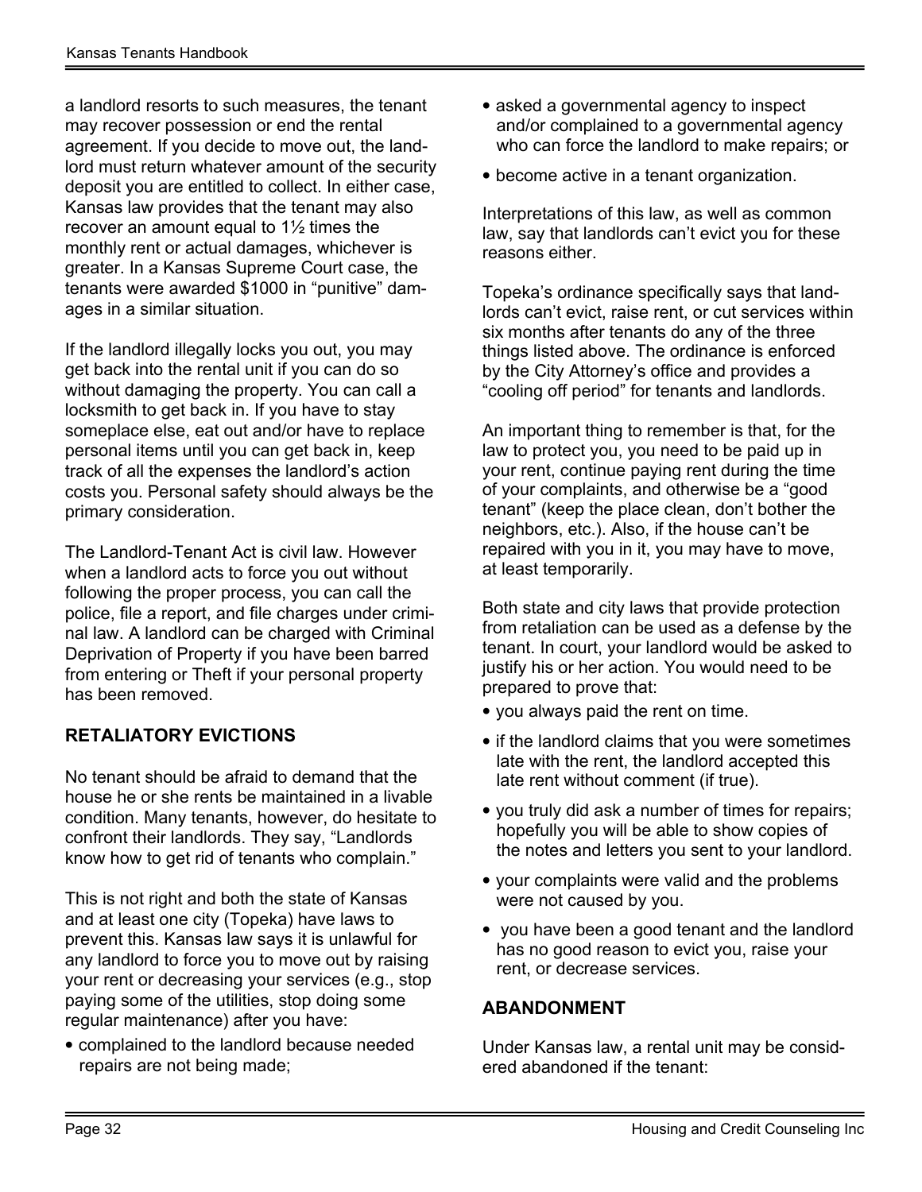a landlord resorts to such measures, the tenant may recover possession or end the rental agreement. If you decide to move out, the landlord must return whatever amount of the security deposit you are entitled to collect. In either case, Kansas law provides that the tenant may also recover an amount equal to 1½ times the monthly rent or actual damages, whichever is greater. In a Kansas Supreme Court case, the tenants were awarded $1000 in "punitive" damages in a similar situation.

If the landlord illegally locks you out, you may get back into the rental unit if you can do so without damaging the property. You can call a locksmith to get back in. If you have to stay someplace else, eat out and/or have to replace personal items until you can get back in, keep track of all the expenses the landlord's action costs you. Personal safety should always be the primary consideration.

The Landlord-Tenant Act is civil law. However when a landlord acts to force you out without following the proper process, you can call the police, file a report, and file charges under criminal law. A landlord can be charged with Criminal Deprivation of Property if you have been barred from entering or Theft if your personal property has been removed.

## RETALIATORY EVICTIONS

No tenant should be afraid to demand that the house he or she rents be maintained in a livable condition. Many tenants, however, do hesitate to confront their landlords. They say, "Landlords know how to get rid of tenants who complain."

This is not right and both the state of Kansas and at least one city (Topeka) have laws to prevent this. Kansas law says it is unlawful for any landlord to force you to move out by raising your rent or decreasing your services (e.g., stop paying some of the utilities, stop doing some regular maintenance) after you have:

- complained to the landlord because needed repairs are not being made;
- asked a governmental agency to inspect and/or complained to a governmental agency who can force the landlord to make repairs; or
- become active in a tenant organization.

Interpretations of this law, as well as common law, say that landlords can't evict you for these reasons either.

Topeka's ordinance specifically says that landlords can't evict, raise rent, or cut services within six months after tenants do any of the three things listed above. The ordinance is enforced by the City Attorney's office and provides a "cooling off period" for tenants and landlords.

An important thing to remember is that, for the law to protect you, you need to be paid up in your rent, continue paying rent during the time of your complaints, and otherwise be a "good tenant" (keep the place clean, don't bother the neighbors, etc.). Also, if the house can't be repaired with you in it, you may have to move, at least temporarily.

Both state and city laws that provide protection from retaliation can be used as a defense by the tenant. In court, your landlord would be asked to justify his or her action. You would need to be prepared to prove that:

- you always paid the rent on time.
- if the landlord claims that you were sometimes late with the rent, the landlord accepted this late rent without comment (if true).
- you truly did ask a number of times for repairs; hopefully you will be able to show copies of the notes and letters you sent to your landlord.
- your complaints were valid and the problems were not caused by you.
- you have been a good tenant and the landlord has no good reason to evict you, raise your rent, or decrease services.

## ABANDONMENT

Under Kansas law, a rental unit may be considered abandoned if the tenant: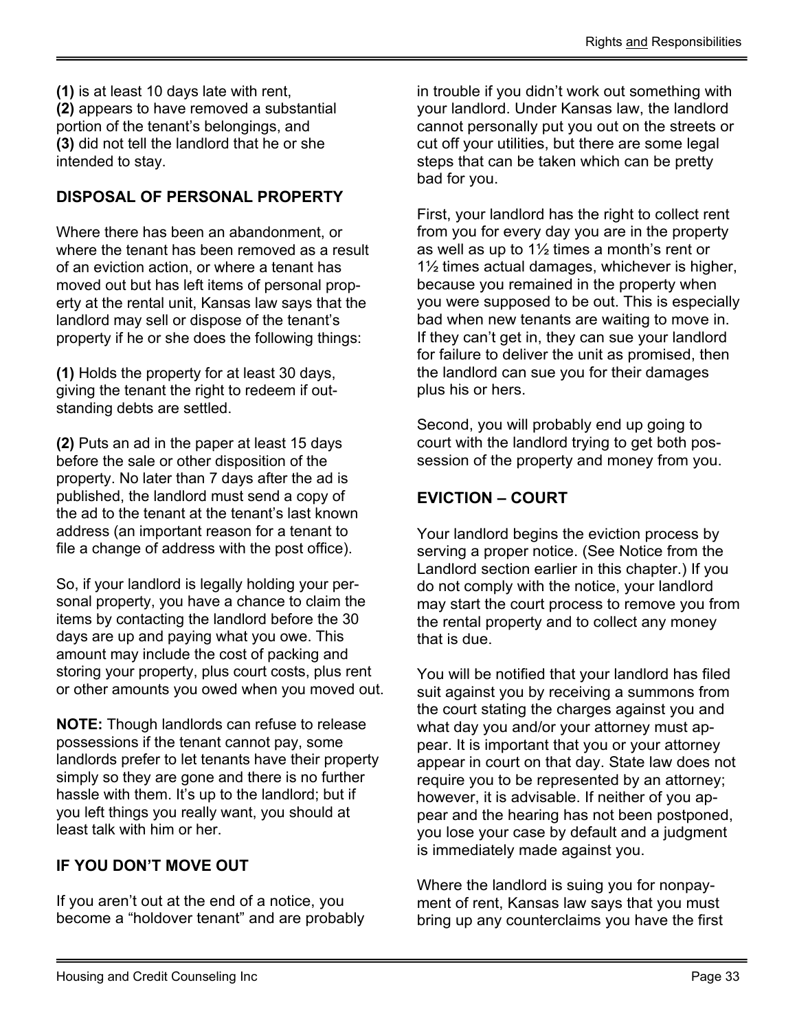**(1)** is at least 10 days late with rent,
**(2)** appears to have removed a substantial portion of the tenant's belongings, and
**(3)** did not tell the landlord that he or she intended to stay.

## DISPOSAL OF PERSONAL PROPERTY

Where there has been an abandonment, or where the tenant has been removed as a result of an eviction action, or where a tenant has moved out but has left items of personal property at the rental unit, Kansas law says that the landlord may sell or dispose of the tenant's property if he or she does the following things:

**(1)** Holds the property for at least 30 days, giving the tenant the right to redeem if outstanding debts are settled.

**(2)** Puts an ad in the paper at least 15 days before the sale or other disposition of the property. No later than 7 days after the ad is published, the landlord must send a copy of the ad to the tenant at the tenant's last known address (an important reason for a tenant to file a change of address with the post office).

So, if your landlord is legally holding your personal property, you have a chance to claim the items by contacting the landlord before the 30 days are up and paying what you owe. This amount may include the cost of packing and storing your property, plus court costs, plus rent or other amounts you owed when you moved out.

**NOTE:** Though landlords can refuse to release possessions if the tenant cannot pay, some landlords prefer to let tenants have their property simply so they are gone and there is no further hassle with them. It's up to the landlord; but if you left things you really want, you should at least talk with him or her.

## IF YOU DON'T MOVE OUT

If you aren't out at the end of a notice, you become a "holdover tenant" and are probably in trouble if you didn't work out something with your landlord. Under Kansas law, the landlord cannot personally put you out on the streets or cut off your utilities, but there are some legal steps that can be taken which can be pretty bad for you.

First, your landlord has the right to collect rent from you for every day you are in the property as well as up to 1½ times a month's rent or 1½ times actual damages, whichever is higher, because you remained in the property when you were supposed to be out. This is especially bad when new tenants are waiting to move in. If they can't get in, they can sue your landlord for failure to deliver the unit as promised, then the landlord can sue you for their damages plus his or hers.

Second, you will probably end up going to court with the landlord trying to get both possession of the property and money from you.

## EVICTION – COURT

Your landlord begins the eviction process by serving a proper notice. (See Notice from the Landlord section earlier in this chapter.) If you do not comply with the notice, your landlord may start the court process to remove you from the rental property and to collect any money that is due.

You will be notified that your landlord has filed suit against you by receiving a summons from the court stating the charges against you and what day you and/or your attorney must appear. It is important that you or your attorney appear in court on that day. State law does not require you to be represented by an attorney; however, it is advisable. If neither of you appear and the hearing has not been postponed, you lose your case by default and a judgment is immediately made against you.

Where the landlord is suing you for nonpayment of rent, Kansas law says that you must bring up any counterclaims you have the first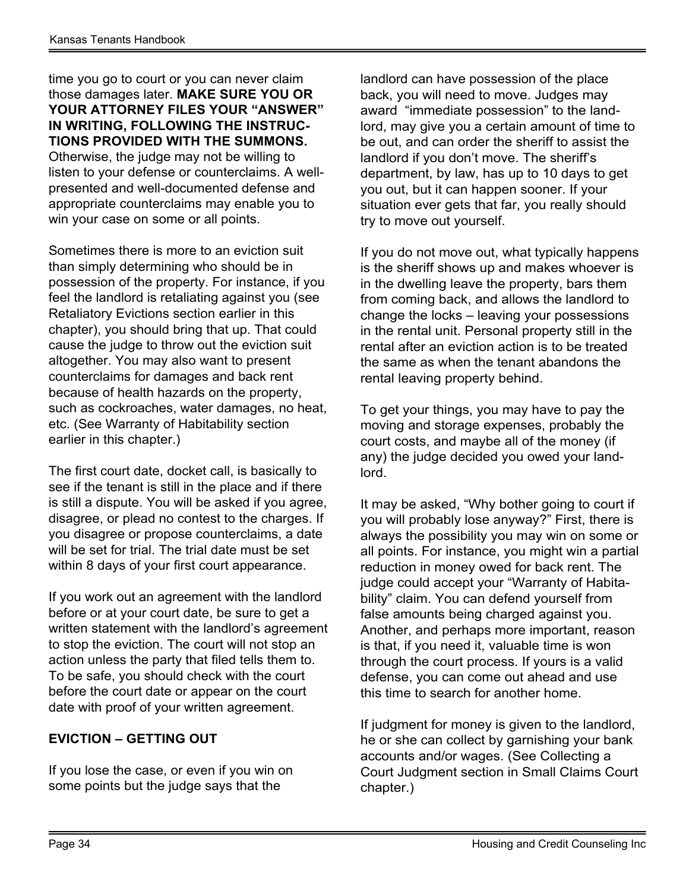time you go to court or you can never claim those damages later. **MAKE SURE YOU OR YOUR ATTORNEY FILES YOUR "ANSWER" IN WRITING, FOLLOWING THE INSTRUCTIONS PROVIDED WITH THE SUMMONS.** Otherwise, the judge may not be willing to listen to your defense or counterclaims. A well-presented and well-documented defense and appropriate counterclaims may enable you to win your case on some or all points.

Sometimes there is more to an eviction suit than simply determining who should be in possession of the property. For instance, if you feel the landlord is retaliating against you (see Retaliatory Evictions section earlier in this chapter), you should bring that up. That could cause the judge to throw out the eviction suit altogether. You may also want to present counterclaims for damages and back rent because of health hazards on the property, such as cockroaches, water damages, no heat, etc. (See Warranty of Habitability section earlier in this chapter.)

The first court date, docket call, is basically to see if the tenant is still in the place and if there is still a dispute. You will be asked if you agree, disagree, or plead no contest to the charges. If you disagree or propose counterclaims, a date will be set for trial. The trial date must be set within 8 days of your first court appearance.

If you work out an agreement with the landlord before or at your court date, be sure to get a written statement with the landlord's agreement to stop the eviction. The court will not stop an action unless the party that filed tells them to. To be safe, you should check with the court before the court date or appear on the court date with proof of your written agreement.

## EVICTION – GETTING OUT

If you lose the case, or even if you win on some points but the judge says that the landlord can have possession of the place back, you will need to move. Judges may award "immediate possession" to the landlord, may give you a certain amount of time to be out, and can order the sheriff to assist the landlord if you don't move. The sheriff's department, by law, has up to 10 days to get you out, but it can happen sooner. If your situation ever gets that far, you really should try to move out yourself.

If you do not move out, what typically happens is the sheriff shows up and makes whoever is in the dwelling leave the property, bars them from coming back, and allows the landlord to change the locks – leaving your possessions in the rental unit. Personal property still in the rental after an eviction action is to be treated the same as when the tenant abandons the rental leaving property behind.

To get your things, you may have to pay the moving and storage expenses, probably the court costs, and maybe all of the money (if any) the judge decided you owed your landlord.

It may be asked, "Why bother going to court if you will probably lose anyway?" First, there is always the possibility you may win on some or all points. For instance, you might win a partial reduction in money owed for back rent. The judge could accept your "Warranty of Habitability" claim. You can defend yourself from false amounts being charged against you. Another, and perhaps more important, reason is that, if you need it, valuable time is won through the court process. If yours is a valid defense, you can come out ahead and use this time to search for another home.

If judgment for money is given to the landlord, he or she can collect by garnishing your bank accounts and/or wages. (See Collecting a Court Judgment section in Small Claims Court chapter.)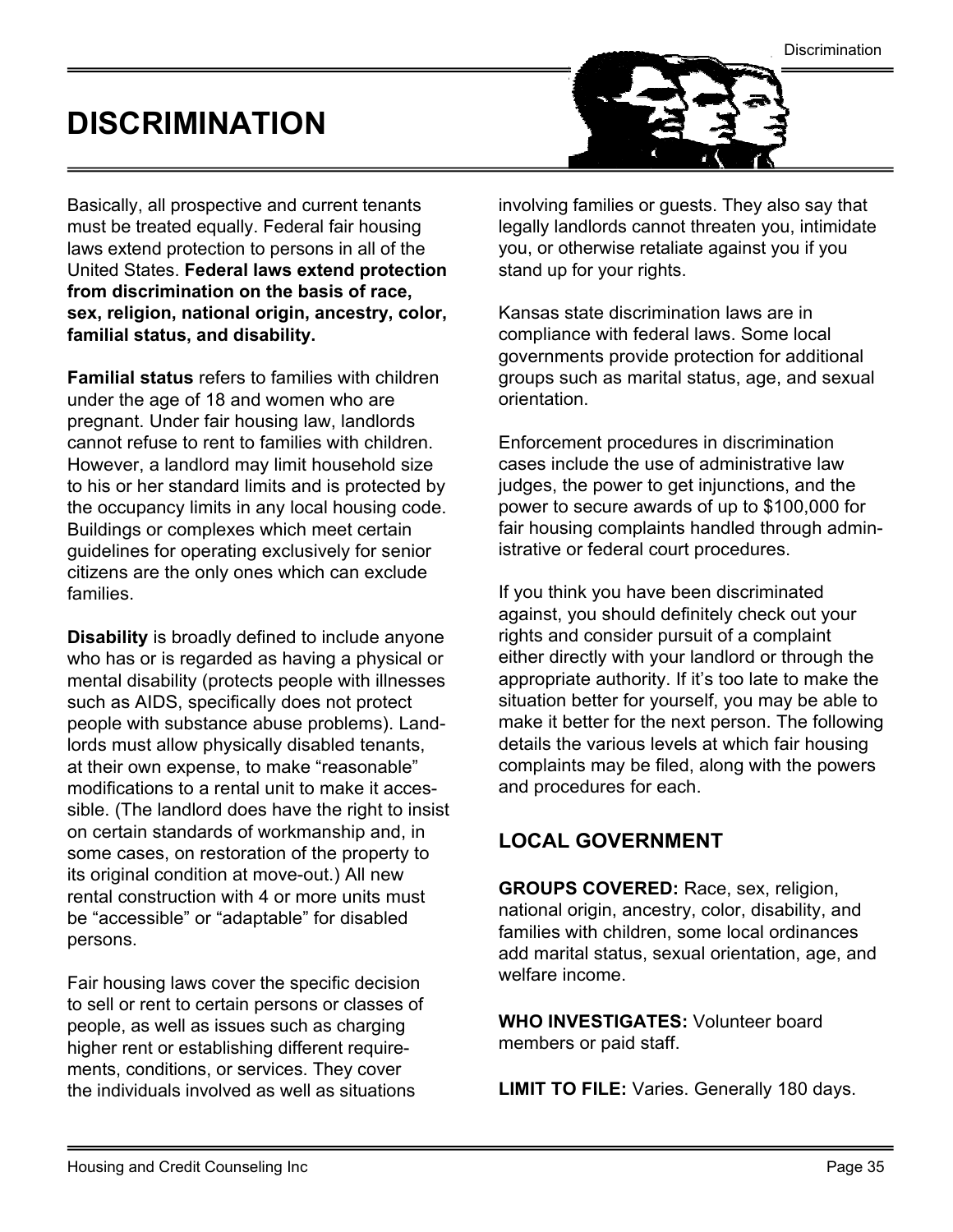# DISCRIMINATION

Basically, all prospective and current tenants must be treated equally. Federal fair housing laws extend protection to persons in all of the United States. **Federal laws extend protection from discrimination on the basis of race, sex, religion, national origin, ancestry, color, familial status, and disability.**

**Familial status** refers to families with children under the age of 18 and women who are pregnant. Under fair housing law, landlords cannot refuse to rent to families with children. However, a landlord may limit household size to his or her standard limits and is protected by the occupancy limits in any local housing code. Buildings or complexes which meet certain guidelines for operating exclusively for senior citizens are the only ones which can exclude families.

**Disability** is broadly defined to include anyone who has or is regarded as having a physical or mental disability (protects people with illnesses such as AIDS, specifically does not protect people with substance abuse problems). Landlords must allow physically disabled tenants, at their own expense, to make "reasonable" modifications to a rental unit to make it accessible. (The landlord does have the right to insist on certain standards of workmanship and, in some cases, on restoration of the property to its original condition at move-out.) All new rental construction with 4 or more units must be "accessible" or "adaptable" for disabled persons.

Fair housing laws cover the specific decision to sell or rent to certain persons or classes of people, as well as issues such as charging higher rent or establishing different requirements, conditions, or services. They cover the individuals involved as well as situations involving families or guests. They also say that legally landlords cannot threaten you, intimidate you, or otherwise retaliate against you if you stand up for your rights.

Kansas state discrimination laws are in compliance with federal laws. Some local governments provide protection for additional groups such as marital status, age, and sexual orientation.

Enforcement procedures in discrimination cases include the use of administrative law judges, the power to get injunctions, and the power to secure awards of up to $100,000 for fair housing complaints handled through administrative or federal court procedures.

If you think you have been discriminated against, you should definitely check out your rights and consider pursuit of a complaint either directly with your landlord or through the appropriate authority. If it's too late to make the situation better for yourself, you may be able to make it better for the next person. The following details the various levels at which fair housing complaints may be filed, along with the powers and procedures for each.

## LOCAL GOVERNMENT

**GROUPS COVERED:** Race, sex, religion, national origin, ancestry, color, disability, and families with children, some local ordinances add marital status, sexual orientation, age, and welfare income.

**WHO INVESTIGATES:** Volunteer board members or paid staff.

**LIMIT TO FILE:** Varies. Generally 180 days.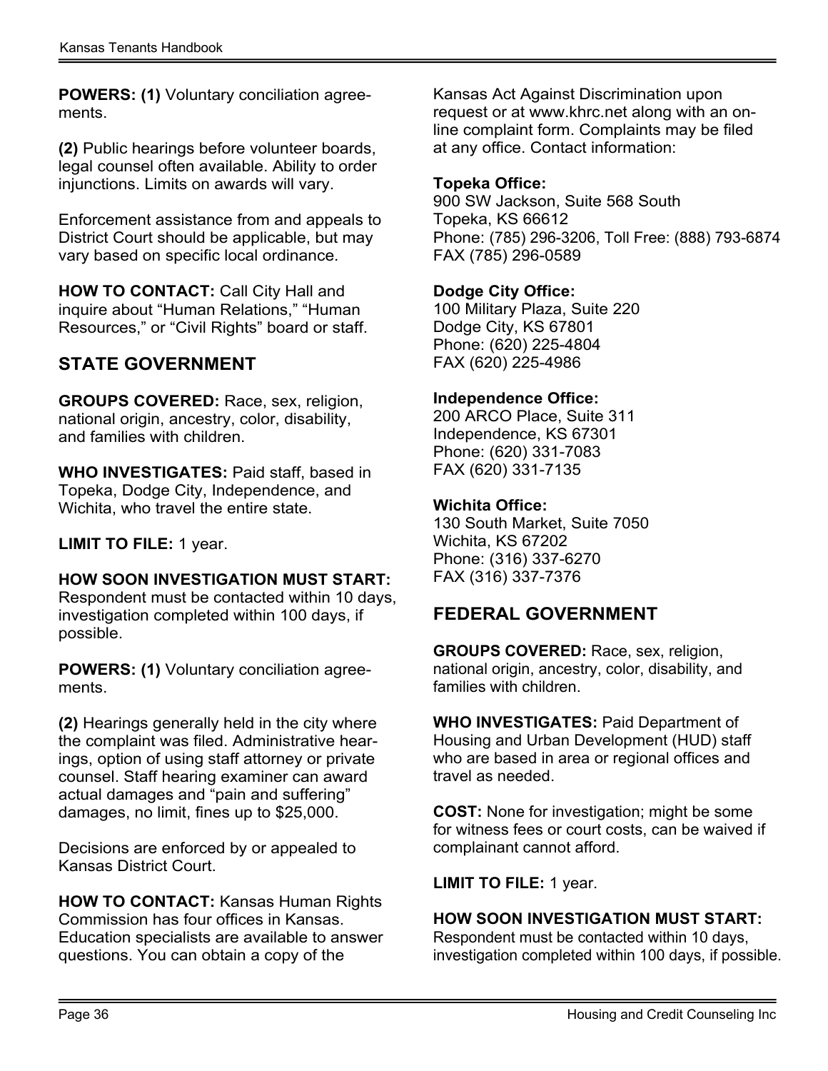**POWERS: (1)** Voluntary conciliation agreements.

**(2)** Public hearings before volunteer boards, legal counsel often available. Ability to order injunctions. Limits on awards will vary.

Enforcement assistance from and appeals to District Court should be applicable, but may vary based on specific local ordinance.

**HOW TO CONTACT:** Call City Hall and inquire about “Human Relations,” “Human Resources,” or “Civil Rights” board or staff.

## STATE GOVERNMENT

**GROUPS COVERED:** Race, sex, religion, national origin, ancestry, color, disability, and families with children.

**WHO INVESTIGATES:** Paid staff, based in Topeka, Dodge City, Independence, and Wichita, who travel the entire state.

**LIMIT TO FILE:** 1 year.

**HOW SOON INVESTIGATION MUST START:** Respondent must be contacted within 10 days, investigation completed within 100 days, if possible.

**POWERS: (1)** Voluntary conciliation agreements.

**(2)** Hearings generally held in the city where the complaint was filed. Administrative hearings, option of using staff attorney or private counsel. Staff hearing examiner can award actual damages and “pain and suffering” damages, no limit, fines up to $25,000.

Decisions are enforced by or appealed to Kansas District Court.

**HOW TO CONTACT:** Kansas Human Rights Commission has four offices in Kansas. Education specialists are available to answer questions. You can obtain a copy of the Kansas Act Against Discrimination upon request or at www.khrc.net along with an online complaint form. Complaints may be filed at any office. Contact information:

**Topeka Office:**
900 SW Jackson, Suite 568 South
Topeka, KS 66612
Phone: (785) 296-3206, Toll Free: (888) 793-6874
FAX (785) 296-0589

**Dodge City Office:**
100 Military Plaza, Suite 220
Dodge City, KS 67801
Phone: (620) 225-4804
FAX (620) 225-4986

**Independence Office:**
200 ARCO Place, Suite 311
Independence, KS 67301
Phone: (620) 331-7083
FAX (620) 331-7135

**Wichita Office:**
130 South Market, Suite 7050
Wichita, KS 67202
Phone: (316) 337-6270
FAX (316) 337-7376

## FEDERAL GOVERNMENT

**GROUPS COVERED:** Race, sex, religion, national origin, ancestry, color, disability, and families with children.

**WHO INVESTIGATES:** Paid Department of Housing and Urban Development (HUD) staff who are based in area or regional offices and travel as needed.

**COST:** None for investigation; might be some for witness fees or court costs, can be waived if complainant cannot afford.

**LIMIT TO FILE:** 1 year.

**HOW SOON INVESTIGATION MUST START:** Respondent must be contacted within 10 days, investigation completed within 100 days, if possible.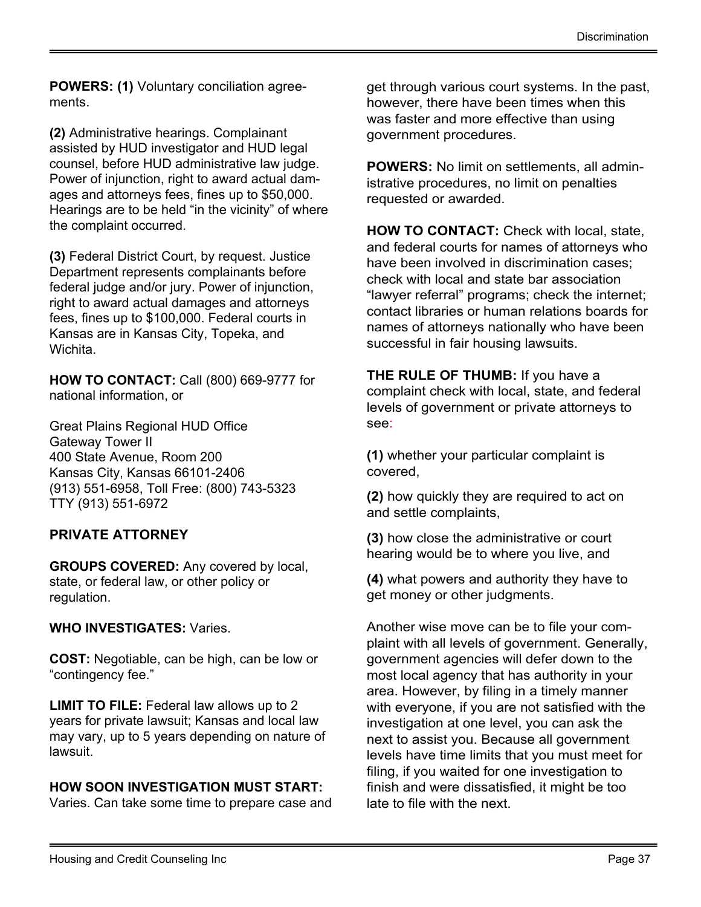**POWERS: (1)** Voluntary conciliation agreements.

**(2)** Administrative hearings. Complainant assisted by HUD investigator and HUD legal counsel, before HUD administrative law judge. Power of injunction, right to award actual damages and attorneys fees, fines up to $50,000. Hearings are to be held "in the vicinity" of where the complaint occurred.

**(3)** Federal District Court, by request. Justice Department represents complainants before federal judge and/or jury. Power of injunction, right to award actual damages and attorneys fees, fines up to $100,000. Federal courts in Kansas are in Kansas City, Topeka, and Wichita.

**HOW TO CONTACT:** Call (800) 669-9777 for national information, or

Great Plains Regional HUD Office
Gateway Tower II
400 State Avenue, Room 200
Kansas City, Kansas 66101-2406
(913) 551-6958, Toll Free: (800) 743-5323
TTY (913) 551-6972

## PRIVATE ATTORNEY

**GROUPS COVERED:** Any covered by local, state, or federal law, or other policy or regulation.

**WHO INVESTIGATES:** Varies.

**COST:** Negotiable, can be high, can be low or "contingency fee."

**LIMIT TO FILE:** Federal law allows up to 2 years for private lawsuit; Kansas and local law may vary, up to 5 years depending on nature of lawsuit.

**HOW SOON INVESTIGATION MUST START:** Varies. Can take some time to prepare case and get through various court systems. In the past, however, there have been times when this was faster and more effective than using government procedures.

**POWERS:** No limit on settlements, all administrative procedures, no limit on penalties requested or awarded.

**HOW TO CONTACT:** Check with local, state, and federal courts for names of attorneys who have been involved in discrimination cases; check with local and state bar association "lawyer referral" programs; check the internet; contact libraries or human relations boards for names of attorneys nationally who have been successful in fair housing lawsuits.

**THE RULE OF THUMB:** If you have a complaint check with local, state, and federal levels of government or private attorneys to see:

**(1)** whether your particular complaint is covered,

**(2)** how quickly they are required to act on and settle complaints,

**(3)** how close the administrative or court hearing would be to where you live, and

**(4)** what powers and authority they have to get money or other judgments.

Another wise move can be to file your complaint with all levels of government. Generally, government agencies will defer down to the most local agency that has authority in your area. However, by filing in a timely manner with everyone, if you are not satisfied with the investigation at one level, you can ask the next to assist you. Because all government levels have time limits that you must meet for filing, if you waited for one investigation to finish and were dissatisfied, it might be too late to file with the next.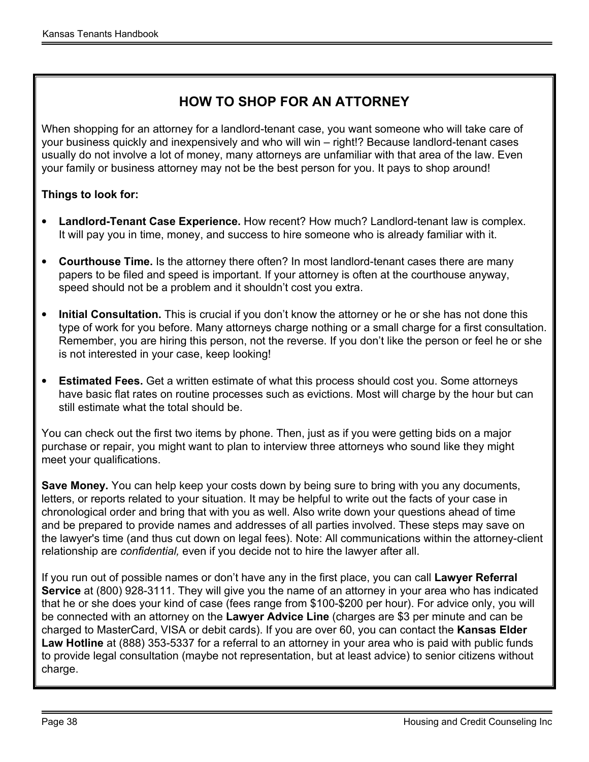## HOW TO SHOP FOR AN ATTORNEY

When shopping for an attorney for a landlord-tenant case, you want someone who will take care of your business quickly and inexpensively and who will win – right!? Because landlord-tenant cases usually do not involve a lot of money, many attorneys are unfamiliar with that area of the law. Even your family or business attorney may not be the best person for you. It pays to shop around!

**Things to look for:**

- **Landlord-Tenant Case Experience.** How recent? How much? Landlord-tenant law is complex. It will pay you in time, money, and success to hire someone who is already familiar with it.
- **Courthouse Time.** Is the attorney there often? In most landlord-tenant cases there are many papers to be filed and speed is important. If your attorney is often at the courthouse anyway, speed should not be a problem and it shouldn't cost you extra.
- **Initial Consultation.** This is crucial if you don't know the attorney or he or she has not done this type of work for you before. Many attorneys charge nothing or a small charge for a first consultation. Remember, you are hiring this person, not the reverse. If you don't like the person or feel he or she is not interested in your case, keep looking!
- **Estimated Fees.** Get a written estimate of what this process should cost you. Some attorneys have basic flat rates on routine processes such as evictions. Most will charge by the hour but can still estimate what the total should be.

You can check out the first two items by phone. Then, just as if you were getting bids on a major purchase or repair, you might want to plan to interview three attorneys who sound like they might meet your qualifications.

**Save Money.** You can help keep your costs down by being sure to bring with you any documents, letters, or reports related to your situation. It may be helpful to write out the facts of your case in chronological order and bring that with you as well. Also write down your questions ahead of time and be prepared to provide names and addresses of all parties involved. These steps may save on the lawyer's time (and thus cut down on legal fees). Note: All communications within the attorney-client relationship are *confidential,* even if you decide not to hire the lawyer after all.

If you run out of possible names or don't have any in the first place, you can call **Lawyer Referral Service** at (800) 928-3111. They will give you the name of an attorney in your area who has indicated that he or she does your kind of case (fees range from $100-$200 per hour). For advice only, you will be connected with an attorney on the **Lawyer Advice Line** (charges are $3 per minute and can be charged to MasterCard, VISA or debit cards). If you are over 60, you can contact the **Kansas Elder Law Hotline** at (888) 353-5337 for a referral to an attorney in your area who is paid with public funds to provide legal consultation (maybe not representation, but at least advice) to senior citizens without charge.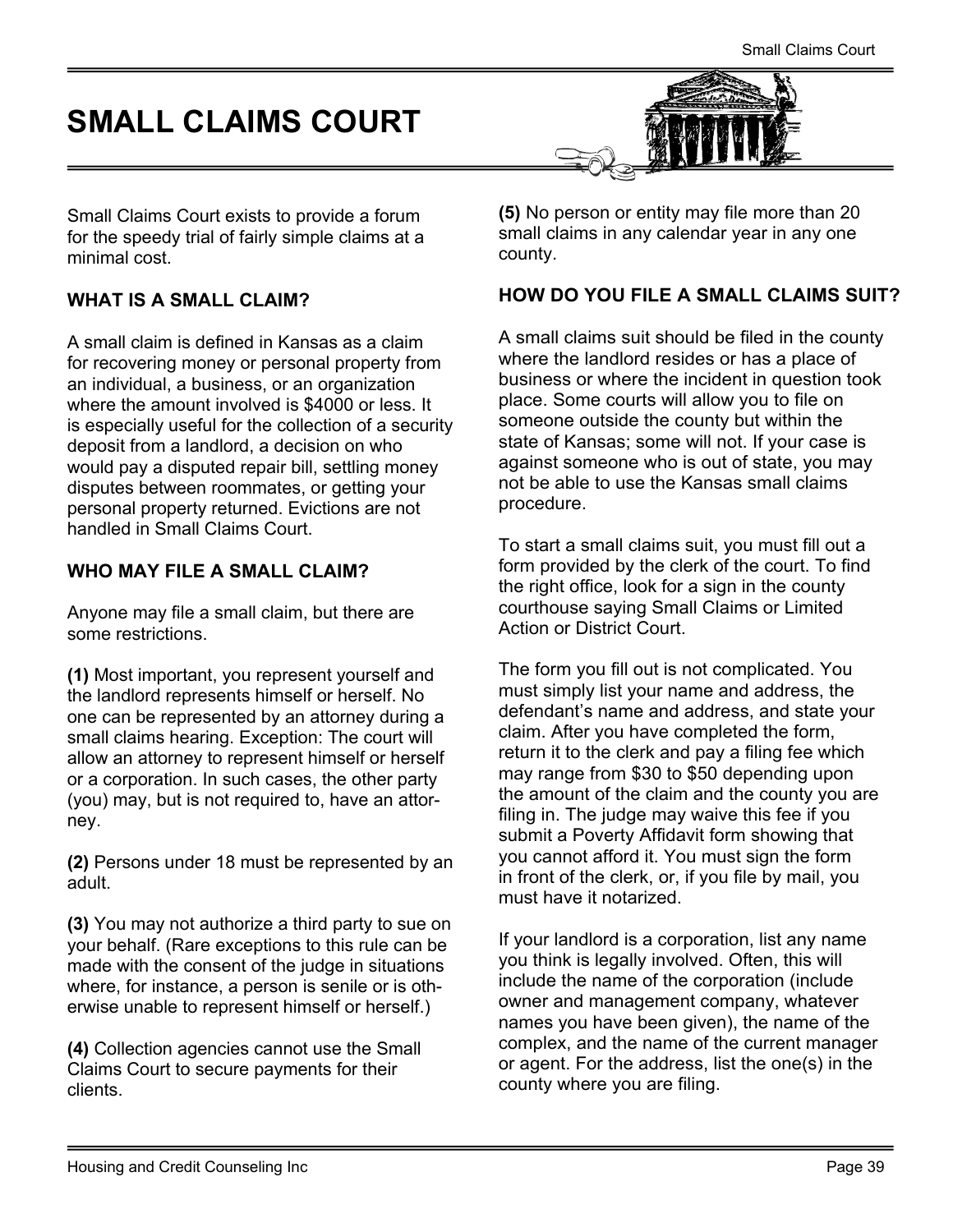# SMALL CLAIMS COURT

Small Claims Court exists to provide a forum for the speedy trial of fairly simple claims at a minimal cost.

### WHAT IS A SMALL CLAIM?

A small claim is defined in Kansas as a claim for recovering money or personal property from an individual, a business, or an organization where the amount involved is $4000 or less. It is especially useful for the collection of a security deposit from a landlord, a decision on who would pay a disputed repair bill, settling money disputes between roommates, or getting your personal property returned. Evictions are not handled in Small Claims Court.

### WHO MAY FILE A SMALL CLAIM?

Anyone may file a small claim, but there are some restrictions.

**(1)** Most important, you represent yourself and the landlord represents himself or herself. No one can be represented by an attorney during a small claims hearing. Exception: The court will allow an attorney to represent himself or herself or a corporation. In such cases, the other party (you) may, but is not required to, have an attorney.

**(2)** Persons under 18 must be represented by an adult.

**(3)** You may not authorize a third party to sue on your behalf. (Rare exceptions to this rule can be made with the consent of the judge in situations where, for instance, a person is senile or is otherwise unable to represent himself or herself.)

**(4)** Collection agencies cannot use the Small Claims Court to secure payments for their clients.

**(5)** No person or entity may file more than 20 small claims in any calendar year in any one county.

### HOW DO YOU FILE A SMALL CLAIMS SUIT?

A small claims suit should be filed in the county where the landlord resides or has a place of business or where the incident in question took place. Some courts will allow you to file on someone outside the county but within the state of Kansas; some will not. If your case is against someone who is out of state, you may not be able to use the Kansas small claims procedure.

To start a small claims suit, you must fill out a form provided by the clerk of the court. To find the right office, look for a sign in the county courthouse saying Small Claims or Limited Action or District Court.

The form you fill out is not complicated. You must simply list your name and address, the defendant's name and address, and state your claim. After you have completed the form, return it to the clerk and pay a filing fee which may range from $30 to $50 depending upon the amount of the claim and the county you are filing in. The judge may waive this fee if you submit a Poverty Affidavit form showing that you cannot afford it. You must sign the form in front of the clerk, or, if you file by mail, you must have it notarized.

If your landlord is a corporation, list any name you think is legally involved. Often, this will include the name of the corporation (include owner and management company, whatever names you have been given), the name of the complex, and the name of the current manager or agent. For the address, list the one(s) in the county where you are filing.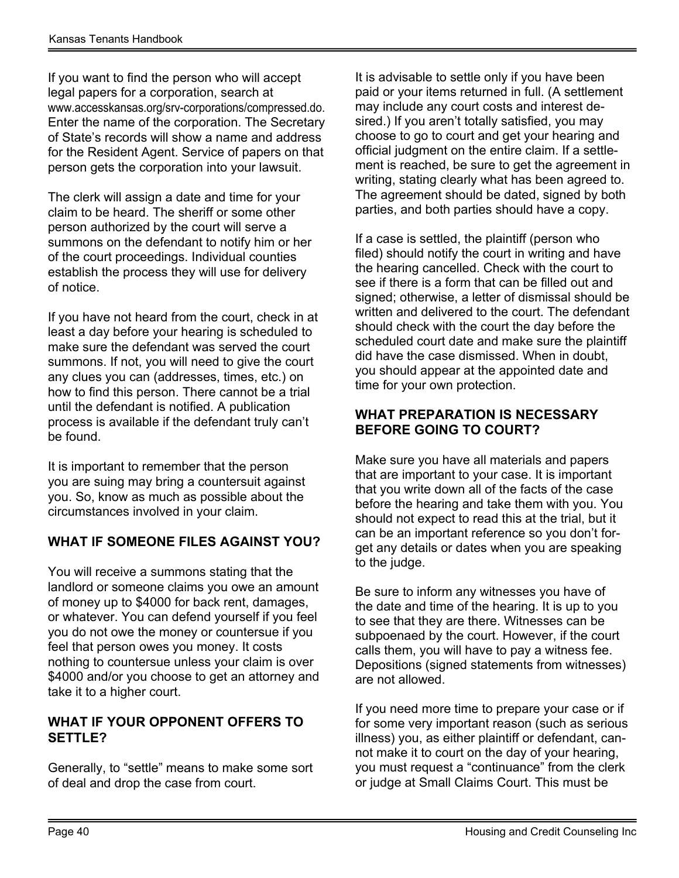If you want to find the person who will accept legal papers for a corporation, search at www.accesskansas.org/srv-corporations/compressed.do. Enter the name of the corporation. The Secretary of State's records will show a name and address for the Resident Agent. Service of papers on that person gets the corporation into your lawsuit.

The clerk will assign a date and time for your claim to be heard. The sheriff or some other person authorized by the court will serve a summons on the defendant to notify him or her of the court proceedings. Individual counties establish the process they will use for delivery of notice.

If you have not heard from the court, check in at least a day before your hearing is scheduled to make sure the defendant was served the court summons. If not, you will need to give the court any clues you can (addresses, times, etc.) on how to find this person. There cannot be a trial until the defendant is notified. A publication process is available if the defendant truly can't be found.

It is important to remember that the person you are suing may bring a countersuit against you. So, know as much as possible about the circumstances involved in your claim.

## WHAT IF SOMEONE FILES AGAINST YOU?

You will receive a summons stating that the landlord or someone claims you owe an amount of money up to $4000 for back rent, damages, or whatever. You can defend yourself if you feel you do not owe the money or countersue if you feel that person owes you money. It costs nothing to countersue unless your claim is over $4000 and/or you choose to get an attorney and take it to a higher court.

## WHAT IF YOUR OPPONENT OFFERS TO SETTLE?

Generally, to "settle" means to make some sort of deal and drop the case from court.

It is advisable to settle only if you have been paid or your items returned in full. (A settlement may include any court costs and interest desired.) If you aren't totally satisfied, you may choose to go to court and get your hearing and official judgment on the entire claim. If a settlement is reached, be sure to get the agreement in writing, stating clearly what has been agreed to. The agreement should be dated, signed by both parties, and both parties should have a copy.

If a case is settled, the plaintiff (person who filed) should notify the court in writing and have the hearing cancelled. Check with the court to see if there is a form that can be filled out and signed; otherwise, a letter of dismissal should be written and delivered to the court. The defendant should check with the court the day before the scheduled court date and make sure the plaintiff did have the case dismissed. When in doubt, you should appear at the appointed date and time for your own protection.

## WHAT PREPARATION IS NECESSARY BEFORE GOING TO COURT?

Make sure you have all materials and papers that are important to your case. It is important that you write down all of the facts of the case before the hearing and take them with you. You should not expect to read this at the trial, but it can be an important reference so you don't forget any details or dates when you are speaking to the judge.

Be sure to inform any witnesses you have of the date and time of the hearing. It is up to you to see that they are there. Witnesses can be subpoenaed by the court. However, if the court calls them, you will have to pay a witness fee. Depositions (signed statements from witnesses) are not allowed.

If you need more time to prepare your case or if for some very important reason (such as serious illness) you, as either plaintiff or defendant, cannot make it to court on the day of your hearing, you must request a "continuance" from the clerk or judge at Small Claims Court. This must be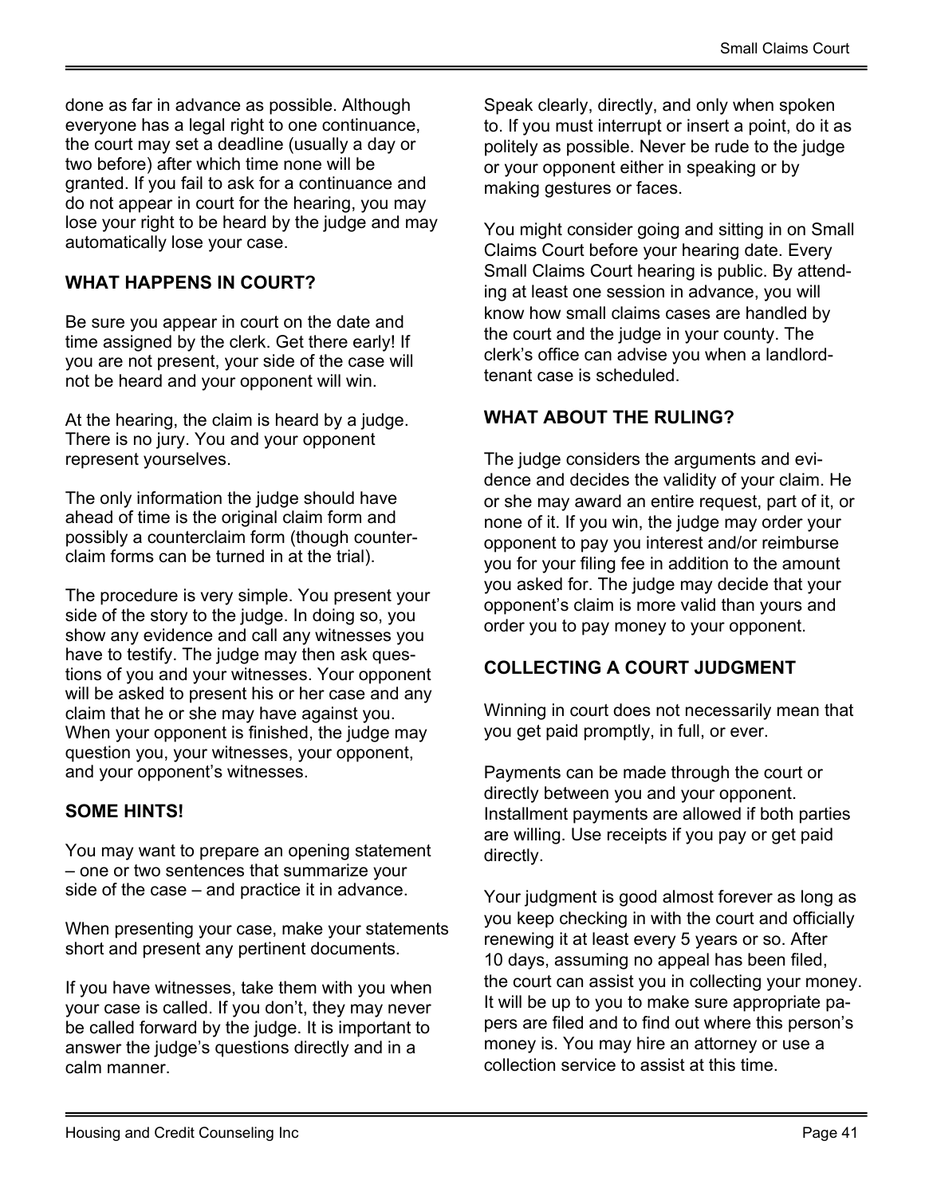done as far in advance as possible. Although everyone has a legal right to one continuance, the court may set a deadline (usually a day or two before) after which time none will be granted. If you fail to ask for a continuance and do not appear in court for the hearing, you may lose your right to be heard by the judge and may automatically lose your case.

## WHAT HAPPENS IN COURT?

Be sure you appear in court on the date and time assigned by the clerk. Get there early! If you are not present, your side of the case will not be heard and your opponent will win.

At the hearing, the claim is heard by a judge. There is no jury. You and your opponent represent yourselves.

The only information the judge should have ahead of time is the original claim form and possibly a counterclaim form (though counterclaim forms can be turned in at the trial).

The procedure is very simple. You present your side of the story to the judge. In doing so, you show any evidence and call any witnesses you have to testify. The judge may then ask questions of you and your witnesses. Your opponent will be asked to present his or her case and any claim that he or she may have against you. When your opponent is finished, the judge may question you, your witnesses, your opponent, and your opponent's witnesses.

## SOME HINTS!

You may want to prepare an opening statement – one or two sentences that summarize your side of the case – and practice it in advance.

When presenting your case, make your statements short and present any pertinent documents.

If you have witnesses, take them with you when your case is called. If you don't, they may never be called forward by the judge. It is important to answer the judge's questions directly and in a calm manner.

Speak clearly, directly, and only when spoken to. If you must interrupt or insert a point, do it as politely as possible. Never be rude to the judge or your opponent either in speaking or by making gestures or faces.

You might consider going and sitting in on Small Claims Court before your hearing date. Every Small Claims Court hearing is public. By attending at least one session in advance, you will know how small claims cases are handled by the court and the judge in your county. The clerk's office can advise you when a landlord-tenant case is scheduled.

## WHAT ABOUT THE RULING?

The judge considers the arguments and evidence and decides the validity of your claim. He or she may award an entire request, part of it, or none of it. If you win, the judge may order your opponent to pay you interest and/or reimburse you for your filing fee in addition to the amount you asked for. The judge may decide that your opponent's claim is more valid than yours and order you to pay money to your opponent.

## COLLECTING A COURT JUDGMENT

Winning in court does not necessarily mean that you get paid promptly, in full, or ever.

Payments can be made through the court or directly between you and your opponent. Installment payments are allowed if both parties are willing. Use receipts if you pay or get paid directly.

Your judgment is good almost forever as long as you keep checking in with the court and officially renewing it at least every 5 years or so. After 10 days, assuming no appeal has been filed, the court can assist you in collecting your money. It will be up to you to make sure appropriate papers are filed and to find out where this person's money is. You may hire an attorney or use a collection service to assist at this time.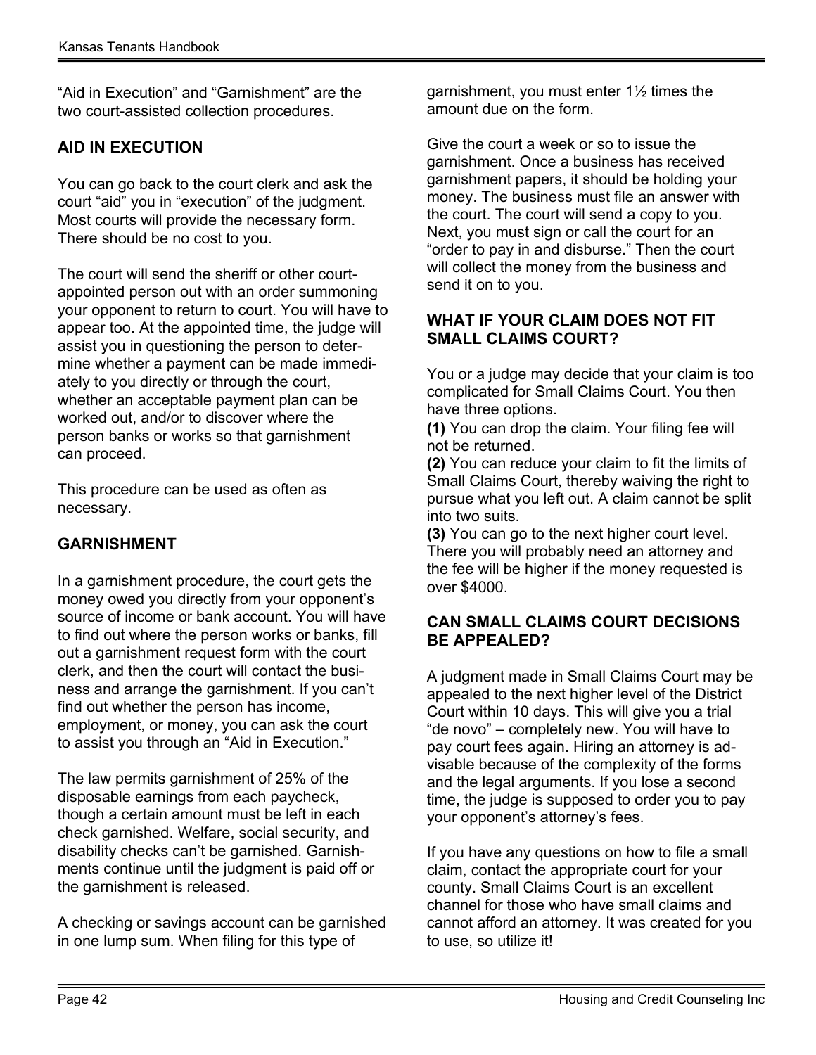"Aid in Execution" and "Garnishment" are the two court-assisted collection procedures.

### AID IN EXECUTION

You can go back to the court clerk and ask the court "aid" you in "execution" of the judgment. Most courts will provide the necessary form. There should be no cost to you.

The court will send the sheriff or other court-appointed person out with an order summoning your opponent to return to court. You will have to appear too. At the appointed time, the judge will assist you in questioning the person to determine whether a payment can be made immediately to you directly or through the court, whether an acceptable payment plan can be worked out, and/or to discover where the person banks or works so that garnishment can proceed.

This procedure can be used as often as necessary.

### GARNISHMENT

In a garnishment procedure, the court gets the money owed you directly from your opponent's source of income or bank account. You will have to find out where the person works or banks, fill out a garnishment request form with the court clerk, and then the court will contact the business and arrange the garnishment. If you can't find out whether the person has income, employment, or money, you can ask the court to assist you through an "Aid in Execution."

The law permits garnishment of 25% of the disposable earnings from each paycheck, though a certain amount must be left in each check garnished. Welfare, social security, and disability checks can't be garnished. Garnishments continue until the judgment is paid off or the garnishment is released.

A checking or savings account can be garnished in one lump sum. When filing for this type of garnishment, you must enter 1½ times the amount due on the form.

Give the court a week or so to issue the garnishment. Once a business has received garnishment papers, it should be holding your money. The business must file an answer with the court. The court will send a copy to you. Next, you must sign or call the court for an "order to pay in and disburse." Then the court will collect the money from the business and send it on to you.

### WHAT IF YOUR CLAIM DOES NOT FIT SMALL CLAIMS COURT?

You or a judge may decide that your claim is too complicated for Small Claims Court. You then have three options.

**(1)** You can drop the claim. Your filing fee will not be returned.

**(2)** You can reduce your claim to fit the limits of Small Claims Court, thereby waiving the right to pursue what you left out. A claim cannot be split into two suits.

**(3)** You can go to the next higher court level. There you will probably need an attorney and the fee will be higher if the money requested is over $4000.

### CAN SMALL CLAIMS COURT DECISIONS BE APPEALED?

A judgment made in Small Claims Court may be appealed to the next higher level of the District Court within 10 days. This will give you a trial "de novo" – completely new. You will have to pay court fees again. Hiring an attorney is advisable because of the complexity of the forms and the legal arguments. If you lose a second time, the judge is supposed to order you to pay your opponent's attorney's fees.

If you have any questions on how to file a small claim, contact the appropriate court for your county. Small Claims Court is an excellent channel for those who have small claims and cannot afford an attorney. It was created for you to use, so utilize it!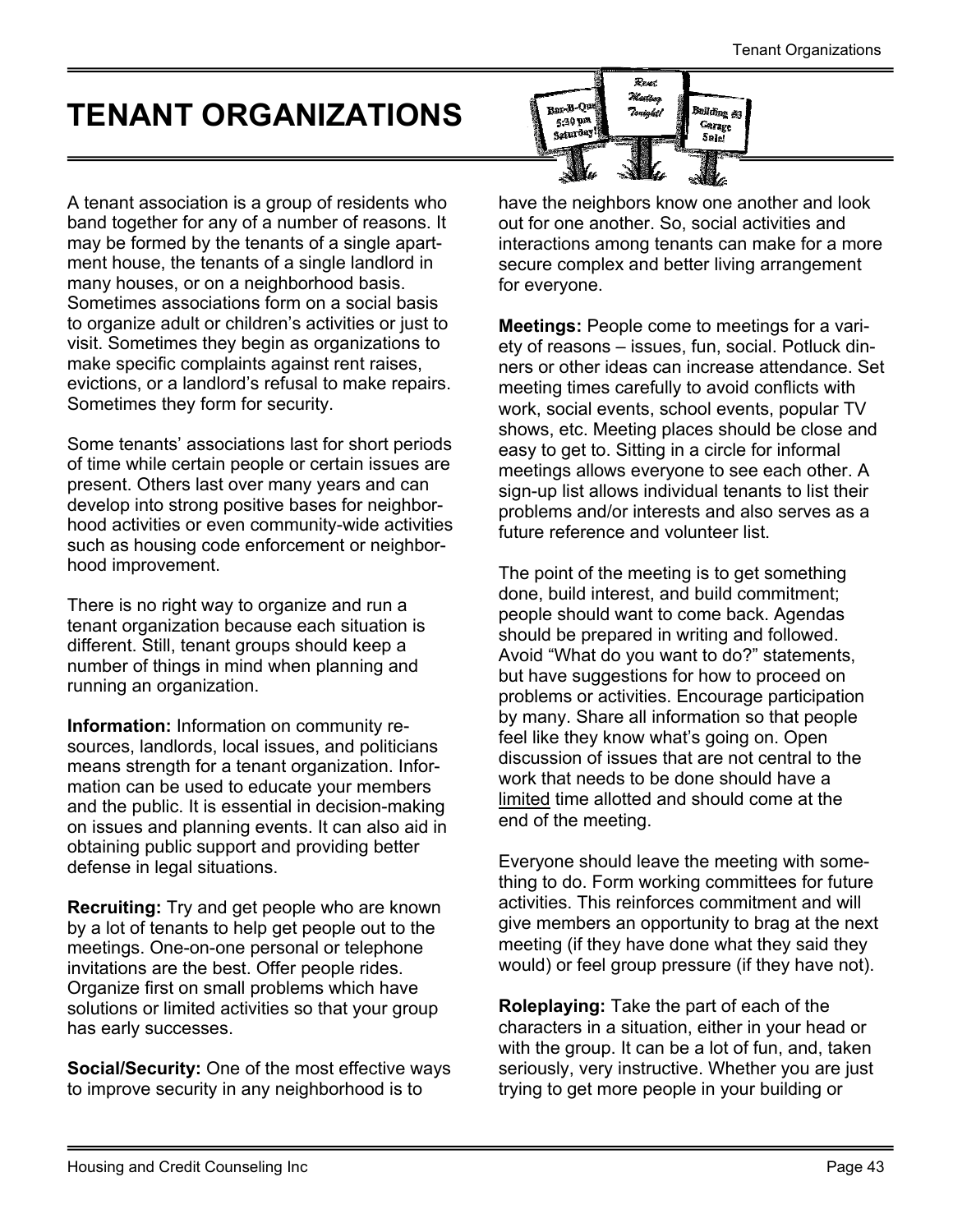# TENANT ORGANIZATIONS

A tenant association is a group of residents who band together for any of a number of reasons. It may be formed by the tenants of a single apartment house, the tenants of a single landlord in many houses, or on a neighborhood basis. Sometimes associations form on a social basis to organize adult or children's activities or just to visit. Sometimes they begin as organizations to make specific complaints against rent raises, evictions, or a landlord's refusal to make repairs. Sometimes they form for security.

Some tenants' associations last for short periods of time while certain people or certain issues are present. Others last over many years and can develop into strong positive bases for neighborhood activities or even community-wide activities such as housing code enforcement or neighborhood improvement.

There is no right way to organize and run a tenant organization because each situation is different. Still, tenant groups should keep a number of things in mind when planning and running an organization.

**Information:** Information on community resources, landlords, local issues, and politicians means strength for a tenant organization. Information can be used to educate your members and the public. It is essential in decision-making on issues and planning events. It can also aid in obtaining public support and providing better defense in legal situations.

**Recruiting:** Try and get people who are known by a lot of tenants to help get people out to the meetings. One-on-one personal or telephone invitations are the best. Offer people rides. Organize first on small problems which have solutions or limited activities so that your group has early successes.

**Social/Security:** One of the most effective ways to improve security in any neighborhood is to have the neighbors know one another and look out for one another. So, social activities and interactions among tenants can make for a more secure complex and better living arrangement for everyone.

**Meetings:** People come to meetings for a variety of reasons – issues, fun, social. Potluck dinners or other ideas can increase attendance. Set meeting times carefully to avoid conflicts with work, social events, school events, popular TV shows, etc. Meeting places should be close and easy to get to. Sitting in a circle for informal meetings allows everyone to see each other. A sign-up list allows individual tenants to list their problems and/or interests and also serves as a future reference and volunteer list.

The point of the meeting is to get something done, build interest, and build commitment; people should want to come back. Agendas should be prepared in writing and followed. Avoid "What do you want to do?" statements, but have suggestions for how to proceed on problems or activities. Encourage participation by many. Share all information so that people feel like they know what's going on. Open discussion of issues that are not central to the work that needs to be done should have a limited time allotted and should come at the end of the meeting.

Everyone should leave the meeting with something to do. Form working committees for future activities. This reinforces commitment and will give members an opportunity to brag at the next meeting (if they have done what they said they would) or feel group pressure (if they have not).

**Roleplaying:** Take the part of each of the characters in a situation, either in your head or with the group. It can be a lot of fun, and, taken seriously, very instructive. Whether you are just trying to get more people in your building or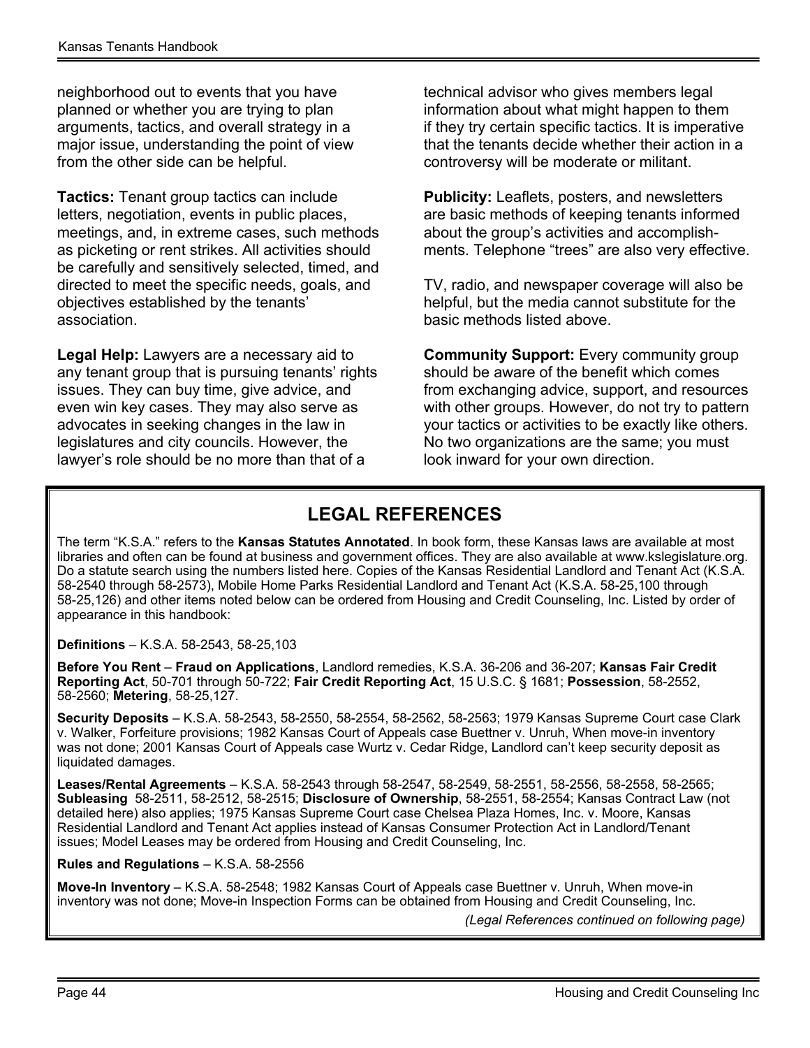neighborhood out to events that you have planned or whether you are trying to plan arguments, tactics, and overall strategy in a major issue, understanding the point of view from the other side can be helpful.

**Tactics:** Tenant group tactics can include letters, negotiation, events in public places, meetings, and, in extreme cases, such methods as picketing or rent strikes. All activities should be carefully and sensitively selected, timed, and directed to meet the specific needs, goals, and objectives established by the tenants' association.

**Legal Help:** Lawyers are a necessary aid to any tenant group that is pursuing tenants' rights issues. They can buy time, give advice, and even win key cases. They may also serve as advocates in seeking changes in the law in legislatures and city councils. However, the lawyer's role should be no more than that of a technical advisor who gives members legal information about what might happen to them if they try certain specific tactics. It is imperative that the tenants decide whether their action in a controversy will be moderate or militant.

**Publicity:** Leaflets, posters, and newsletters are basic methods of keeping tenants informed about the group's activities and accomplishments. Telephone "trees" are also very effective.

TV, radio, and newspaper coverage will also be helpful, but the media cannot substitute for the basic methods listed above.

**Community Support:** Every community group should be aware of the benefit which comes from exchanging advice, support, and resources with other groups. However, do not try to pattern your tactics or activities to be exactly like others. No two organizations are the same; you must look inward for your own direction.

## LEGAL REFERENCES

The term "K.S.A." refers to the **Kansas Statutes Annotated**. In book form, these Kansas laws are available at most libraries and often can be found at business and government offices. They are also available at www.kslegislature.org. Do a statute search using the numbers listed here. Copies of the Kansas Residential Landlord and Tenant Act (K.S.A. 58-2540 through 58-2573), Mobile Home Parks Residential Landlord and Tenant Act (K.S.A. 58-25,100 through 58-25,126) and other items noted below can be ordered from Housing and Credit Counseling, Inc. Listed by order of appearance in this handbook:

**Definitions** – K.S.A. 58-2543, 58-25,103

**Before You Rent** – **Fraud on Applications**, Landlord remedies, K.S.A. 36-206 and 36-207; **Kansas Fair Credit Reporting Act**, 50-701 through 50-722; **Fair Credit Reporting Act**, 15 U.S.C. § 1681; **Possession**, 58-2552, 58-2560; **Metering**, 58-25,127.

**Security Deposits** – K.S.A. 58-2543, 58-2550, 58-2554, 58-2562, 58-2563; 1979 Kansas Supreme Court case Clark v. Walker, Forfeiture provisions; 1982 Kansas Court of Appeals case Buettner v. Unruh, When move-in inventory was not done; 2001 Kansas Court of Appeals case Wurtz v. Cedar Ridge, Landlord can't keep security deposit as liquidated damages.

**Leases/Rental Agreements** – K.S.A. 58-2543 through 58-2547, 58-2549, 58-2551, 58-2556, 58-2558, 58-2565; **Subleasing** 58-2511, 58-2512, 58-2515; **Disclosure of Ownership**, 58-2551, 58-2554; Kansas Contract Law (not detailed here) also applies; 1975 Kansas Supreme Court case Chelsea Plaza Homes, Inc. v. Moore, Kansas Residential Landlord and Tenant Act applies instead of Kansas Consumer Protection Act in Landlord/Tenant issues; Model Leases may be ordered from Housing and Credit Counseling, Inc.

**Rules and Regulations** – K.S.A. 58-2556

**Move-In Inventory** – K.S.A. 58-2548; 1982 Kansas Court of Appeals case Buettner v. Unruh, When move-in inventory was not done; Move-in Inspection Forms can be obtained from Housing and Credit Counseling, Inc.

*(Legal References continued on following page)*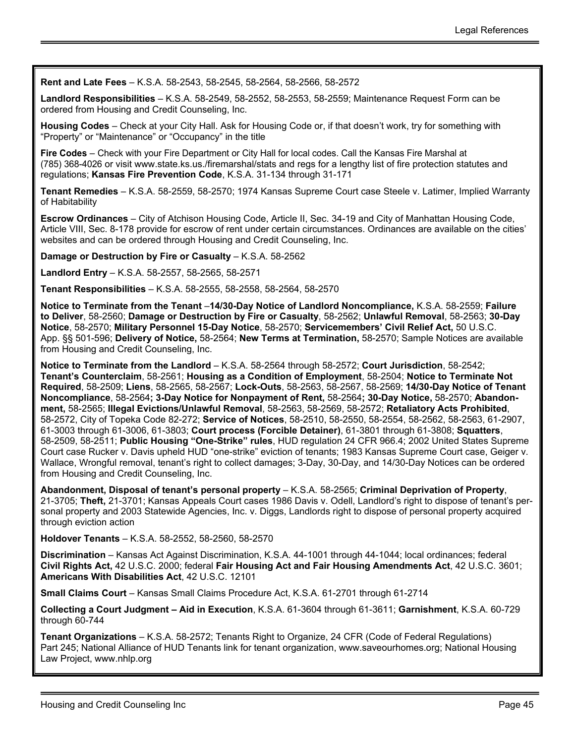**Rent and Late Fees** – K.S.A. 58-2543, 58-2545, 58-2564, 58-2566, 58-2572

**Landlord Responsibilities** – K.S.A. 58-2549, 58-2552, 58-2553, 58-2559; Maintenance Request Form can be ordered from Housing and Credit Counseling, Inc.

**Housing Codes** – Check at your City Hall. Ask for Housing Code or, if that doesn't work, try for something with "Property" or "Maintenance" or "Occupancy" in the title

**Fire Codes** – Check with your Fire Department or City Hall for local codes. Call the Kansas Fire Marshal at (785) 368-4026 or visit www.state.ks.us./firemarshal/stats and regs for a lengthy list of fire protection statutes and regulations; **Kansas Fire Prevention Code**, K.S.A. 31-134 through 31-171

**Tenant Remedies** – K.S.A. 58-2559, 58-2570; 1974 Kansas Supreme Court case Steele v. Latimer, Implied Warranty of Habitability

**Escrow Ordinances** – City of Atchison Housing Code, Article II, Sec. 34-19 and City of Manhattan Housing Code, Article VIII, Sec. 8-178 provide for escrow of rent under certain circumstances. Ordinances are available on the cities' websites and can be ordered through Housing and Credit Counseling, Inc.

**Damage or Destruction by Fire or Casualty** – K.S.A. 58-2562

**Landlord Entry** – K.S.A. 58-2557, 58-2565, 58-2571

**Tenant Responsibilities** – K.S.A. 58-2555, 58-2558, 58-2564, 58-2570

**Notice to Terminate from the Tenant** –**14/30-Day Notice of Landlord Noncompliance,** K.S.A. 58-2559; **Failure to Deliver**, 58-2560; **Damage or Destruction by Fire or Casualty**, 58-2562; **Unlawful Removal**, 58-2563; **30-Day Notice**, 58-2570; **Military Personnel 15-Day Notice**, 58-2570; **Servicemembers' Civil Relief Act,** 50 U.S.C. App. §§ 501-596; **Delivery of Notice,** 58-2564; **New Terms at Termination,** 58-2570; Sample Notices are available from Housing and Credit Counseling, Inc.

**Notice to Terminate from the Landlord** – K.S.A. 58-2564 through 58-2572; **Court Jurisdiction**, 58-2542; **Tenant's Counterclaim**, 58-2561; **Housing as a Condition of Employment**, 58-2504; **Notice to Terminate Not Required**, 58-2509; **Liens**, 58-2565, 58-2567; **Lock-Outs**, 58-2563, 58-2567, 58-2569; **14/30-Day Notice of Tenant Noncompliance**, 58-2564**; 3-Day Notice for Nonpayment of Rent,** 58-2564**; 30-Day Notice,** 58-2570; **Abandonment,** 58-2565; **Illegal Evictions/Unlawful Removal**, 58-2563, 58-2569, 58-2572; **Retaliatory Acts Prohibited**, 58-2572, City of Topeka Code 82-272; **Service of Notices**, 58-2510, 58-2550, 58-2554, 58-2562, 58-2563, 61-2907, 61-3003 through 61-3006, 61-3803; **Court process (Forcible Detainer)**, 61-3801 through 61-3808; **Squatters**, 58-2509, 58-2511; **Public Housing "One-Strike" rules**, HUD regulation 24 CFR 966.4; 2002 United States Supreme Court case Rucker v. Davis upheld HUD "one-strike" eviction of tenants; 1983 Kansas Supreme Court case, Geiger v. Wallace, Wrongful removal, tenant's right to collect damages; 3-Day, 30-Day, and 14/30-Day Notices can be ordered from Housing and Credit Counseling, Inc.

**Abandonment, Disposal of tenant's personal property** – K.S.A. 58-2565; **Criminal Deprivation of Property**, 21-3705; **Theft,** 21-3701; Kansas Appeals Court cases 1986 Davis v. Odell, Landlord's right to dispose of tenant's personal property and 2003 Statewide Agencies, Inc. v. Diggs, Landlords right to dispose of personal property acquired through eviction action

**Holdover Tenants** – K.S.A. 58-2552, 58-2560, 58-2570

**Discrimination** – Kansas Act Against Discrimination, K.S.A. 44-1001 through 44-1044; local ordinances; federal **Civil Rights Act,** 42 U.S.C. 2000; federal **Fair Housing Act and Fair Housing Amendments Act**, 42 U.S.C. 3601; **Americans With Disabilities Act**, 42 U.S.C. 12101

**Small Claims Court** – Kansas Small Claims Procedure Act, K.S.A. 61-2701 through 61-2714

**Collecting a Court Judgment – Aid in Execution**, K.S.A. 61-3604 through 61-3611; **Garnishment**, K.S.A. 60-729 through 60-744

**Tenant Organizations** – K.S.A. 58-2572; Tenants Right to Organize, 24 CFR (Code of Federal Regulations) Part 245; National Alliance of HUD Tenants link for tenant organization, www.saveourhomes.org; National Housing Law Project, www.nhlp.org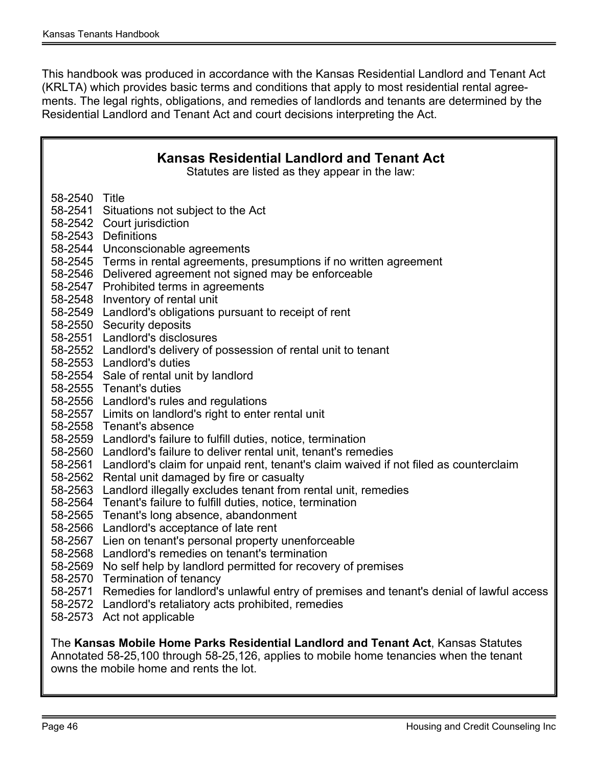This handbook was produced in accordance with the Kansas Residential Landlord and Tenant Act (KRLTA) which provides basic terms and conditions that apply to most residential rental agreements. The legal rights, obligations, and remedies of landlords and tenants are determined by the Residential Landlord and Tenant Act and court decisions interpreting the Act.

## Kansas Residential Landlord and Tenant Act

Statutes are listed as they appear in the law:

- 58-2540 Title
- 58-2541 Situations not subject to the Act
- 58-2542 Court jurisdiction
- 58-2543 Definitions
- 58-2544 Unconscionable agreements
- 58-2545 Terms in rental agreements, presumptions if no written agreement
- 58-2546 Delivered agreement not signed may be enforceable
- 58-2547 Prohibited terms in agreements
- 58-2548 Inventory of rental unit
- 58-2549 Landlord's obligations pursuant to receipt of rent
- 58-2550 Security deposits
- 58-2551 Landlord's disclosures
- 58-2552 Landlord's delivery of possession of rental unit to tenant
- 58-2553 Landlord's duties
- 58-2554 Sale of rental unit by landlord
- 58-2555 Tenant's duties
- 58-2556 Landlord's rules and regulations
- 58-2557 Limits on landlord's right to enter rental unit
- 58-2558 Tenant's absence
- 58-2559 Landlord's failure to fulfill duties, notice, termination
- 58-2560 Landlord's failure to deliver rental unit, tenant's remedies
- 58-2561 Landlord's claim for unpaid rent, tenant's claim waived if not filed as counterclaim
- 58-2562 Rental unit damaged by fire or casualty
- 58-2563 Landlord illegally excludes tenant from rental unit, remedies
- 58-2564 Tenant's failure to fulfill duties, notice, termination
- 58-2565 Tenant's long absence, abandonment
- 58-2566 Landlord's acceptance of late rent
- 58-2567 Lien on tenant's personal property unenforceable
- 58-2568 Landlord's remedies on tenant's termination
- 58-2569 No self help by landlord permitted for recovery of premises
- 58-2570 Termination of tenancy
- 58-2571 Remedies for landlord's unlawful entry of premises and tenant's denial of lawful access
- 58-2572 Landlord's retaliatory acts prohibited, remedies
- 58-2573 Act not applicable

The **Kansas Mobile Home Parks Residential Landlord and Tenant Act**, Kansas Statutes Annotated 58-25,100 through 58-25,126, applies to mobile home tenancies when the tenant owns the mobile home and rents the lot.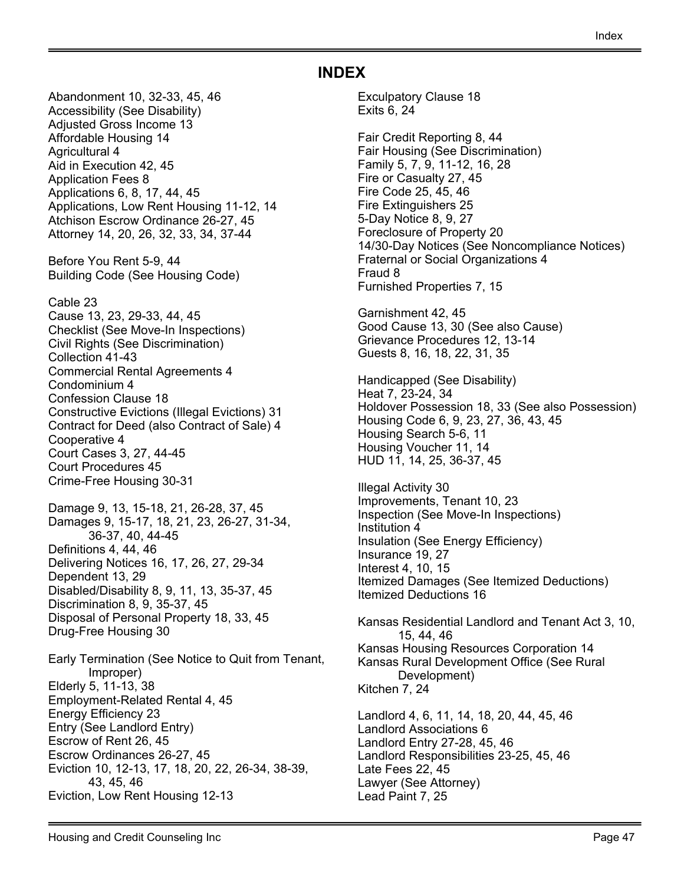# INDEX

Abandonment 10, 32-33, 45, 46
Accessibility (See Disability)
Adjusted Gross Income 13
Affordable Housing 14
Agricultural 4
Aid in Execution 42, 45
Application Fees 8
Applications 6, 8, 17, 44, 45
Applications, Low Rent Housing 11-12, 14
Atchison Escrow Ordinance 26-27, 45
Attorney 14, 20, 26, 32, 33, 34, 37-44

Before You Rent 5-9, 44
Building Code (See Housing Code)

Cable 23
Cause 13, 23, 29-33, 44, 45
Checklist (See Move-In Inspections)
Civil Rights (See Discrimination)
Collection 41-43
Commercial Rental Agreements 4
Condominium 4
Confession Clause 18
Constructive Evictions (Illegal Evictions) 31
Contract for Deed (also Contract of Sale) 4
Cooperative 4
Court Cases 3, 27, 44-45
Court Procedures 45
Crime-Free Housing 30-31

Damage 9, 13, 15-18, 21, 26-28, 37, 45
Damages 9, 15-17, 18, 21, 23, 26-27, 31-34, 36-37, 40, 44-45
Definitions 4, 44, 46
Delivering Notices 16, 17, 26, 27, 29-34
Dependent 13, 29
Disabled/Disability 8, 9, 11, 13, 35-37, 45
Discrimination 8, 9, 35-37, 45
Disposal of Personal Property 18, 33, 45
Drug-Free Housing 30

Early Termination (See Notice to Quit from Tenant, Improper)
Elderly 5, 11-13, 38
Employment-Related Rental 4, 45
Energy Efficiency 23
Entry (See Landlord Entry)
Escrow of Rent 26, 45
Escrow Ordinances 26-27, 45
Eviction 10, 12-13, 17, 18, 20, 22, 26-34, 38-39, 43, 45, 46
Eviction, Low Rent Housing 12-13

Exculpatory Clause 18
Exits 6, 24

Fair Credit Reporting 8, 44
Fair Housing (See Discrimination)
Family 5, 7, 9, 11-12, 16, 28
Fire or Casualty 27, 45
Fire Code 25, 45, 46
Fire Extinguishers 25
5-Day Notice 8, 9, 27
Foreclosure of Property 20
14/30-Day Notices (See Noncompliance Notices)
Fraternal or Social Organizations 4
Fraud 8
Furnished Properties 7, 15

Garnishment 42, 45
Good Cause 13, 30 (See also Cause)
Grievance Procedures 12, 13-14
Guests 8, 16, 18, 22, 31, 35

Handicapped (See Disability)
Heat 7, 23-24, 34
Holdover Possession 18, 33 (See also Possession)
Housing Code 6, 9, 23, 27, 36, 43, 45
Housing Search 5-6, 11
Housing Voucher 11, 14
HUD 11, 14, 25, 36-37, 45

Illegal Activity 30
Improvements, Tenant 10, 23
Inspection (See Move-In Inspections)
Institution 4
Insulation (See Energy Efficiency)
Insurance 19, 27
Interest 4, 10, 15
Itemized Damages (See Itemized Deductions)
Itemized Deductions 16

Kansas Residential Landlord and Tenant Act 3, 10, 15, 44, 46
Kansas Housing Resources Corporation 14
Kansas Rural Development Office (See Rural Development)
Kitchen 7, 24

Landlord 4, 6, 11, 14, 18, 20, 44, 45, 46
Landlord Associations 6
Landlord Entry 27-28, 45, 46
Landlord Responsibilities 23-25, 45, 46
Late Fees 22, 45
Lawyer (See Attorney)
Lead Paint 7, 25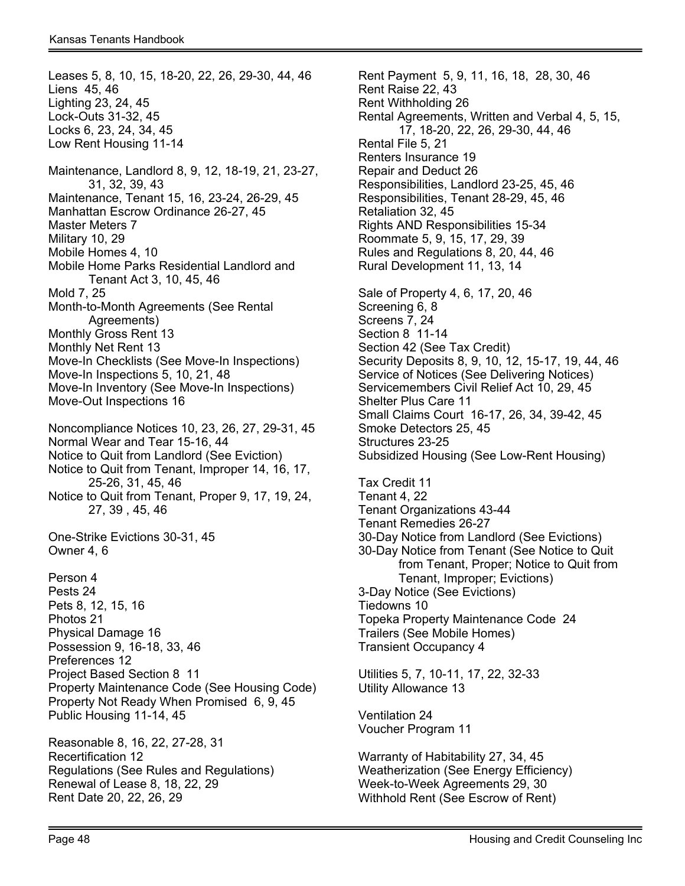Leases 5, 8, 10, 15, 18-20, 22, 26, 29-30, 44, 46
Liens 45, 46
Lighting 23, 24, 45
Lock-Outs 31-32, 45
Locks 6, 23, 24, 34, 45
Low Rent Housing 11-14

Maintenance, Landlord 8, 9, 12, 18-19, 21, 23-27, 31, 32, 39, 43
Maintenance, Tenant 15, 16, 23-24, 26-29, 45
Manhattan Escrow Ordinance 26-27, 45
Master Meters 7
Military 10, 29
Mobile Homes 4, 10
Mobile Home Parks Residential Landlord and Tenant Act 3, 10, 45, 46
Mold 7, 25
Month-to-Month Agreements (See Rental Agreements)
Monthly Gross Rent 13
Monthly Net Rent 13
Move-In Checklists (See Move-In Inspections)
Move-In Inspections 5, 10, 21, 48
Move-In Inventory (See Move-In Inspections)
Move-Out Inspections 16

Noncompliance Notices 10, 23, 26, 27, 29-31, 45
Normal Wear and Tear 15-16, 44
Notice to Quit from Landlord (See Eviction)
Notice to Quit from Tenant, Improper 14, 16, 17, 25-26, 31, 45, 46
Notice to Quit from Tenant, Proper 9, 17, 19, 24, 27, 39 , 45, 46

One-Strike Evictions 30-31, 45
Owner 4, 6

Person 4
Pests 24
Pets 8, 12, 15, 16
Photos 21
Physical Damage 16
Possession 9, 16-18, 33, 46
Preferences 12
Project Based Section 8 11
Property Maintenance Code (See Housing Code)
Property Not Ready When Promised 6, 9, 45
Public Housing 11-14, 45

Reasonable 8, 16, 22, 27-28, 31
Recertification 12
Regulations (See Rules and Regulations)
Renewal of Lease 8, 18, 22, 29
Rent Date 20, 22, 26, 29
Rent Payment 5, 9, 11, 16, 18, 28, 30, 46
Rent Raise 22, 43
Rent Withholding 26
Rental Agreements, Written and Verbal 4, 5, 15, 17, 18-20, 22, 26, 29-30, 44, 46
Rental File 5, 21
Renters Insurance 19
Repair and Deduct 26
Responsibilities, Landlord 23-25, 45, 46
Responsibilities, Tenant 28-29, 45, 46
Retaliation 32, 45
Rights AND Responsibilities 15-34
Roommate 5, 9, 15, 17, 29, 39
Rules and Regulations 8, 20, 44, 46
Rural Development 11, 13, 14

Sale of Property 4, 6, 17, 20, 46
Screening 6, 8
Screens 7, 24
Section 8 11-14
Section 42 (See Tax Credit)
Security Deposits 8, 9, 10, 12, 15-17, 19, 44, 46
Service of Notices (See Delivering Notices)
Servicemembers Civil Relief Act 10, 29, 45
Shelter Plus Care 11
Small Claims Court 16-17, 26, 34, 39-42, 45
Smoke Detectors 25, 45
Structures 23-25
Subsidized Housing (See Low-Rent Housing)

Tax Credit 11
Tenant 4, 22
Tenant Organizations 43-44
Tenant Remedies 26-27
30-Day Notice from Landlord (See Evictions)
30-Day Notice from Tenant (See Notice to Quit from Tenant, Proper; Notice to Quit from Tenant, Improper; Evictions)
3-Day Notice (See Evictions)
Tiedowns 10
Topeka Property Maintenance Code 24
Trailers (See Mobile Homes)
Transient Occupancy 4

Utilities 5, 7, 10-11, 17, 22, 32-33
Utility Allowance 13

Ventilation 24
Voucher Program 11

Warranty of Habitability 27, 34, 45
Weatherization (See Energy Efficiency)
Week-to-Week Agreements 29, 30
Withhold Rent (See Escrow of Rent)